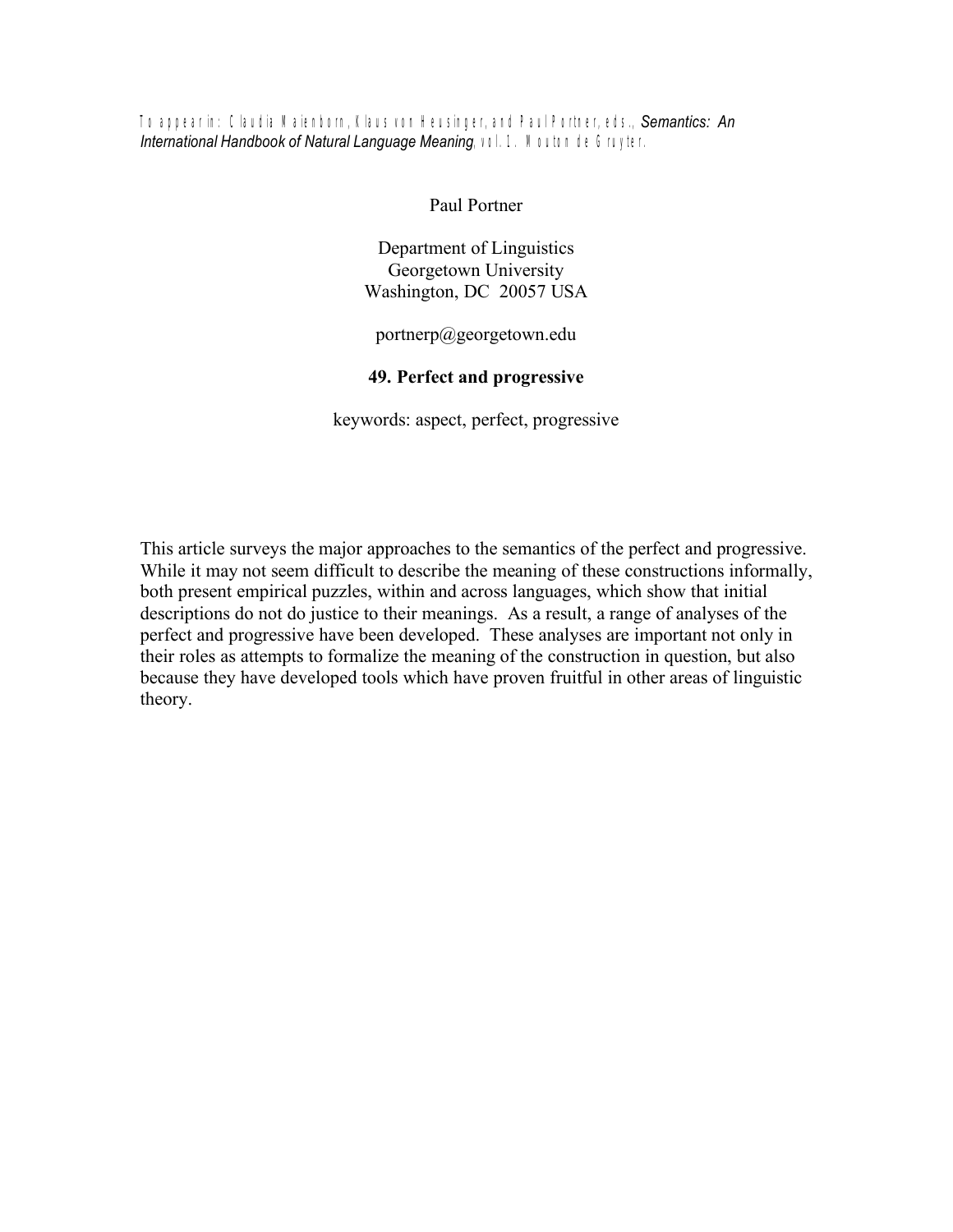To appear in: Claudia Maienborn, Klaus von Heusinger, and Paul Portner, eds., *Semantics: An International Handbook of Natural Language Meaning*, vol. 1. Mouton de Gruyter.

Paul Portner

Department of Linguistics
Georgetown University
Washington, DC 20057 USA

portnerp@georgetown.edu

# 49. Perfect and progressive

keywords: aspect, perfect, progressive

This article surveys the major approaches to the semantics of the perfect and progressive. While it may not seem difficult to describe the meaning of these constructions informally, both present empirical puzzles, within and across languages, which show that initial descriptions do not do justice to their meanings. As a result, a range of analyses of the perfect and progressive have been developed. These analyses are important not only in their roles as attempts to formalize the meaning of the construction in question, but also because they have developed tools which have proven fruitful in other areas of linguistic theory.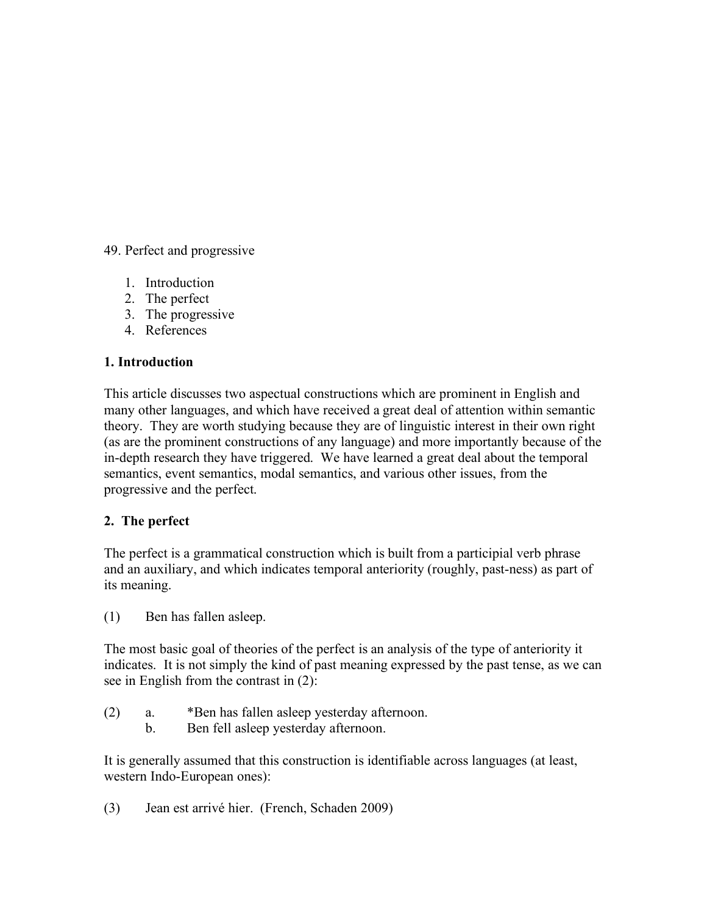49. Perfect and progressive

1. Introduction
2. The perfect
3. The progressive
4. References

**1. Introduction**

This article discusses two aspectual constructions which are prominent in English and many other languages, and which have received a great deal of attention within semantic theory. They are worth studying because they are of linguistic interest in their own right (as are the prominent constructions of any language) and more importantly because of the in-depth research they have triggered. We have learned a great deal about the temporal semantics, event semantics, modal semantics, and various other issues, from the progressive and the perfect.

**2. The perfect**

The perfect is a grammatical construction which is built from a participial verb phrase and an auxiliary, and which indicates temporal anteriority (roughly, past-ness) as part of its meaning.

(1) Ben has fallen asleep.

The most basic goal of theories of the perfect is an analysis of the type of anteriority it indicates. It is not simply the kind of past meaning expressed by the past tense, as we can see in English from the contrast in (2):

(2) a. *Ben has fallen asleep yesterday afternoon.
    b. Ben fell asleep yesterday afternoon.

It is generally assumed that this construction is identifiable across languages (at least, western Indo-European ones):

(3) Jean est arrivé hier. (French, Schaden 2009)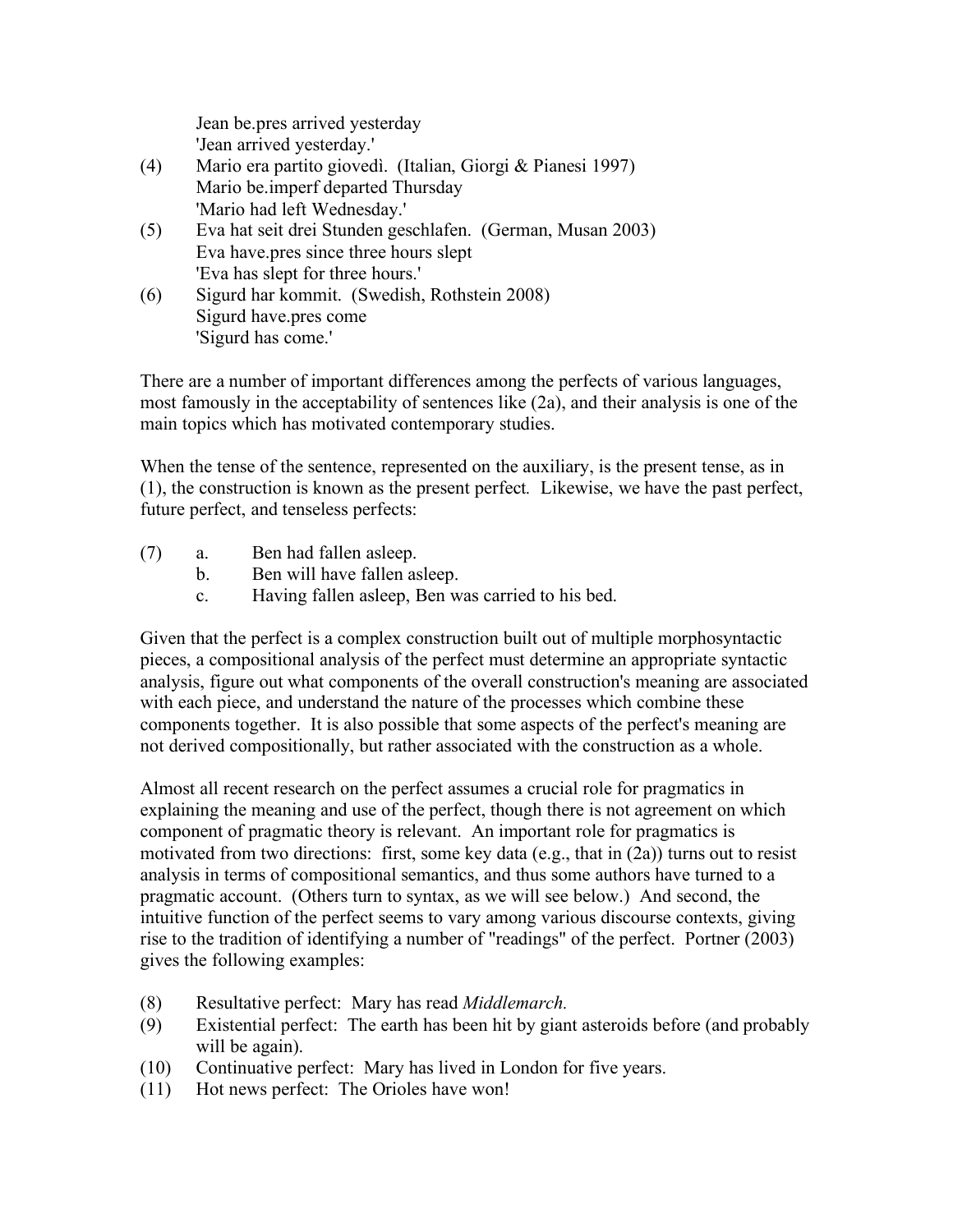Jean be.pres arrived yesterday
'Jean arrived yesterday.'

(4) Mario era partito giovedì. (Italian, Giorgi & Pianesi 1997)
Mario be.imperf departed Thursday
'Mario had left Wednesday.'

(5) Eva hat seit drei Stunden geschlafen. (German, Musan 2003)
Eva have.pres since three hours slept
'Eva has slept for three hours.'

(6) Sigurd har kommit. (Swedish, Rothstein 2008)
Sigurd have.pres come
'Sigurd has come.'

There are a number of important differences among the perfects of various languages, most famously in the acceptability of sentences like (2a), and their analysis is one of the main topics which has motivated contemporary studies.

When the tense of the sentence, represented on the auxiliary, is the present tense, as in (1), the construction is known as the present perfect. Likewise, we have the past perfect, future perfect, and tenseless perfects:

(7) a. Ben had fallen asleep.
b. Ben will have fallen asleep.
c. Having fallen asleep, Ben was carried to his bed.

Given that the perfect is a complex construction built out of multiple morphosyntactic pieces, a compositional analysis of the perfect must determine an appropriate syntactic analysis, figure out what components of the overall construction's meaning are associated with each piece, and understand the nature of the processes which combine these components together. It is also possible that some aspects of the perfect's meaning are not derived compositionally, but rather associated with the construction as a whole.

Almost all recent research on the perfect assumes a crucial role for pragmatics in explaining the meaning and use of the perfect, though there is not agreement on which component of pragmatic theory is relevant. An important role for pragmatics is motivated from two directions: first, some key data (e.g., that in (2a)) turns out to resist analysis in terms of compositional semantics, and thus some authors have turned to a pragmatic account. (Others turn to syntax, as we will see below.) And second, the intuitive function of the perfect seems to vary among various discourse contexts, giving rise to the tradition of identifying a number of "readings" of the perfect. Portner (2003) gives the following examples:

(8) Resultative perfect: Mary has read *Middlemarch.*

(9) Existential perfect: The earth has been hit by giant asteroids before (and probably will be again).

(10) Continuative perfect: Mary has lived in London for five years.

(11) Hot news perfect: The Orioles have won!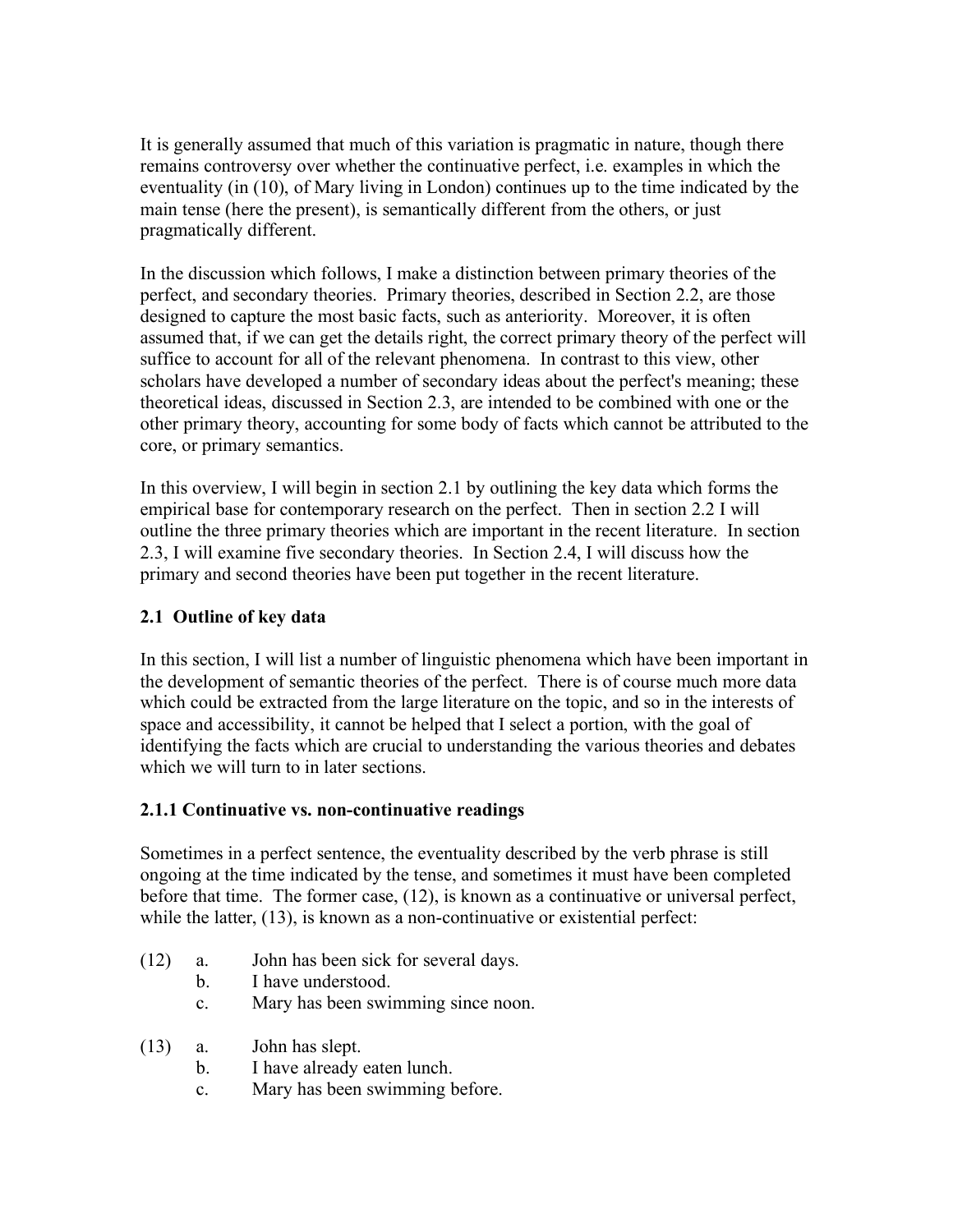It is generally assumed that much of this variation is pragmatic in nature, though there remains controversy over whether the continuative perfect, i.e. examples in which the eventuality (in (10), of Mary living in London) continues up to the time indicated by the main tense (here the present), is semantically different from the others, or just pragmatically different.

In the discussion which follows, I make a distinction between primary theories of the perfect, and secondary theories. Primary theories, described in Section 2.2, are those designed to capture the most basic facts, such as anteriority. Moreover, it is often assumed that, if we can get the details right, the correct primary theory of the perfect will suffice to account for all of the relevant phenomena. In contrast to this view, other scholars have developed a number of secondary ideas about the perfect's meaning; these theoretical ideas, discussed in Section 2.3, are intended to be combined with one or the other primary theory, accounting for some body of facts which cannot be attributed to the core, or primary semantics.

In this overview, I will begin in section 2.1 by outlining the key data which forms the empirical base for contemporary research on the perfect. Then in section 2.2 I will outline the three primary theories which are important in the recent literature. In section 2.3, I will examine five secondary theories. In Section 2.4, I will discuss how the primary and second theories have been put together in the recent literature.

### 2.1 Outline of key data

In this section, I will list a number of linguistic phenomena which have been important in the development of semantic theories of the perfect. There is of course much more data which could be extracted from the large literature on the topic, and so in the interests of space and accessibility, it cannot be helped that I select a portion, with the goal of identifying the facts which are crucial to understanding the various theories and debates which we will turn to in later sections.

#### 2.1.1 Continuative vs. non-continuative readings

Sometimes in a perfect sentence, the eventuality described by the verb phrase is still ongoing at the time indicated by the tense, and sometimes it must have been completed before that time. The former case, (12), is known as a continuative or universal perfect, while the latter, (13), is known as a non-continuative or existential perfect:

(12) a. John has been sick for several days.
     b. I have understood.
     c. Mary has been swimming since noon.

(13) a. John has slept.
     b. I have already eaten lunch.
     c. Mary has been swimming before.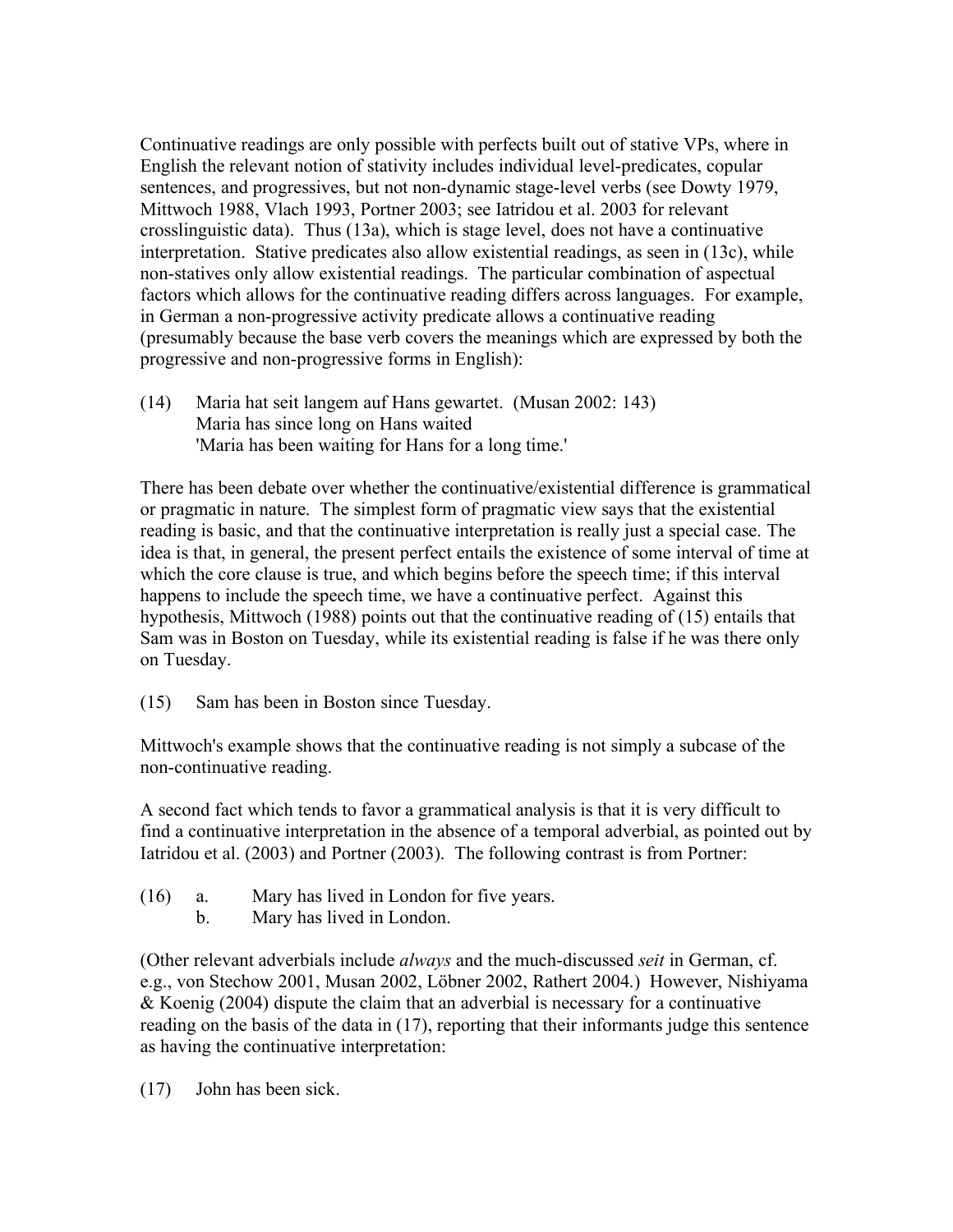Continuative readings are only possible with perfects built out of stative VPs, where in English the relevant notion of stativity includes individual level-predicates, copular sentences, and progressives, but not non-dynamic stage-level verbs (see Dowty 1979, Mittwoch 1988, Vlach 1993, Portner 2003; see Iatridou et al. 2003 for relevant crosslinguistic data). Thus (13a), which is stage level, does not have a continuative interpretation. Stative predicates also allow existential readings, as seen in (13c), while non-statives only allow existential readings. The particular combination of aspectual factors which allows for the continuative reading differs across languages. For example, in German a non-progressive activity predicate allows a continuative reading (presumably because the base verb covers the meanings which are expressed by both the progressive and non-progressive forms in English):

(14) Maria hat seit langem auf Hans gewartet. (Musan 2002: 143)
Maria has since long on Hans waited
'Maria has been waiting for Hans for a long time.'

There has been debate over whether the continuative/existential difference is grammatical or pragmatic in nature. The simplest form of pragmatic view says that the existential reading is basic, and that the continuative interpretation is really just a special case. The idea is that, in general, the present perfect entails the existence of some interval of time at which the core clause is true, and which begins before the speech time; if this interval happens to include the speech time, we have a continuative perfect. Against this hypothesis, Mittwoch (1988) points out that the continuative reading of (15) entails that Sam was in Boston on Tuesday, while its existential reading is false if he was there only on Tuesday.

(15) Sam has been in Boston since Tuesday.

Mittwoch's example shows that the continuative reading is not simply a subcase of the non-continuative reading.

A second fact which tends to favor a grammatical analysis is that it is very difficult to find a continuative interpretation in the absence of a temporal adverbial, as pointed out by Iatridou et al. (2003) and Portner (2003). The following contrast is from Portner:

(16) a. Mary has lived in London for five years.
b. Mary has lived in London.

(Other relevant adverbials include *always* and the much-discussed *seit* in German, cf. e.g., von Stechow 2001, Musan 2002, Löbner 2002, Rathert 2004.) However, Nishiyama & Koenig (2004) dispute the claim that an adverbial is necessary for a continuative reading on the basis of the data in (17), reporting that their informants judge this sentence as having the continuative interpretation:

(17) John has been sick.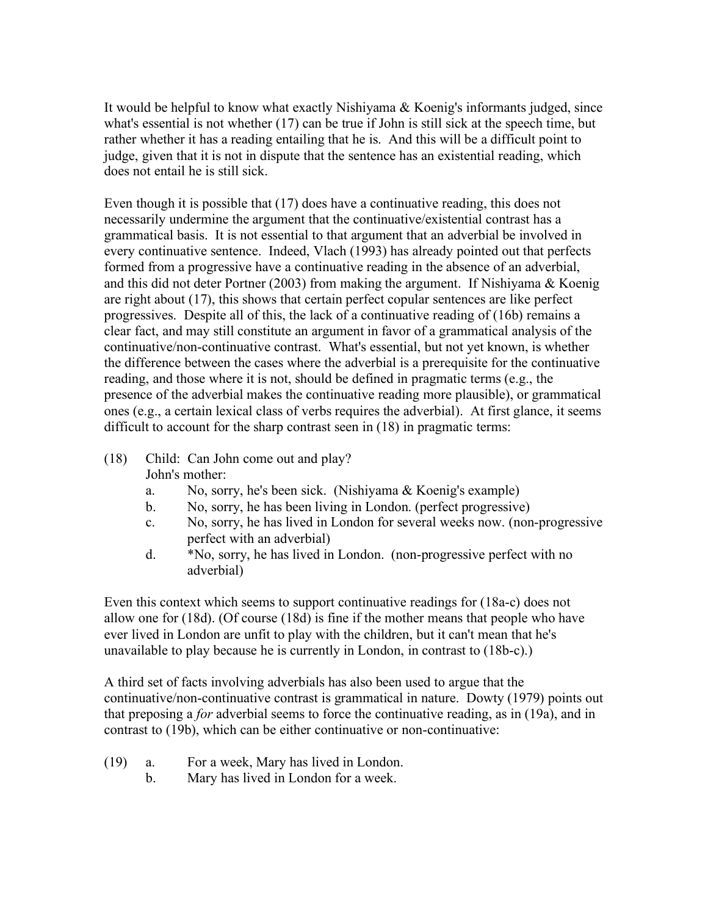It would be helpful to know what exactly Nishiyama & Koenig's informants judged, since what's essential is not whether (17) can be true if John is still sick at the speech time, but rather whether it has a reading entailing that he is. And this will be a difficult point to judge, given that it is not in dispute that the sentence has an existential reading, which does not entail he is still sick.

Even though it is possible that (17) does have a continuative reading, this does not necessarily undermine the argument that the continuative/existential contrast has a grammatical basis. It is not essential to that argument that an adverbial be involved in every continuative sentence. Indeed, Vlach (1993) has already pointed out that perfects formed from a progressive have a continuative reading in the absence of an adverbial, and this did not deter Portner (2003) from making the argument. If Nishiyama & Koenig are right about (17), this shows that certain perfect copular sentences are like perfect progressives. Despite all of this, the lack of a continuative reading of (16b) remains a clear fact, and may still constitute an argument in favor of a grammatical analysis of the continuative/non-continuative contrast. What's essential, but not yet known, is whether the difference between the cases where the adverbial is a prerequisite for the continuative reading, and those where it is not, should be defined in pragmatic terms (e.g., the presence of the adverbial makes the continuative reading more plausible), or grammatical ones (e.g., a certain lexical class of verbs requires the adverbial). At first glance, it seems difficult to account for the sharp contrast seen in (18) in pragmatic terms:

(18) Child: Can John come out and play?
John's mother:
  a. No, sorry, he's been sick. (Nishiyama & Koenig's example)
  b. No, sorry, he has been living in London. (perfect progressive)
  c. No, sorry, he has lived in London for several weeks now. (non-progressive perfect with an adverbial)
  d. *No, sorry, he has lived in London. (non-progressive perfect with no adverbial)

Even this context which seems to support continuative readings for (18a-c) does not allow one for (18d). (Of course (18d) is fine if the mother means that people who have ever lived in London are unfit to play with the children, but it can't mean that he's unavailable to play because he is currently in London, in contrast to (18b-c).)

A third set of facts involving adverbials has also been used to argue that the continuative/non-continuative contrast is grammatical in nature. Dowty (1979) points out that preposing a *for* adverbial seems to force the continuative reading, as in (19a), and in contrast to (19b), which can be either continuative or non-continuative:

(19) a. For a week, Mary has lived in London.
  b. Mary has lived in London for a week.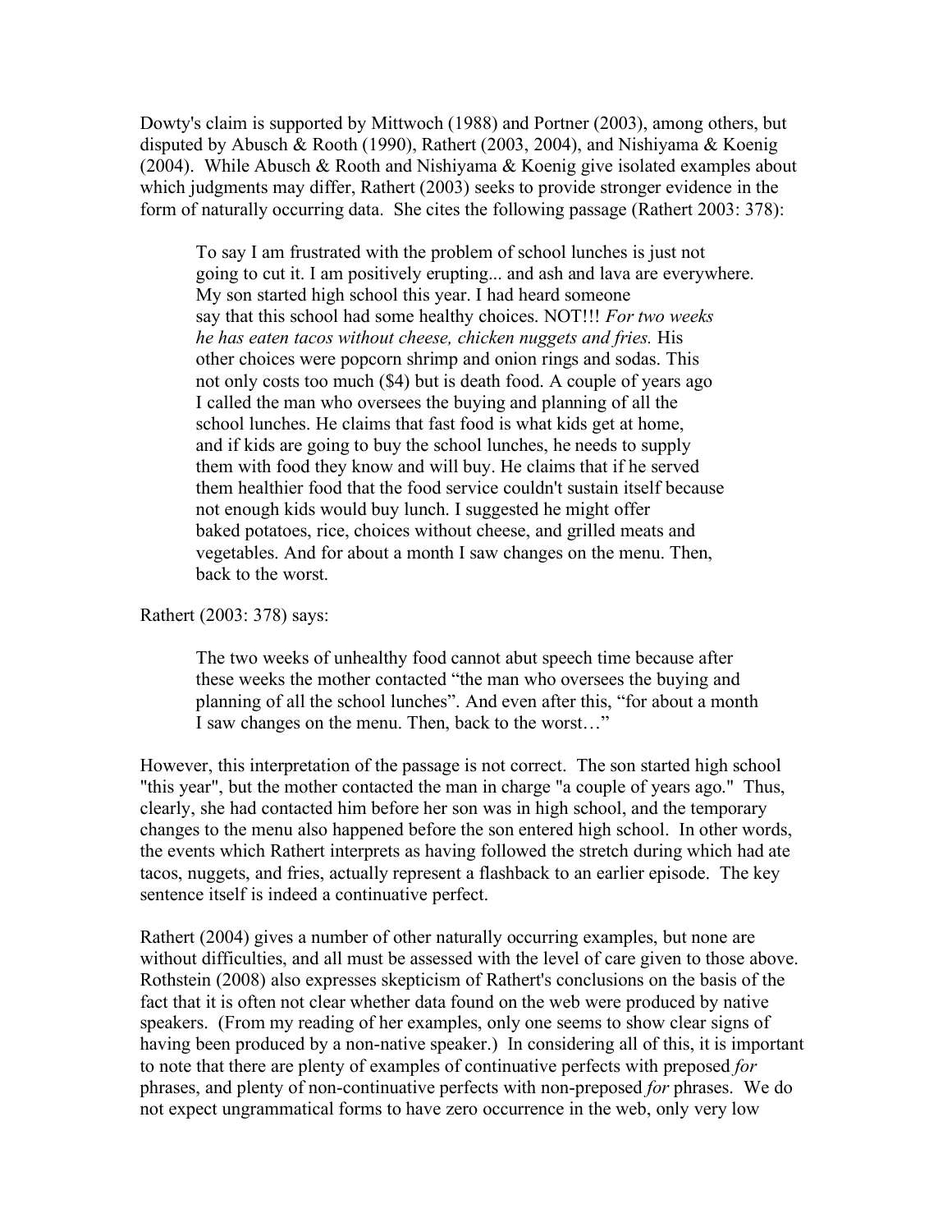Dowty's claim is supported by Mittwoch (1988) and Portner (2003), among others, but disputed by Abusch & Rooth (1990), Rathert (2003, 2004), and Nishiyama & Koenig (2004). While Abusch & Rooth and Nishiyama & Koenig give isolated examples about which judgments may differ, Rathert (2003) seeks to provide stronger evidence in the form of naturally occurring data. She cites the following passage (Rathert 2003: 378):

> To say I am frustrated with the problem of school lunches is just not going to cut it. I am positively erupting... and ash and lava are everywhere. My son started high school this year. I had heard someone say that this school had some healthy choices. NOT!!! *For two weeks he has eaten tacos without cheese, chicken nuggets and fries.* His other choices were popcorn shrimp and onion rings and sodas. This not only costs too much ($4) but is death food. A couple of years ago I called the man who oversees the buying and planning of all the school lunches. He claims that fast food is what kids get at home, and if kids are going to buy the school lunches, he needs to supply them with food they know and will buy. He claims that if he served them healthier food that the food service couldn't sustain itself because not enough kids would buy lunch. I suggested he might offer baked potatoes, rice, choices without cheese, and grilled meats and vegetables. And for about a month I saw changes on the menu. Then, back to the worst.

Rathert (2003: 378) says:

> The two weeks of unhealthy food cannot abut speech time because after these weeks the mother contacted "the man who oversees the buying and planning of all the school lunches". And even after this, "for about a month I saw changes on the menu. Then, back to the worst…"

However, this interpretation of the passage is not correct. The son started high school "this year", but the mother contacted the man in charge "a couple of years ago." Thus, clearly, she had contacted him before her son was in high school, and the temporary changes to the menu also happened before the son entered high school. In other words, the events which Rathert interprets as having followed the stretch during which had ate tacos, nuggets, and fries, actually represent a flashback to an earlier episode. The key sentence itself is indeed a continuative perfect.

Rathert (2004) gives a number of other naturally occurring examples, but none are without difficulties, and all must be assessed with the level of care given to those above. Rothstein (2008) also expresses skepticism of Rathert's conclusions on the basis of the fact that it is often not clear whether data found on the web were produced by native speakers. (From my reading of her examples, only one seems to show clear signs of having been produced by a non-native speaker.) In considering all of this, it is important to note that there are plenty of examples of continuative perfects with preposed *for* phrases, and plenty of non-continuative perfects with non-preposed *for* phrases. We do not expect ungrammatical forms to have zero occurrence in the web, only very low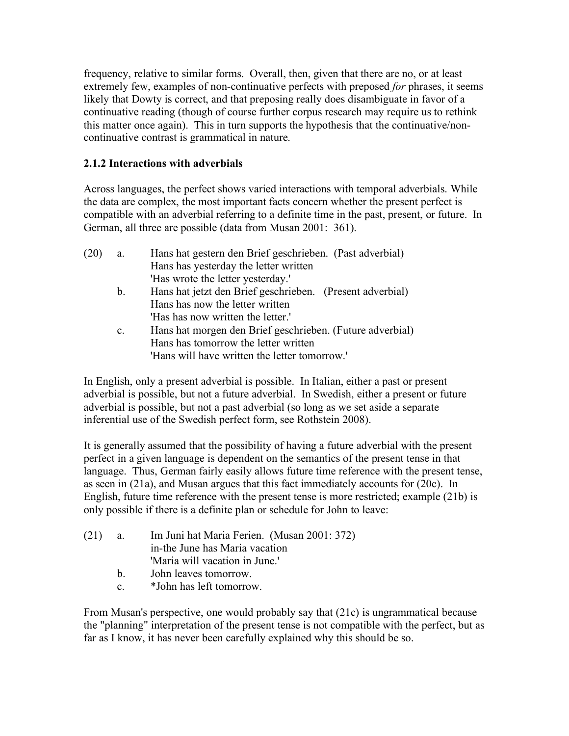frequency, relative to similar forms. Overall, then, given that there are no, or at least extremely few, examples of non-continuative perfects with preposed *for* phrases, it seems likely that Dowty is correct, and that preposing really does disambiguate in favor of a continuative reading (though of course further corpus research may require us to rethink this matter once again). This in turn supports the hypothesis that the continuative/non-continuative contrast is grammatical in nature.

### 2.1.2 Interactions with adverbials

Across languages, the perfect shows varied interactions with temporal adverbials. While the data are complex, the most important facts concern whether the present perfect is compatible with an adverbial referring to a definite time in the past, present, or future. In German, all three are possible (data from Musan 2001: 361).

(20) a. Hans hat gestern den Brief geschrieben. (Past adverbial)
   Hans has yesterday the letter written
   'Has wrote the letter yesterday.'

b. Hans hat jetzt den Brief geschrieben. (Present adverbial)
   Hans has now the letter written
   'Has has now written the letter.'

c. Hans hat morgen den Brief geschrieben. (Future adverbial)
   Hans has tomorrow the letter written
   'Hans will have written the letter tomorrow.'

In English, only a present adverbial is possible. In Italian, either a past or present adverbial is possible, but not a future adverbial. In Swedish, either a present or future adverbial is possible, but not a past adverbial (so long as we set aside a separate inferential use of the Swedish perfect form, see Rothstein 2008).

It is generally assumed that the possibility of having a future adverbial with the present perfect in a given language is dependent on the semantics of the present tense in that language. Thus, German fairly easily allows future time reference with the present tense, as seen in (21a), and Musan argues that this fact immediately accounts for (20c). In English, future time reference with the present tense is more restricted; example (21b) is only possible if there is a definite plan or schedule for John to leave:

(21) a. Im Juni hat Maria Ferien. (Musan 2001: 372)
   in-the June has Maria vacation
   'Maria will vacation in June.'

b. John leaves tomorrow.

c. *John has left tomorrow.

From Musan's perspective, one would probably say that (21c) is ungrammatical because the "planning" interpretation of the present tense is not compatible with the perfect, but as far as I know, it has never been carefully explained why this should be so.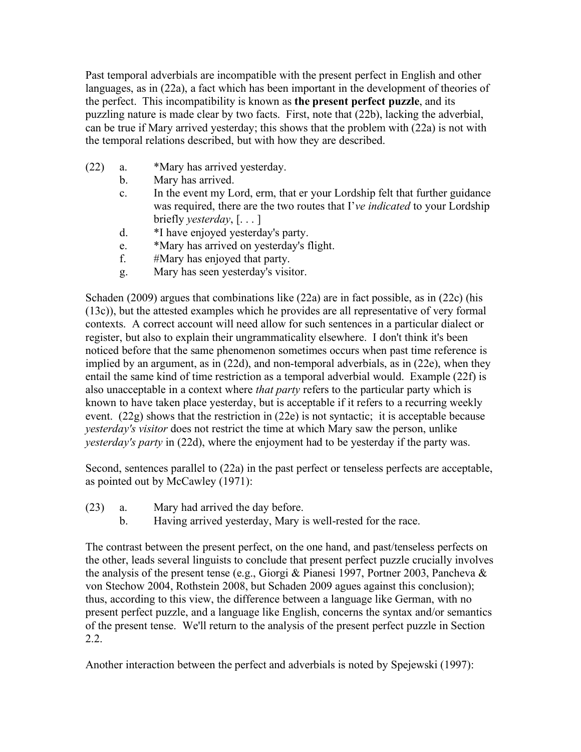Past temporal adverbials are incompatible with the present perfect in English and other languages, as in (22a), a fact which has been important in the development of theories of the perfect. This incompatibility is known as **the present perfect puzzle**, and its puzzling nature is made clear by two facts. First, note that (22b), lacking the adverbial, can be true if Mary arrived yesterday; this shows that the problem with (22a) is not with the temporal relations described, but with how they are described.

(22) a. *Mary has arrived yesterday.
     b. Mary has arrived.
     c. In the event my Lord, erm, that er your Lordship felt that further guidance was required, there are the two routes that I'*ve indicated* to your Lordship briefly *yesterday*, [. . . ]
     d. *I have enjoyed yesterday's party.
     e. *Mary has arrived on yesterday's flight.
     f. #Mary has enjoyed that party.
     g. Mary has seen yesterday's visitor.

Schaden (2009) argues that combinations like (22a) are in fact possible, as in (22c) (his (13c)), but the attested examples which he provides are all representative of very formal contexts. A correct account will need allow for such sentences in a particular dialect or register, but also to explain their ungrammaticality elsewhere. I don't think it's been noticed before that the same phenomenon sometimes occurs when past time reference is implied by an argument, as in (22d), and non-temporal adverbials, as in (22e), when they entail the same kind of time restriction as a temporal adverbial would. Example (22f) is also unacceptable in a context where *that party* refers to the particular party which is known to have taken place yesterday, but is acceptable if it refers to a recurring weekly event. (22g) shows that the restriction in (22e) is not syntactic; it is acceptable because *yesterday's visitor* does not restrict the time at which Mary saw the person, unlike *yesterday's party* in (22d), where the enjoyment had to be yesterday if the party was.

Second, sentences parallel to (22a) in the past perfect or tenseless perfects are acceptable, as pointed out by McCawley (1971):

(23) a. Mary had arrived the day before.
     b. Having arrived yesterday, Mary is well-rested for the race.

The contrast between the present perfect, on the one hand, and past/tenseless perfects on the other, leads several linguists to conclude that present perfect puzzle crucially involves the analysis of the present tense (e.g., Giorgi & Pianesi 1997, Portner 2003, Pancheva & von Stechow 2004, Rothstein 2008, but Schaden 2009 agues against this conclusion); thus, according to this view, the difference between a language like German, with no present perfect puzzle, and a language like English, concerns the syntax and/or semantics of the present tense. We'll return to the analysis of the present perfect puzzle in Section 2.2.

Another interaction between the perfect and adverbials is noted by Spejewski (1997):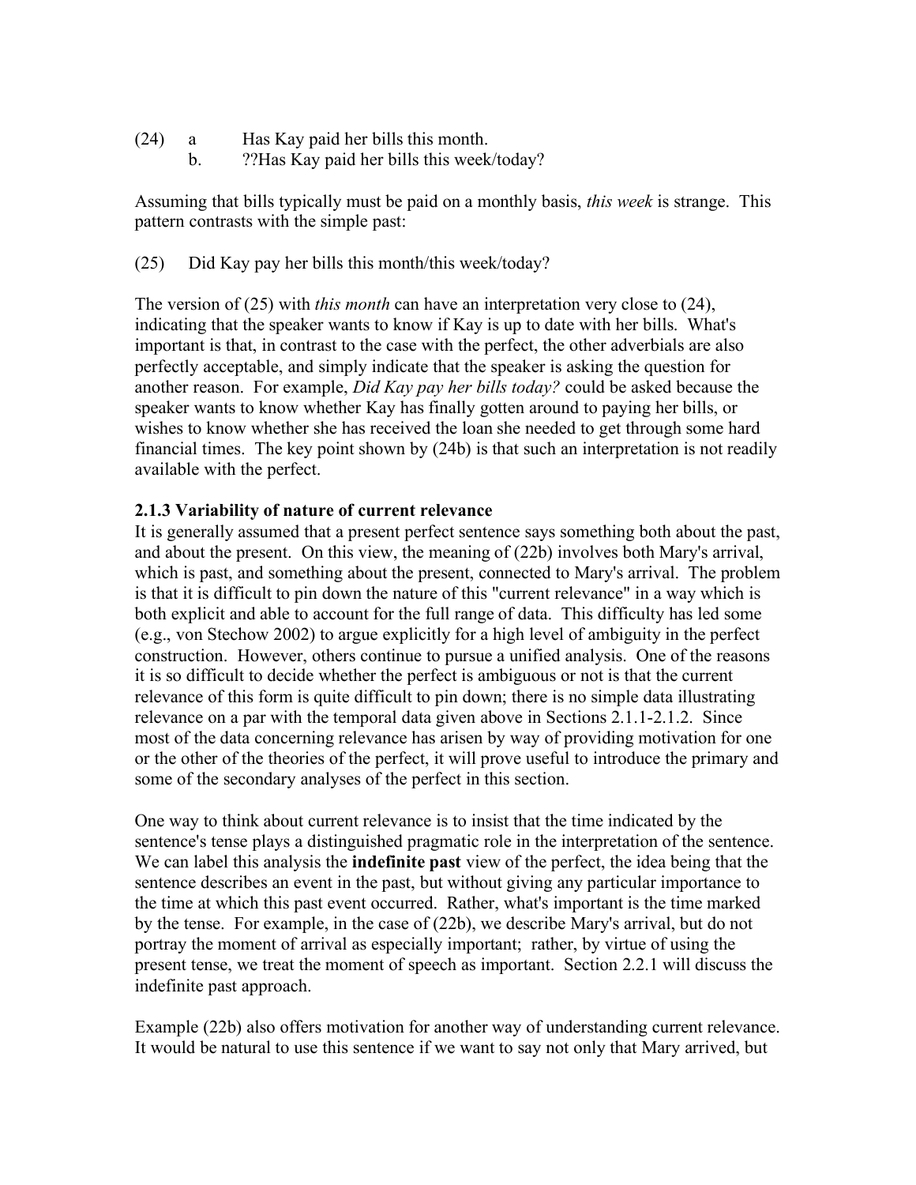(24) a Has Kay paid her bills this month.

b. ??Has Kay paid her bills this week/today?

Assuming that bills typically must be paid on a monthly basis, *this week* is strange. This pattern contrasts with the simple past:

(25) Did Kay pay her bills this month/this week/today?

The version of (25) with *this month* can have an interpretation very close to (24), indicating that the speaker wants to know if Kay is up to date with her bills. What's important is that, in contrast to the case with the perfect, the other adverbials are also perfectly acceptable, and simply indicate that the speaker is asking the question for another reason. For example, *Did Kay pay her bills today?* could be asked because the speaker wants to know whether Kay has finally gotten around to paying her bills, or wishes to know whether she has received the loan she needed to get through some hard financial times. The key point shown by (24b) is that such an interpretation is not readily available with the perfect.

### 2.1.3 Variability of nature of current relevance

It is generally assumed that a present perfect sentence says something both about the past, and about the present. On this view, the meaning of (22b) involves both Mary's arrival, which is past, and something about the present, connected to Mary's arrival. The problem is that it is difficult to pin down the nature of this "current relevance" in a way which is both explicit and able to account for the full range of data. This difficulty has led some (e.g., von Stechow 2002) to argue explicitly for a high level of ambiguity in the perfect construction. However, others continue to pursue a unified analysis. One of the reasons it is so difficult to decide whether the perfect is ambiguous or not is that the current relevance of this form is quite difficult to pin down; there is no simple data illustrating relevance on a par with the temporal data given above in Sections 2.1.1-2.1.2. Since most of the data concerning relevance has arisen by way of providing motivation for one or the other of the theories of the perfect, it will prove useful to introduce the primary and some of the secondary analyses of the perfect in this section.

One way to think about current relevance is to insist that the time indicated by the sentence's tense plays a distinguished pragmatic role in the interpretation of the sentence. We can label this analysis the **indefinite past** view of the perfect, the idea being that the sentence describes an event in the past, but without giving any particular importance to the time at which this past event occurred. Rather, what's important is the time marked by the tense. For example, in the case of (22b), we describe Mary's arrival, but do not portray the moment of arrival as especially important; rather, by virtue of using the present tense, we treat the moment of speech as important. Section 2.2.1 will discuss the indefinite past approach.

Example (22b) also offers motivation for another way of understanding current relevance. It would be natural to use this sentence if we want to say not only that Mary arrived, but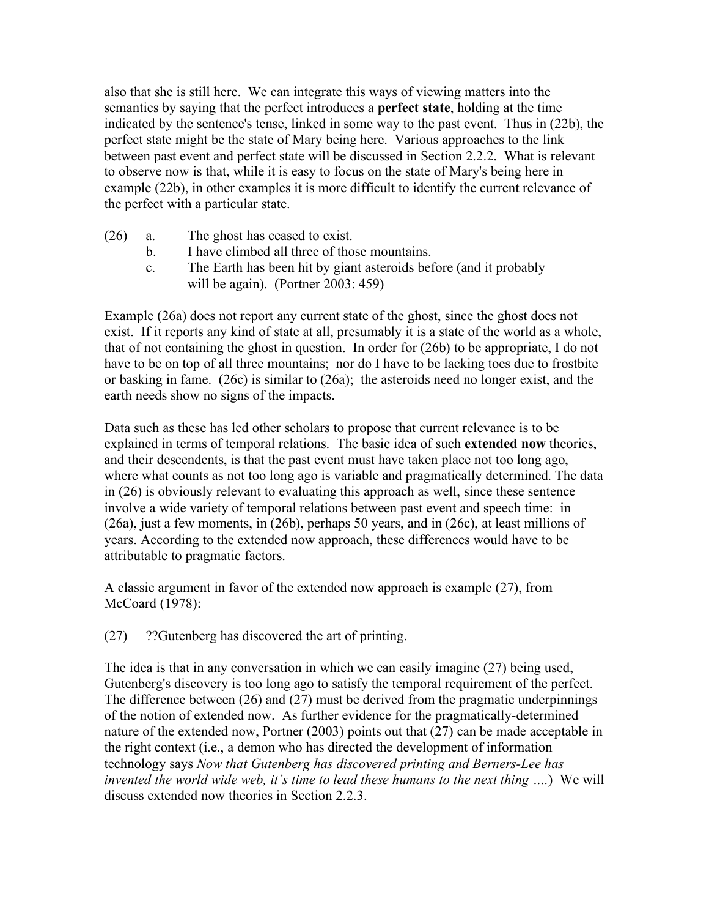also that she is still here. We can integrate this ways of viewing matters into the semantics by saying that the perfect introduces a **perfect state**, holding at the time indicated by the sentence's tense, linked in some way to the past event. Thus in (22b), the perfect state might be the state of Mary being here. Various approaches to the link between past event and perfect state will be discussed in Section 2.2.2. What is relevant to observe now is that, while it is easy to focus on the state of Mary's being here in example (22b), in other examples it is more difficult to identify the current relevance of the perfect with a particular state.

(26) a. The ghost has ceased to exist.
 b. I have climbed all three of those mountains.
 c. The Earth has been hit by giant asteroids before (and it probably will be again). (Portner 2003: 459)

Example (26a) does not report any current state of the ghost, since the ghost does not exist. If it reports any kind of state at all, presumably it is a state of the world as a whole, that of not containing the ghost in question. In order for (26b) to be appropriate, I do not have to be on top of all three mountains; nor do I have to be lacking toes due to frostbite or basking in fame. (26c) is similar to (26a); the asteroids need no longer exist, and the earth needs show no signs of the impacts.

Data such as these has led other scholars to propose that current relevance is to be explained in terms of temporal relations. The basic idea of such **extended now** theories, and their descendents, is that the past event must have taken place not too long ago, where what counts as not too long ago is variable and pragmatically determined. The data in (26) is obviously relevant to evaluating this approach as well, since these sentence involve a wide variety of temporal relations between past event and speech time: in (26a), just a few moments, in (26b), perhaps 50 years, and in (26c), at least millions of years. According to the extended now approach, these differences would have to be attributable to pragmatic factors.

A classic argument in favor of the extended now approach is example (27), from McCoard (1978):

(27) ??Gutenberg has discovered the art of printing.

The idea is that in any conversation in which we can easily imagine (27) being used, Gutenberg's discovery is too long ago to satisfy the temporal requirement of the perfect. The difference between (26) and (27) must be derived from the pragmatic underpinnings of the notion of extended now. As further evidence for the pragmatically-determined nature of the extended now, Portner (2003) points out that (27) can be made acceptable in the right context (i.e., a demon who has directed the development of information technology says *Now that Gutenberg has discovered printing and Berners-Lee has invented the world wide web, it's time to lead these humans to the next thing ….*) We will discuss extended now theories in Section 2.2.3.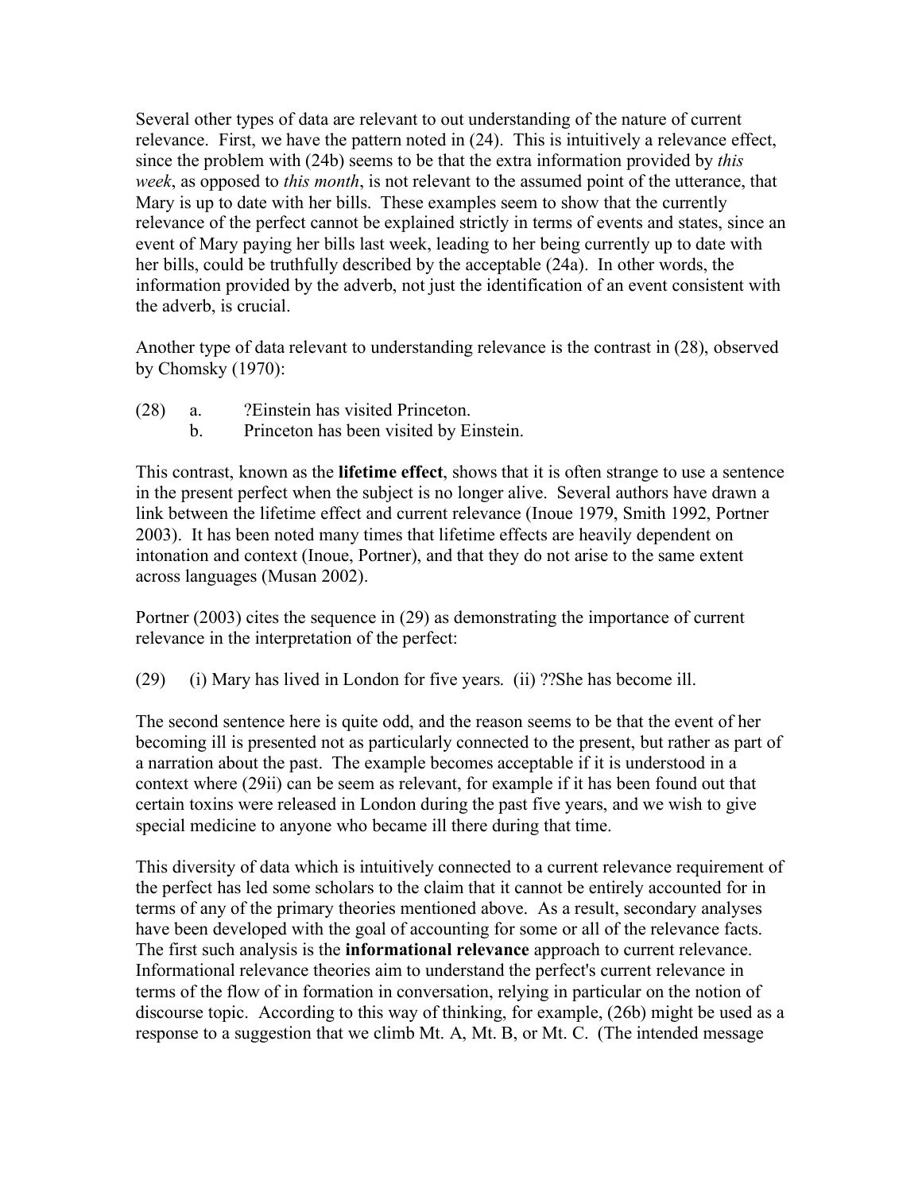Several other types of data are relevant to out understanding of the nature of current relevance. First, we have the pattern noted in (24). This is intuitively a relevance effect, since the problem with (24b) seems to be that the extra information provided by *this week*, as opposed to *this month*, is not relevant to the assumed point of the utterance, that Mary is up to date with her bills. These examples seem to show that the currently relevance of the perfect cannot be explained strictly in terms of events and states, since an event of Mary paying her bills last week, leading to her being currently up to date with her bills, could be truthfully described by the acceptable (24a). In other words, the information provided by the adverb, not just the identification of an event consistent with the adverb, is crucial.

Another type of data relevant to understanding relevance is the contrast in (28), observed by Chomsky (1970):

(28) a. ?Einstein has visited Princeton.
  b. Princeton has been visited by Einstein.

This contrast, known as the **lifetime effect**, shows that it is often strange to use a sentence in the present perfect when the subject is no longer alive. Several authors have drawn a link between the lifetime effect and current relevance (Inoue 1979, Smith 1992, Portner 2003). It has been noted many times that lifetime effects are heavily dependent on intonation and context (Inoue, Portner), and that they do not arise to the same extent across languages (Musan 2002).

Portner (2003) cites the sequence in (29) as demonstrating the importance of current relevance in the interpretation of the perfect:

(29) (i) Mary has lived in London for five years. (ii) ??She has become ill.

The second sentence here is quite odd, and the reason seems to be that the event of her becoming ill is presented not as particularly connected to the present, but rather as part of a narration about the past. The example becomes acceptable if it is understood in a context where (29ii) can be seem as relevant, for example if it has been found out that certain toxins were released in London during the past five years, and we wish to give special medicine to anyone who became ill there during that time.

This diversity of data which is intuitively connected to a current relevance requirement of the perfect has led some scholars to the claim that it cannot be entirely accounted for in terms of any of the primary theories mentioned above. As a result, secondary analyses have been developed with the goal of accounting for some or all of the relevance facts. The first such analysis is the **informational relevance** approach to current relevance. Informational relevance theories aim to understand the perfect's current relevance in terms of the flow of in formation in conversation, relying in particular on the notion of discourse topic. According to this way of thinking, for example, (26b) might be used as a response to a suggestion that we climb Mt. A, Mt. B, or Mt. C. (The intended message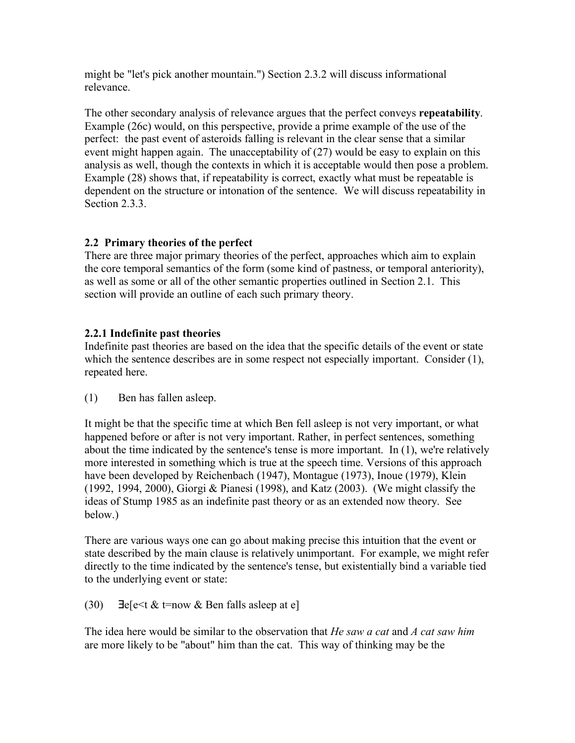might be "let's pick another mountain.") Section 2.3.2 will discuss informational relevance.

The other secondary analysis of relevance argues that the perfect conveys **repeatability**. Example (26c) would, on this perspective, provide a prime example of the use of the perfect: the past event of asteroids falling is relevant in the clear sense that a similar event might happen again. The unacceptability of (27) would be easy to explain on this analysis as well, though the contexts in which it is acceptable would then pose a problem. Example (28) shows that, if repeatability is correct, exactly what must be repeatable is dependent on the structure or intonation of the sentence. We will discuss repeatability in Section 2.3.3.

### 2.2 Primary theories of the perfect

There are three major primary theories of the perfect, approaches which aim to explain the core temporal semantics of the form (some kind of pastness, or temporal anteriority), as well as some or all of the other semantic properties outlined in Section 2.1. This section will provide an outline of each such primary theory.

#### 2.2.1 Indefinite past theories

Indefinite past theories are based on the idea that the specific details of the event or state which the sentence describes are in some respect not especially important. Consider (1), repeated here.

(1) Ben has fallen asleep.

It might be that the specific time at which Ben fell asleep is not very important, or what happened before or after is not very important. Rather, in perfect sentences, something about the time indicated by the sentence's tense is more important. In (1), we're relatively more interested in something which is true at the speech time. Versions of this approach have been developed by Reichenbach (1947), Montague (1973), Inoue (1979), Klein (1992, 1994, 2000), Giorgi & Pianesi (1998), and Katz (2003). (We might classify the ideas of Stump 1985 as an indefinite past theory or as an extended now theory. See below.)

There are various ways one can go about making precise this intuition that the event or state described by the main clause is relatively unimportant. For example, we might refer directly to the time indicated by the sentence's tense, but existentially bind a variable tied to the underlying event or state:

(30) $\exists e[e<t \;\&\; t=now \;\&\; \text{Ben falls asleep at } e]$

The idea here would be similar to the observation that *He saw a cat* and *A cat saw him* are more likely to be "about" him than the cat. This way of thinking may be the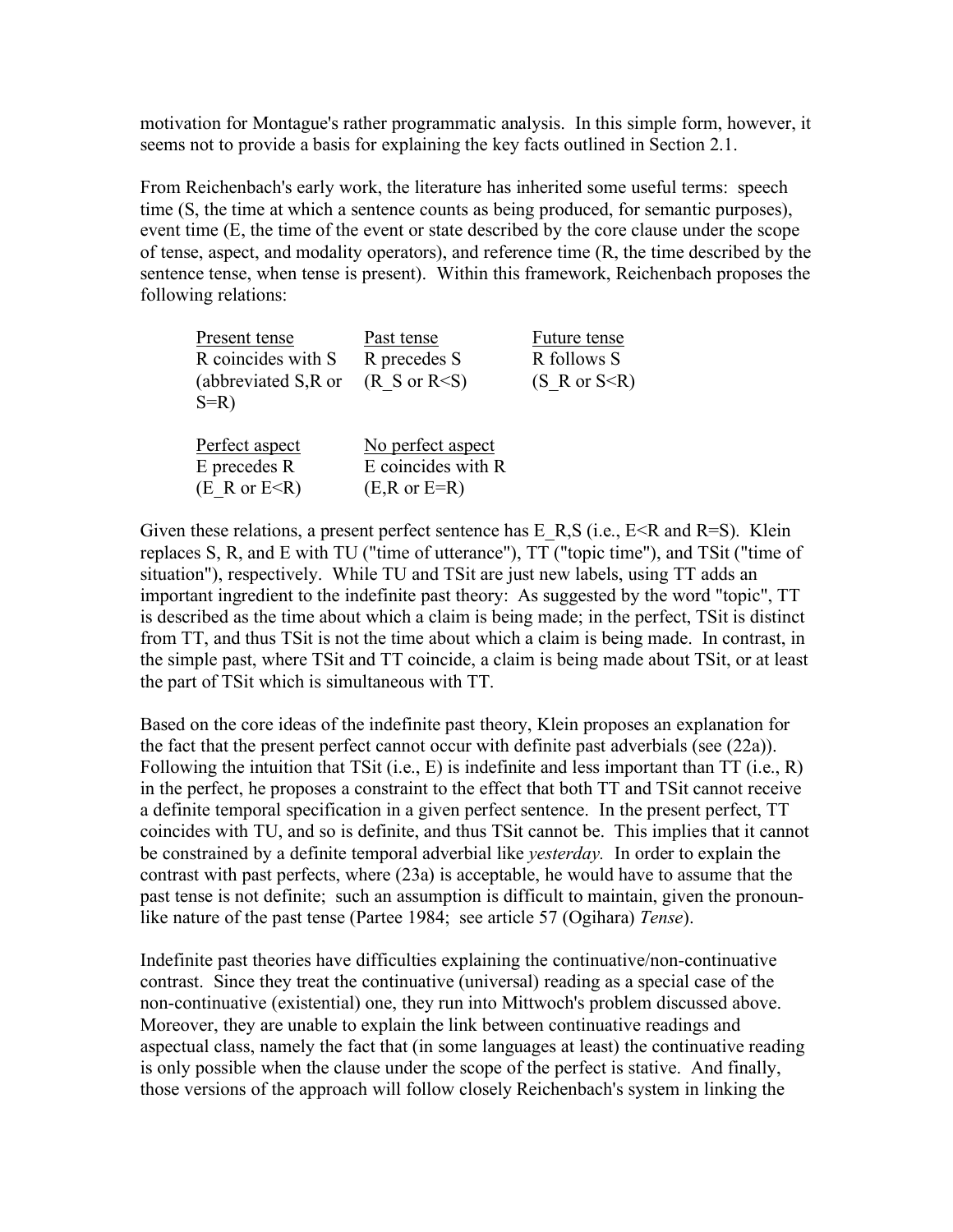motivation for Montague's rather programmatic analysis. In this simple form, however, it seems not to provide a basis for explaining the key facts outlined in Section 2.1.

From Reichenbach's early work, the literature has inherited some useful terms: speech time (S, the time at which a sentence counts as being produced, for semantic purposes), event time (E, the time of the event or state described by the core clause under the scope of tense, aspect, and modality operators), and reference time (R, the time described by the sentence tense, when tense is present). Within this framework, Reichenbach proposes the following relations:

| Present tense | Past tense | Future tense |
|---|---|---|
| R coincides with S (abbreviated S,R or S=R) | R precedes S (R_S or R<S) | R follows S (S_R or S<R) |

| Perfect aspect | No perfect aspect |
|---|---|
| E precedes R (E_R or E<R) | E coincides with R (E,R or E=R) |

Given these relations, a present perfect sentence has E_R,S (i.e., E<R and R=S). Klein replaces S, R, and E with TU ("time of utterance"), TT ("topic time"), and TSit ("time of situation"), respectively. While TU and TSit are just new labels, using TT adds an important ingredient to the indefinite past theory: As suggested by the word "topic", TT is described as the time about which a claim is being made; in the perfect, TSit is distinct from TT, and thus TSit is not the time about which a claim is being made. In contrast, in the simple past, where TSit and TT coincide, a claim is being made about TSit, or at least the part of TSit which is simultaneous with TT.

Based on the core ideas of the indefinite past theory, Klein proposes an explanation for the fact that the present perfect cannot occur with definite past adverbials (see (22a)). Following the intuition that TSit (i.e., E) is indefinite and less important than TT (i.e., R) in the perfect, he proposes a constraint to the effect that both TT and TSit cannot receive a definite temporal specification in a given perfect sentence. In the present perfect, TT coincides with TU, and so is definite, and thus TSit cannot be. This implies that it cannot be constrained by a definite temporal adverbial like *yesterday.* In order to explain the contrast with past perfects, where (23a) is acceptable, he would have to assume that the past tense is not definite; such an assumption is difficult to maintain, given the pronoun-like nature of the past tense (Partee 1984; see article 57 (Ogihara) *Tense*).

Indefinite past theories have difficulties explaining the continuative/non-continuative contrast. Since they treat the continuative (universal) reading as a special case of the non-continuative (existential) one, they run into Mittwoch's problem discussed above. Moreover, they are unable to explain the link between continuative readings and aspectual class, namely the fact that (in some languages at least) the continuative reading is only possible when the clause under the scope of the perfect is stative. And finally, those versions of the approach will follow closely Reichenbach's system in linking the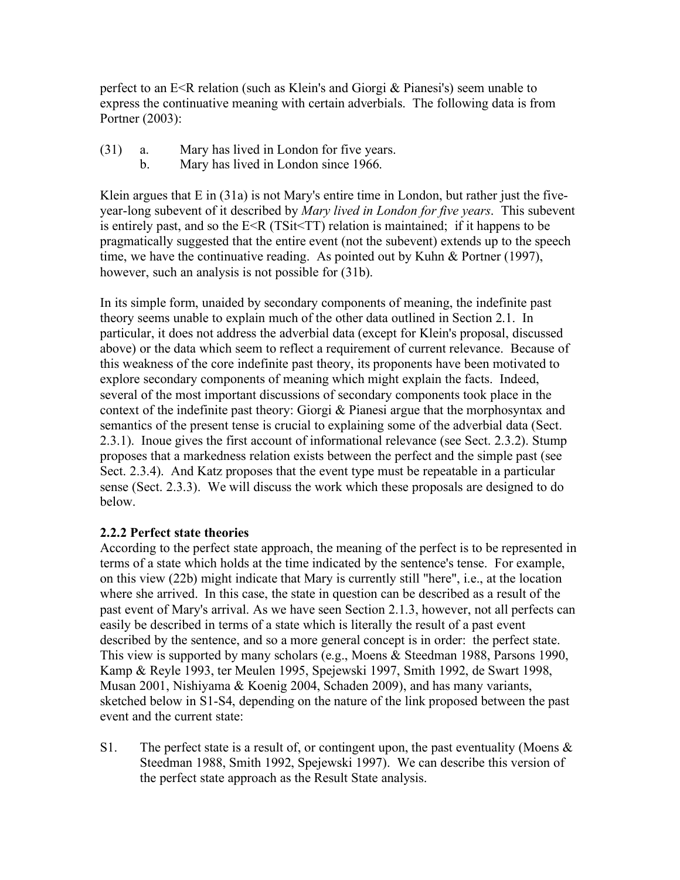perfect to an E<R relation (such as Klein's and Giorgi & Pianesi's) seem unable to express the continuative meaning with certain adverbials. The following data is from Portner (2003):

(31) a. Mary has lived in London for five years.
     b. Mary has lived in London since 1966.

Klein argues that E in (31a) is not Mary's entire time in London, but rather just the five-year-long subevent of it described by *Mary lived in London for five years*. This subevent is entirely past, and so the E<R (TSit<TT) relation is maintained; if it happens to be pragmatically suggested that the entire event (not the subevent) extends up to the speech time, we have the continuative reading. As pointed out by Kuhn & Portner (1997), however, such an analysis is not possible for (31b).

In its simple form, unaided by secondary components of meaning, the indefinite past theory seems unable to explain much of the other data outlined in Section 2.1. In particular, it does not address the adverbial data (except for Klein's proposal, discussed above) or the data which seem to reflect a requirement of current relevance. Because of this weakness of the core indefinite past theory, its proponents have been motivated to explore secondary components of meaning which might explain the facts. Indeed, several of the most important discussions of secondary components took place in the context of the indefinite past theory: Giorgi & Pianesi argue that the morphosyntax and semantics of the present tense is crucial to explaining some of the adverbial data (Sect. 2.3.1). Inoue gives the first account of informational relevance (see Sect. 2.3.2). Stump proposes that a markedness relation exists between the perfect and the simple past (see Sect. 2.3.4). And Katz proposes that the event type must be repeatable in a particular sense (Sect. 2.3.3). We will discuss the work which these proposals are designed to do below.

### 2.2.2 Perfect state theories

According to the perfect state approach, the meaning of the perfect is to be represented in terms of a state which holds at the time indicated by the sentence's tense. For example, on this view (22b) might indicate that Mary is currently still "here", i.e., at the location where she arrived. In this case, the state in question can be described as a result of the past event of Mary's arrival. As we have seen Section 2.1.3, however, not all perfects can easily be described in terms of a state which is literally the result of a past event described by the sentence, and so a more general concept is in order: the perfect state. This view is supported by many scholars (e.g., Moens & Steedman 1988, Parsons 1990, Kamp & Reyle 1993, ter Meulen 1995, Spejewski 1997, Smith 1992, de Swart 1998, Musan 2001, Nishiyama & Koenig 2004, Schaden 2009), and has many variants, sketched below in S1-S4, depending on the nature of the link proposed between the past event and the current state:

S1. The perfect state is a result of, or contingent upon, the past eventuality (Moens & Steedman 1988, Smith 1992, Spejewski 1997). We can describe this version of the perfect state approach as the Result State analysis.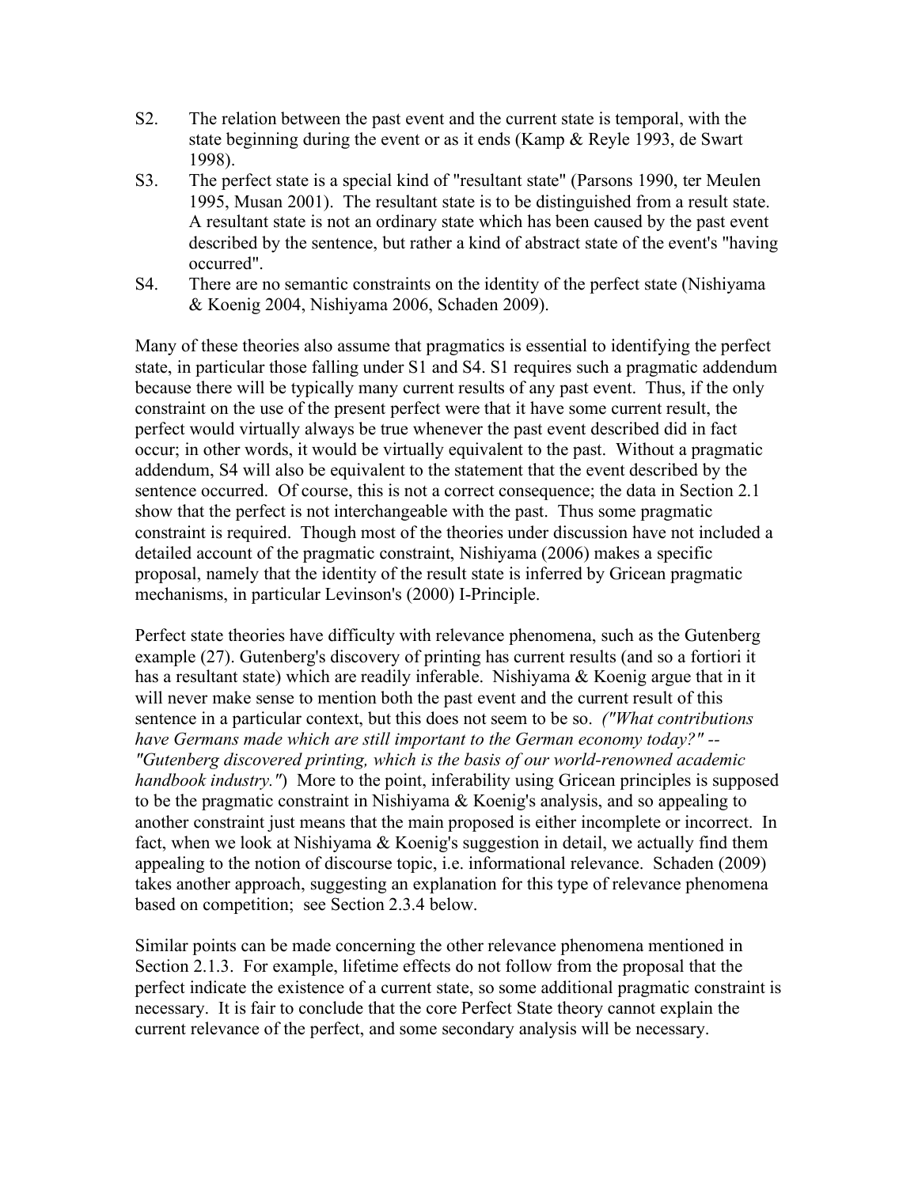S2. The relation between the past event and the current state is temporal, with the state beginning during the event or as it ends (Kamp & Reyle 1993, de Swart 1998).

S3. The perfect state is a special kind of "resultant state" (Parsons 1990, ter Meulen 1995, Musan 2001). The resultant state is to be distinguished from a result state. A resultant state is not an ordinary state which has been caused by the past event described by the sentence, but rather a kind of abstract state of the event's "having occurred".

S4. There are no semantic constraints on the identity of the perfect state (Nishiyama & Koenig 2004, Nishiyama 2006, Schaden 2009).

Many of these theories also assume that pragmatics is essential to identifying the perfect state, in particular those falling under S1 and S4. S1 requires such a pragmatic addendum because there will be typically many current results of any past event. Thus, if the only constraint on the use of the present perfect were that it have some current result, the perfect would virtually always be true whenever the past event described did in fact occur; in other words, it would be virtually equivalent to the past. Without a pragmatic addendum, S4 will also be equivalent to the statement that the event described by the sentence occurred. Of course, this is not a correct consequence; the data in Section 2.1 show that the perfect is not interchangeable with the past. Thus some pragmatic constraint is required. Though most of the theories under discussion have not included a detailed account of the pragmatic constraint, Nishiyama (2006) makes a specific proposal, namely that the identity of the result state is inferred by Gricean pragmatic mechanisms, in particular Levinson's (2000) I-Principle.

Perfect state theories have difficulty with relevance phenomena, such as the Gutenberg example (27). Gutenberg's discovery of printing has current results (and so a fortiori it has a resultant state) which are readily inferable. Nishiyama & Koenig argue that in it will never make sense to mention both the past event and the current result of this sentence in a particular context, but this does not seem to be so. *("What contributions have Germans made which are still important to the German economy today?" -- "Gutenberg discovered printing, which is the basis of our world-renowned academic handbook industry.")* More to the point, inferability using Gricean principles is supposed to be the pragmatic constraint in Nishiyama & Koenig's analysis, and so appealing to another constraint just means that the main proposed is either incomplete or incorrect. In fact, when we look at Nishiyama & Koenig's suggestion in detail, we actually find them appealing to the notion of discourse topic, i.e. informational relevance. Schaden (2009) takes another approach, suggesting an explanation for this type of relevance phenomena based on competition; see Section 2.3.4 below.

Similar points can be made concerning the other relevance phenomena mentioned in Section 2.1.3. For example, lifetime effects do not follow from the proposal that the perfect indicate the existence of a current state, so some additional pragmatic constraint is necessary. It is fair to conclude that the core Perfect State theory cannot explain the current relevance of the perfect, and some secondary analysis will be necessary.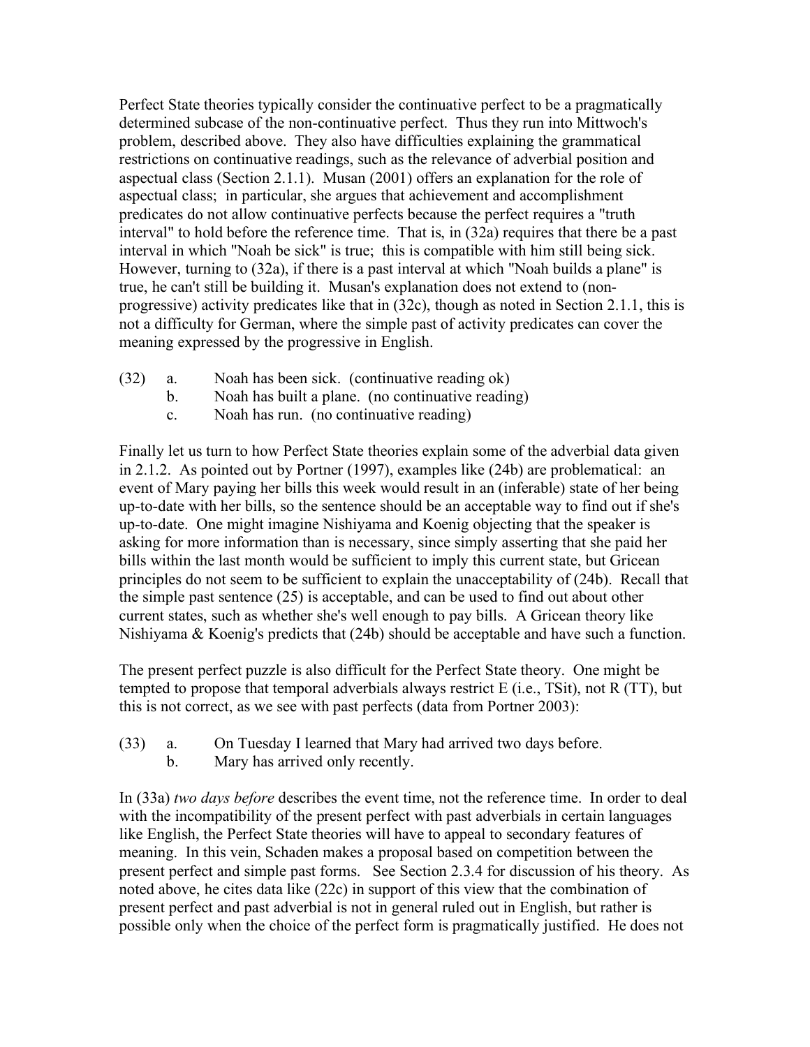Perfect State theories typically consider the continuative perfect to be a pragmatically determined subcase of the non-continuative perfect. Thus they run into Mittwoch's problem, described above. They also have difficulties explaining the grammatical restrictions on continuative readings, such as the relevance of adverbial position and aspectual class (Section 2.1.1). Musan (2001) offers an explanation for the role of aspectual class; in particular, she argues that achievement and accomplishment predicates do not allow continuative perfects because the perfect requires a "truth interval" to hold before the reference time. That is, in (32a) requires that there be a past interval in which "Noah be sick" is true; this is compatible with him still being sick. However, turning to (32a), if there is a past interval at which "Noah builds a plane" is true, he can't still be building it. Musan's explanation does not extend to (non-progressive) activity predicates like that in (32c), though as noted in Section 2.1.1, this is not a difficulty for German, where the simple past of activity predicates can cover the meaning expressed by the progressive in English.

(32) a. Noah has been sick. (continuative reading ok)
     b. Noah has built a plane. (no continuative reading)
     c. Noah has run. (no continuative reading)

Finally let us turn to how Perfect State theories explain some of the adverbial data given in 2.1.2. As pointed out by Portner (1997), examples like (24b) are problematical: an event of Mary paying her bills this week would result in an (inferable) state of her being up-to-date with her bills, so the sentence should be an acceptable way to find out if she's up-to-date. One might imagine Nishiyama and Koenig objecting that the speaker is asking for more information than is necessary, since simply asserting that she paid her bills within the last month would be sufficient to imply this current state, but Gricean principles do not seem to be sufficient to explain the unacceptability of (24b). Recall that the simple past sentence (25) is acceptable, and can be used to find out about other current states, such as whether she's well enough to pay bills. A Gricean theory like Nishiyama & Koenig's predicts that (24b) should be acceptable and have such a function.

The present perfect puzzle is also difficult for the Perfect State theory. One might be tempted to propose that temporal adverbials always restrict E (i.e., TSit), not R (TT), but this is not correct, as we see with past perfects (data from Portner 2003):

(33) a. On Tuesday I learned that Mary had arrived two days before.
     b. Mary has arrived only recently.

In (33a) *two days before* describes the event time, not the reference time. In order to deal with the incompatibility of the present perfect with past adverbials in certain languages like English, the Perfect State theories will have to appeal to secondary features of meaning. In this vein, Schaden makes a proposal based on competition between the present perfect and simple past forms. See Section 2.3.4 for discussion of his theory. As noted above, he cites data like (22c) in support of this view that the combination of present perfect and past adverbial is not in general ruled out in English, but rather is possible only when the choice of the perfect form is pragmatically justified. He does not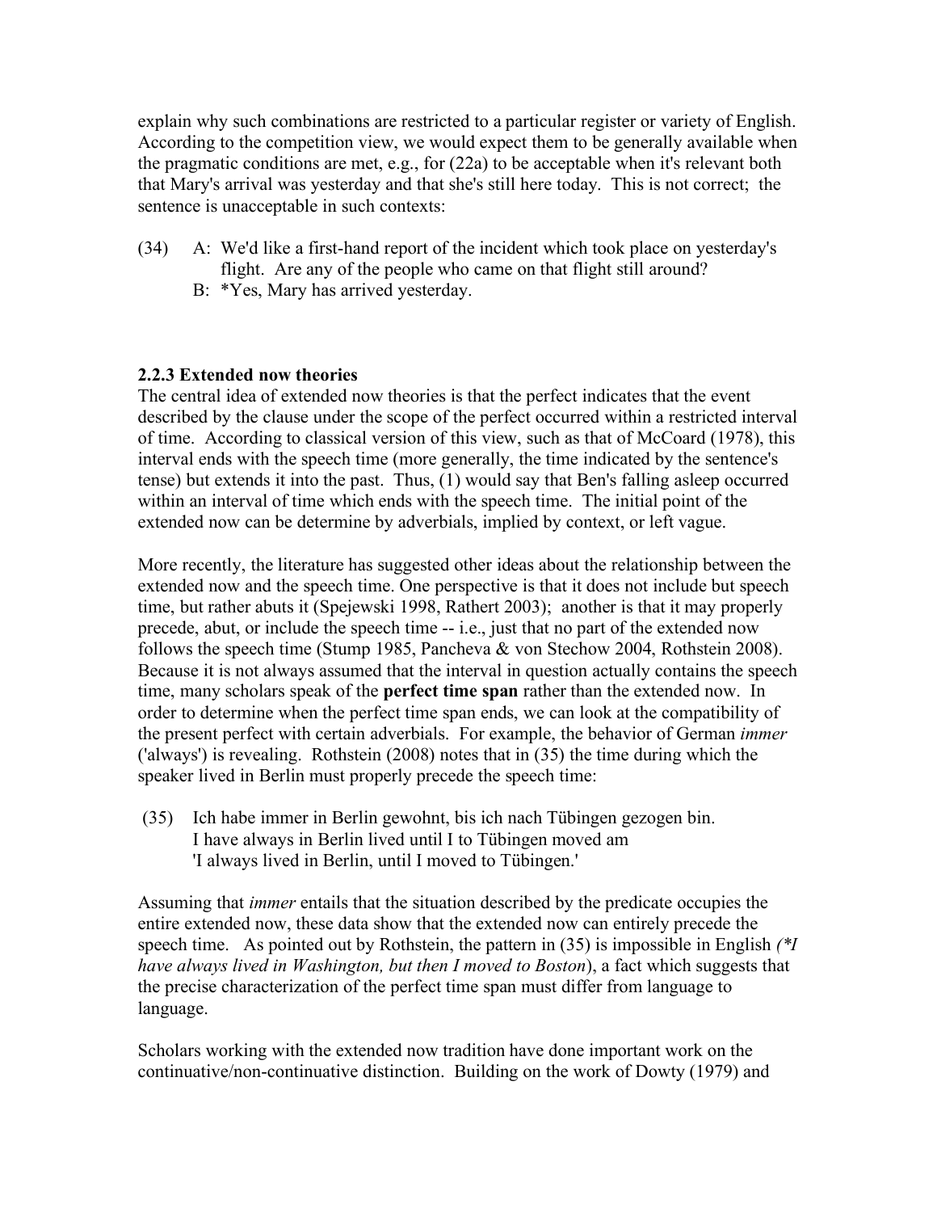explain why such combinations are restricted to a particular register or variety of English. According to the competition view, we would expect them to be generally available when the pragmatic conditions are met, e.g., for (22a) to be acceptable when it's relevant both that Mary's arrival was yesterday and that she's still here today. This is not correct; the sentence is unacceptable in such contexts:

(34) A: We'd like a first-hand report of the incident which took place on yesterday's flight. Are any of the people who came on that flight still around?
B: *Yes, Mary has arrived yesterday.

### 2.2.3 Extended now theories

The central idea of extended now theories is that the perfect indicates that the event described by the clause under the scope of the perfect occurred within a restricted interval of time. According to classical version of this view, such as that of McCoard (1978), this interval ends with the speech time (more generally, the time indicated by the sentence's tense) but extends it into the past. Thus, (1) would say that Ben's falling asleep occurred within an interval of time which ends with the speech time. The initial point of the extended now can be determine by adverbials, implied by context, or left vague.

More recently, the literature has suggested other ideas about the relationship between the extended now and the speech time. One perspective is that it does not include but speech time, but rather abuts it (Spejewski 1998, Rathert 2003); another is that it may properly precede, abut, or include the speech time -- i.e., just that no part of the extended now follows the speech time (Stump 1985, Pancheva & von Stechow 2004, Rothstein 2008). Because it is not always assumed that the interval in question actually contains the speech time, many scholars speak of the **perfect time span** rather than the extended now. In order to determine when the perfect time span ends, we can look at the compatibility of the present perfect with certain adverbials. For example, the behavior of German *immer* ('always') is revealing. Rothstein (2008) notes that in (35) the time during which the speaker lived in Berlin must properly precede the speech time:

(35) Ich habe immer in Berlin gewohnt, bis ich nach Tübingen gezogen bin.
I have always in Berlin lived until I to Tübingen moved am
'I always lived in Berlin, until I moved to Tübingen.'

Assuming that *immer* entails that the situation described by the predicate occupies the entire extended now, these data show that the extended now can entirely precede the speech time. As pointed out by Rothstein, the pattern in (35) is impossible in English *(*I have always lived in Washington, but then I moved to Boston*), a fact which suggests that the precise characterization of the perfect time span must differ from language to language.

Scholars working with the extended now tradition have done important work on the continuative/non-continuative distinction. Building on the work of Dowty (1979) and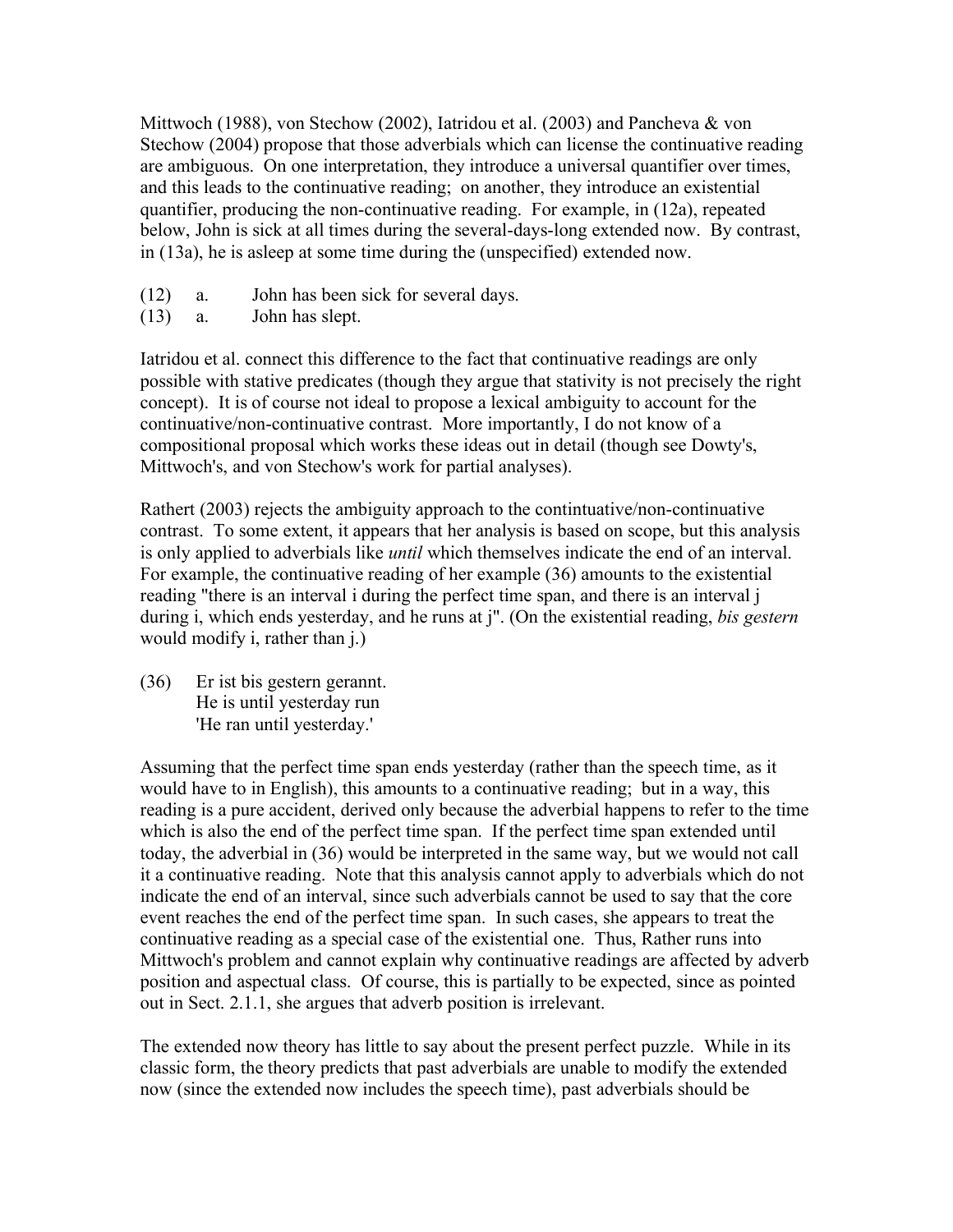Mittwoch (1988), von Stechow (2002), Iatridou et al. (2003) and Pancheva & von Stechow (2004) propose that those adverbials which can license the continuative reading are ambiguous. On one interpretation, they introduce a universal quantifier over times, and this leads to the continuative reading; on another, they introduce an existential quantifier, producing the non-continuative reading. For example, in (12a), repeated below, John is sick at all times during the several-days-long extended now. By contrast, in (13a), he is asleep at some time during the (unspecified) extended now.

(12) a. John has been sick for several days.
(13) a. John has slept.

Iatridou et al. connect this difference to the fact that continuative readings are only possible with stative predicates (though they argue that stativity is not precisely the right concept). It is of course not ideal to propose a lexical ambiguity to account for the continuative/non-continuative contrast. More importantly, I do not know of a compositional proposal which works these ideas out in detail (though see Dowty's, Mittwoch's, and von Stechow's work for partial analyses).

Rathert (2003) rejects the ambiguity approach to the contintuative/non-continuative contrast. To some extent, it appears that her analysis is based on scope, but this analysis is only applied to adverbials like *until* which themselves indicate the end of an interval. For example, the continuative reading of her example (36) amounts to the existential reading "there is an interval i during the perfect time span, and there is an interval j during i, which ends yesterday, and he runs at j". (On the existential reading, *bis gestern* would modify i, rather than j.)

(36) Er ist bis gestern gerannt.
He is until yesterday run
'He ran until yesterday.'

Assuming that the perfect time span ends yesterday (rather than the speech time, as it would have to in English), this amounts to a continuative reading; but in a way, this reading is a pure accident, derived only because the adverbial happens to refer to the time which is also the end of the perfect time span. If the perfect time span extended until today, the adverbial in (36) would be interpreted in the same way, but we would not call it a continuative reading. Note that this analysis cannot apply to adverbials which do not indicate the end of an interval, since such adverbials cannot be used to say that the core event reaches the end of the perfect time span. In such cases, she appears to treat the continuative reading as a special case of the existential one. Thus, Rather runs into Mittwoch's problem and cannot explain why continuative readings are affected by adverb position and aspectual class. Of course, this is partially to be expected, since as pointed out in Sect. 2.1.1, she argues that adverb position is irrelevant.

The extended now theory has little to say about the present perfect puzzle. While in its classic form, the theory predicts that past adverbials are unable to modify the extended now (since the extended now includes the speech time), past adverbials should be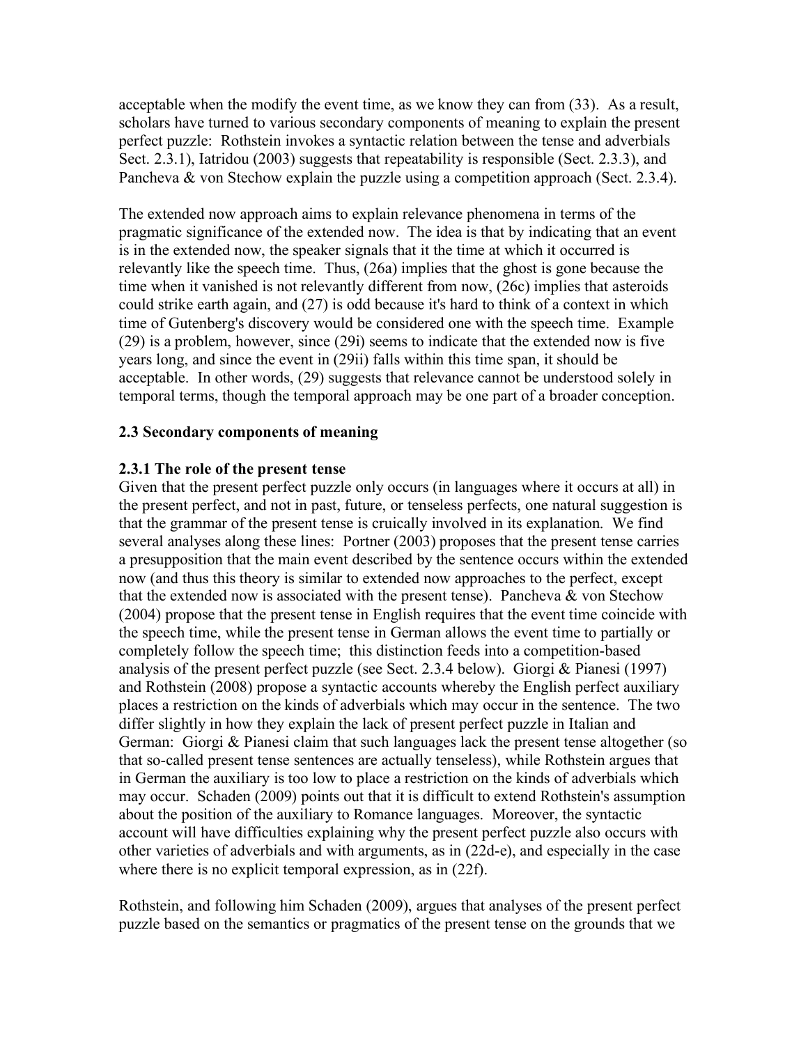acceptable when the modify the event time, as we know they can from (33). As a result, scholars have turned to various secondary components of meaning to explain the present perfect puzzle: Rothstein invokes a syntactic relation between the tense and adverbials Sect. 2.3.1), Iatridou (2003) suggests that repeatability is responsible (Sect. 2.3.3), and Pancheva & von Stechow explain the puzzle using a competition approach (Sect. 2.3.4).

The extended now approach aims to explain relevance phenomena in terms of the pragmatic significance of the extended now. The idea is that by indicating that an event is in the extended now, the speaker signals that it the time at which it occurred is relevantly like the speech time. Thus, (26a) implies that the ghost is gone because the time when it vanished is not relevantly different from now, (26c) implies that asteroids could strike earth again, and (27) is odd because it's hard to think of a context in which time of Gutenberg's discovery would be considered one with the speech time. Example (29) is a problem, however, since (29i) seems to indicate that the extended now is five years long, and since the event in (29ii) falls within this time span, it should be acceptable. In other words, (29) suggests that relevance cannot be understood solely in temporal terms, though the temporal approach may be one part of a broader conception.

## 2.3 Secondary components of meaning

### 2.3.1 The role of the present tense

Given that the present perfect puzzle only occurs (in languages where it occurs at all) in the present perfect, and not in past, future, or tenseless perfects, one natural suggestion is that the grammar of the present tense is cruically involved in its explanation. We find several analyses along these lines: Portner (2003) proposes that the present tense carries a presupposition that the main event described by the sentence occurs within the extended now (and thus this theory is similar to extended now approaches to the perfect, except that the extended now is associated with the present tense). Pancheva & von Stechow (2004) propose that the present tense in English requires that the event time coincide with the speech time, while the present tense in German allows the event time to partially or completely follow the speech time; this distinction feeds into a competition-based analysis of the present perfect puzzle (see Sect. 2.3.4 below). Giorgi & Pianesi (1997) and Rothstein (2008) propose a syntactic accounts whereby the English perfect auxiliary places a restriction on the kinds of adverbials which may occur in the sentence. The two differ slightly in how they explain the lack of present perfect puzzle in Italian and German: Giorgi & Pianesi claim that such languages lack the present tense altogether (so that so-called present tense sentences are actually tenseless), while Rothstein argues that in German the auxiliary is too low to place a restriction on the kinds of adverbials which may occur. Schaden (2009) points out that it is difficult to extend Rothstein's assumption about the position of the auxiliary to Romance languages. Moreover, the syntactic account will have difficulties explaining why the present perfect puzzle also occurs with other varieties of adverbials and with arguments, as in (22d-e), and especially in the case where there is no explicit temporal expression, as in (22f).

Rothstein, and following him Schaden (2009), argues that analyses of the present perfect puzzle based on the semantics or pragmatics of the present tense on the grounds that we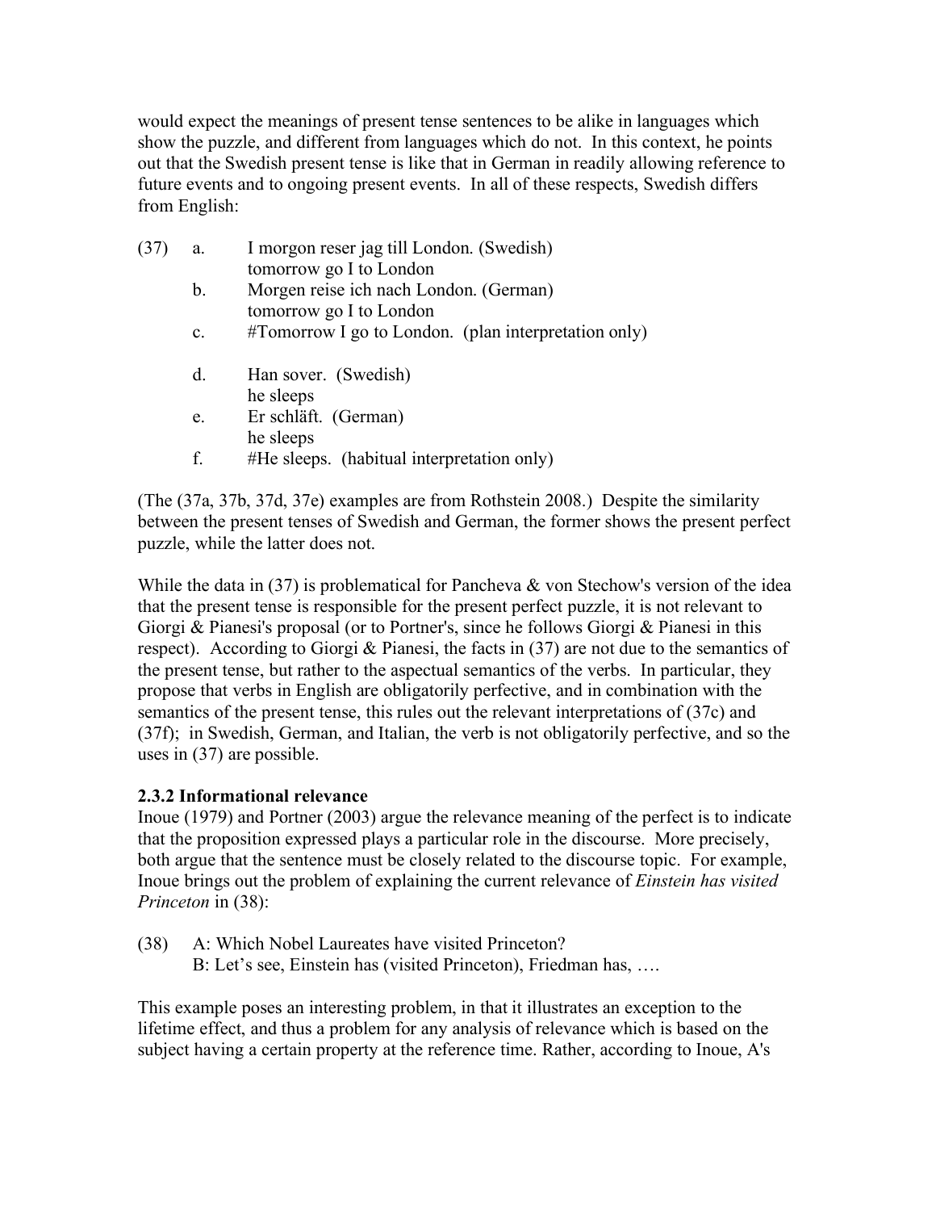would expect the meanings of present tense sentences to be alike in languages which show the puzzle, and different from languages which do not. In this context, he points out that the Swedish present tense is like that in German in readily allowing reference to future events and to ongoing present events. In all of these respects, Swedish differs from English:

(37)
a. I morgon reser jag till London. (Swedish)
   tomorrow go I to London
b. Morgen reise ich nach London. (German)
   tomorrow go I to London
c. #Tomorrow I go to London. (plan interpretation only)

d. Han sover. (Swedish)
   he sleeps
e. Er schläft. (German)
   he sleeps
f. #He sleeps. (habitual interpretation only)

(The (37a, 37b, 37d, 37e) examples are from Rothstein 2008.) Despite the similarity between the present tenses of Swedish and German, the former shows the present perfect puzzle, while the latter does not.

While the data in (37) is problematical for Pancheva & von Stechow's version of the idea that the present tense is responsible for the present perfect puzzle, it is not relevant to Giorgi & Pianesi's proposal (or to Portner's, since he follows Giorgi & Pianesi in this respect). According to Giorgi & Pianesi, the facts in (37) are not due to the semantics of the present tense, but rather to the aspectual semantics of the verbs. In particular, they propose that verbs in English are obligatorily perfective, and in combination with the semantics of the present tense, this rules out the relevant interpretations of (37c) and (37f); in Swedish, German, and Italian, the verb is not obligatorily perfective, and so the uses in (37) are possible.

### 2.3.2 Informational relevance

Inoue (1979) and Portner (2003) argue the relevance meaning of the perfect is to indicate that the proposition expressed plays a particular role in the discourse. More precisely, both argue that the sentence must be closely related to the discourse topic. For example, Inoue brings out the problem of explaining the current relevance of *Einstein has visited Princeton* in (38):

(38) A: Which Nobel Laureates have visited Princeton?
     B: Let's see, Einstein has (visited Princeton), Friedman has, ….

This example poses an interesting problem, in that it illustrates an exception to the lifetime effect, and thus a problem for any analysis of relevance which is based on the subject having a certain property at the reference time. Rather, according to Inoue, A's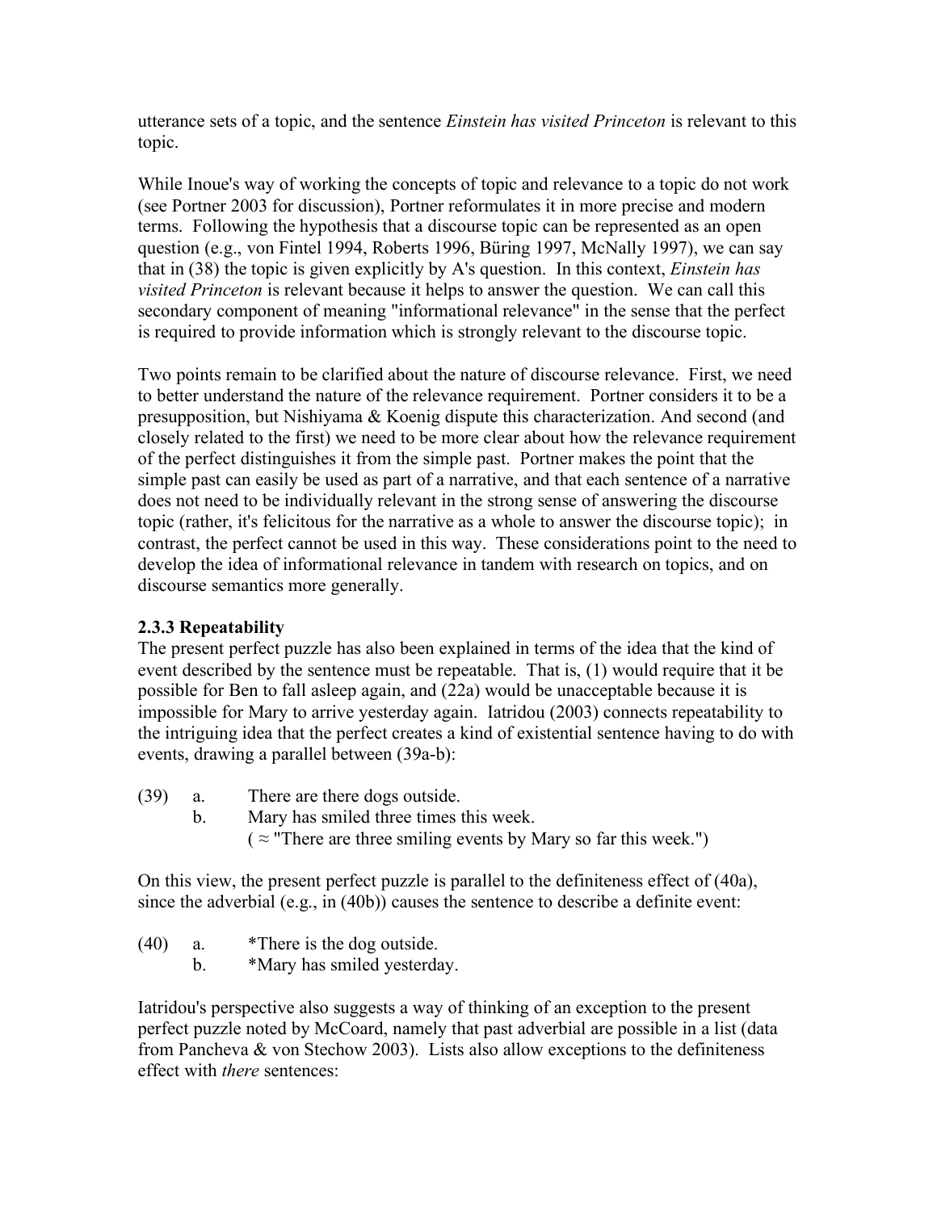utterance sets of a topic, and the sentence *Einstein has visited Princeton* is relevant to this topic.

While Inoue's way of working the concepts of topic and relevance to a topic do not work (see Portner 2003 for discussion), Portner reformulates it in more precise and modern terms. Following the hypothesis that a discourse topic can be represented as an open question (e.g., von Fintel 1994, Roberts 1996, Büring 1997, McNally 1997), we can say that in (38) the topic is given explicitly by A's question. In this context, *Einstein has visited Princeton* is relevant because it helps to answer the question. We can call this secondary component of meaning "informational relevance" in the sense that the perfect is required to provide information which is strongly relevant to the discourse topic.

Two points remain to be clarified about the nature of discourse relevance. First, we need to better understand the nature of the relevance requirement. Portner considers it to be a presupposition, but Nishiyama & Koenig dispute this characterization. And second (and closely related to the first) we need to be more clear about how the relevance requirement of the perfect distinguishes it from the simple past. Portner makes the point that the simple past can easily be used as part of a narrative, and that each sentence of a narrative does not need to be individually relevant in the strong sense of answering the discourse topic (rather, it's felicitous for the narrative as a whole to answer the discourse topic); in contrast, the perfect cannot be used in this way. These considerations point to the need to develop the idea of informational relevance in tandem with research on topics, and on discourse semantics more generally.

### 2.3.3 Repeatability

The present perfect puzzle has also been explained in terms of the idea that the kind of event described by the sentence must be repeatable. That is, (1) would require that it be possible for Ben to fall asleep again, and (22a) would be unacceptable because it is impossible for Mary to arrive yesterday again. Iatridou (2003) connects repeatability to the intriguing idea that the perfect creates a kind of existential sentence having to do with events, drawing a parallel between (39a-b):

(39) a. There are there dogs outside.
     b. Mary has smiled three times this week.
        ( ≈ "There are three smiling events by Mary so far this week.")

On this view, the present perfect puzzle is parallel to the definiteness effect of (40a), since the adverbial (e.g., in (40b)) causes the sentence to describe a definite event:

(40) a. *There is the dog outside.
     b. *Mary has smiled yesterday.

Iatridou's perspective also suggests a way of thinking of an exception to the present perfect puzzle noted by McCoard, namely that past adverbial are possible in a list (data from Pancheva & von Stechow 2003). Lists also allow exceptions to the definiteness effect with *there* sentences: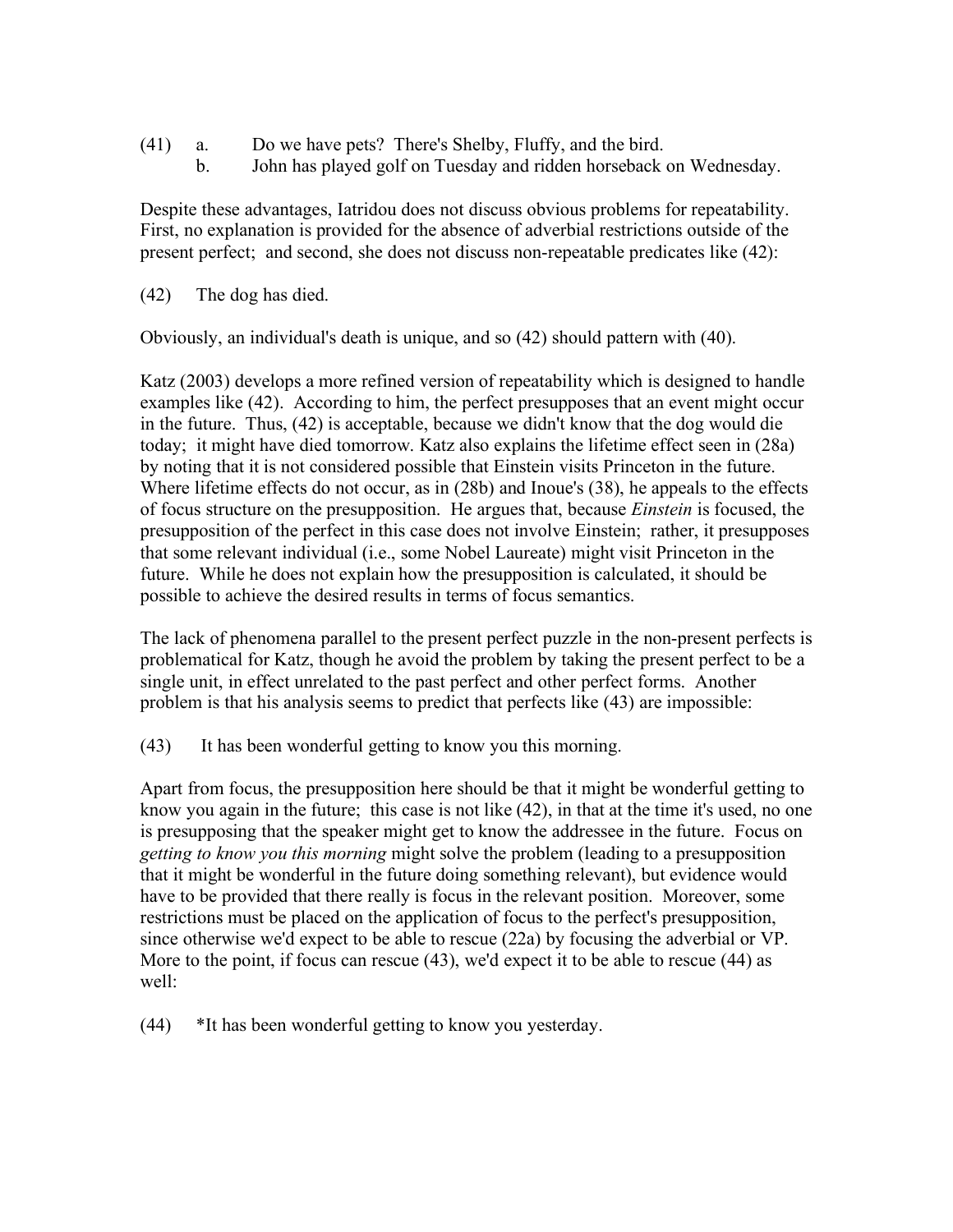(41) a. Do we have pets? There's Shelby, Fluffy, and the bird.
  b. John has played golf on Tuesday and ridden horseback on Wednesday.

Despite these advantages, Iatridou does not discuss obvious problems for repeatability. First, no explanation is provided for the absence of adverbial restrictions outside of the present perfect; and second, she does not discuss non-repeatable predicates like (42):

(42) The dog has died.

Obviously, an individual's death is unique, and so (42) should pattern with (40).

Katz (2003) develops a more refined version of repeatability which is designed to handle examples like (42). According to him, the perfect presupposes that an event might occur in the future. Thus, (42) is acceptable, because we didn't know that the dog would die today; it might have died tomorrow. Katz also explains the lifetime effect seen in (28a) by noting that it is not considered possible that Einstein visits Princeton in the future. Where lifetime effects do not occur, as in (28b) and Inoue's (38), he appeals to the effects of focus structure on the presupposition. He argues that, because *Einstein* is focused, the presupposition of the perfect in this case does not involve Einstein; rather, it presupposes that some relevant individual (i.e., some Nobel Laureate) might visit Princeton in the future. While he does not explain how the presupposition is calculated, it should be possible to achieve the desired results in terms of focus semantics.

The lack of phenomena parallel to the present perfect puzzle in the non-present perfects is problematical for Katz, though he avoid the problem by taking the present perfect to be a single unit, in effect unrelated to the past perfect and other perfect forms. Another problem is that his analysis seems to predict that perfects like (43) are impossible:

(43) It has been wonderful getting to know you this morning.

Apart from focus, the presupposition here should be that it might be wonderful getting to know you again in the future; this case is not like (42), in that at the time it's used, no one is presupposing that the speaker might get to know the addressee in the future. Focus on *getting to know you this morning* might solve the problem (leading to a presupposition that it might be wonderful in the future doing something relevant), but evidence would have to be provided that there really is focus in the relevant position. Moreover, some restrictions must be placed on the application of focus to the perfect's presupposition, since otherwise we'd expect to be able to rescue (22a) by focusing the adverbial or VP. More to the point, if focus can rescue (43), we'd expect it to be able to rescue (44) as well:

(44) *It has been wonderful getting to know you yesterday.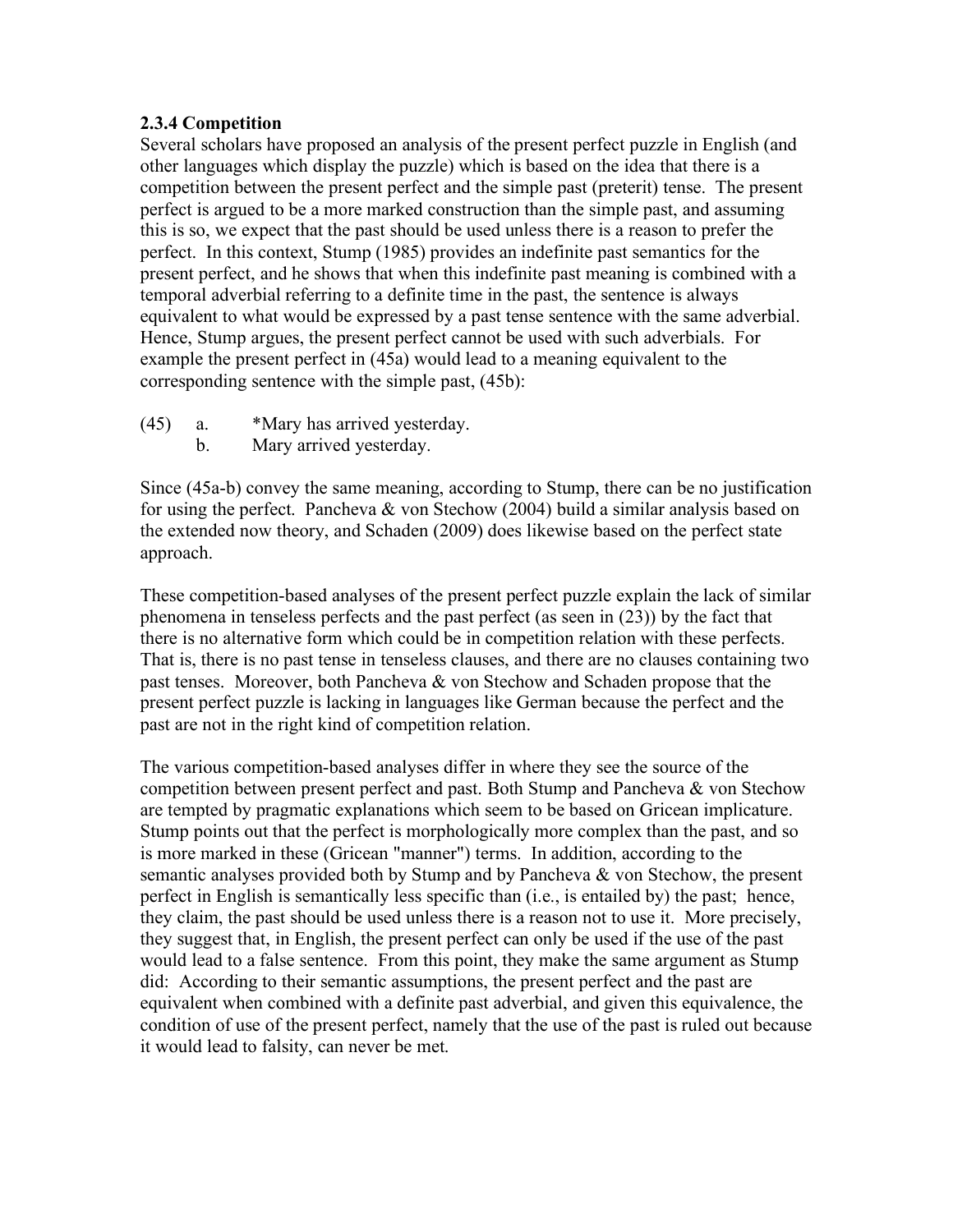### 2.3.4 Competition

Several scholars have proposed an analysis of the present perfect puzzle in English (and other languages which display the puzzle) which is based on the idea that there is a competition between the present perfect and the simple past (preterit) tense. The present perfect is argued to be a more marked construction than the simple past, and assuming this is so, we expect that the past should be used unless there is a reason to prefer the perfect. In this context, Stump (1985) provides an indefinite past semantics for the present perfect, and he shows that when this indefinite past meaning is combined with a temporal adverbial referring to a definite time in the past, the sentence is always equivalent to what would be expressed by a past tense sentence with the same adverbial. Hence, Stump argues, the present perfect cannot be used with such adverbials. For example the present perfect in (45a) would lead to a meaning equivalent to the corresponding sentence with the simple past, (45b):

(45) a. *Mary has arrived yesterday.
 b. Mary arrived yesterday.

Since (45a-b) convey the same meaning, according to Stump, there can be no justification for using the perfect. Pancheva & von Stechow (2004) build a similar analysis based on the extended now theory, and Schaden (2009) does likewise based on the perfect state approach.

These competition-based analyses of the present perfect puzzle explain the lack of similar phenomena in tenseless perfects and the past perfect (as seen in (23)) by the fact that there is no alternative form which could be in competition relation with these perfects. That is, there is no past tense in tenseless clauses, and there are no clauses containing two past tenses. Moreover, both Pancheva & von Stechow and Schaden propose that the present perfect puzzle is lacking in languages like German because the perfect and the past are not in the right kind of competition relation.

The various competition-based analyses differ in where they see the source of the competition between present perfect and past. Both Stump and Pancheva & von Stechow are tempted by pragmatic explanations which seem to be based on Gricean implicature. Stump points out that the perfect is morphologically more complex than the past, and so is more marked in these (Gricean "manner") terms. In addition, according to the semantic analyses provided both by Stump and by Pancheva & von Stechow, the present perfect in English is semantically less specific than (i.e., is entailed by) the past; hence, they claim, the past should be used unless there is a reason not to use it. More precisely, they suggest that, in English, the present perfect can only be used if the use of the past would lead to a false sentence. From this point, they make the same argument as Stump did: According to their semantic assumptions, the present perfect and the past are equivalent when combined with a definite past adverbial, and given this equivalence, the condition of use of the present perfect, namely that the use of the past is ruled out because it would lead to falsity, can never be met.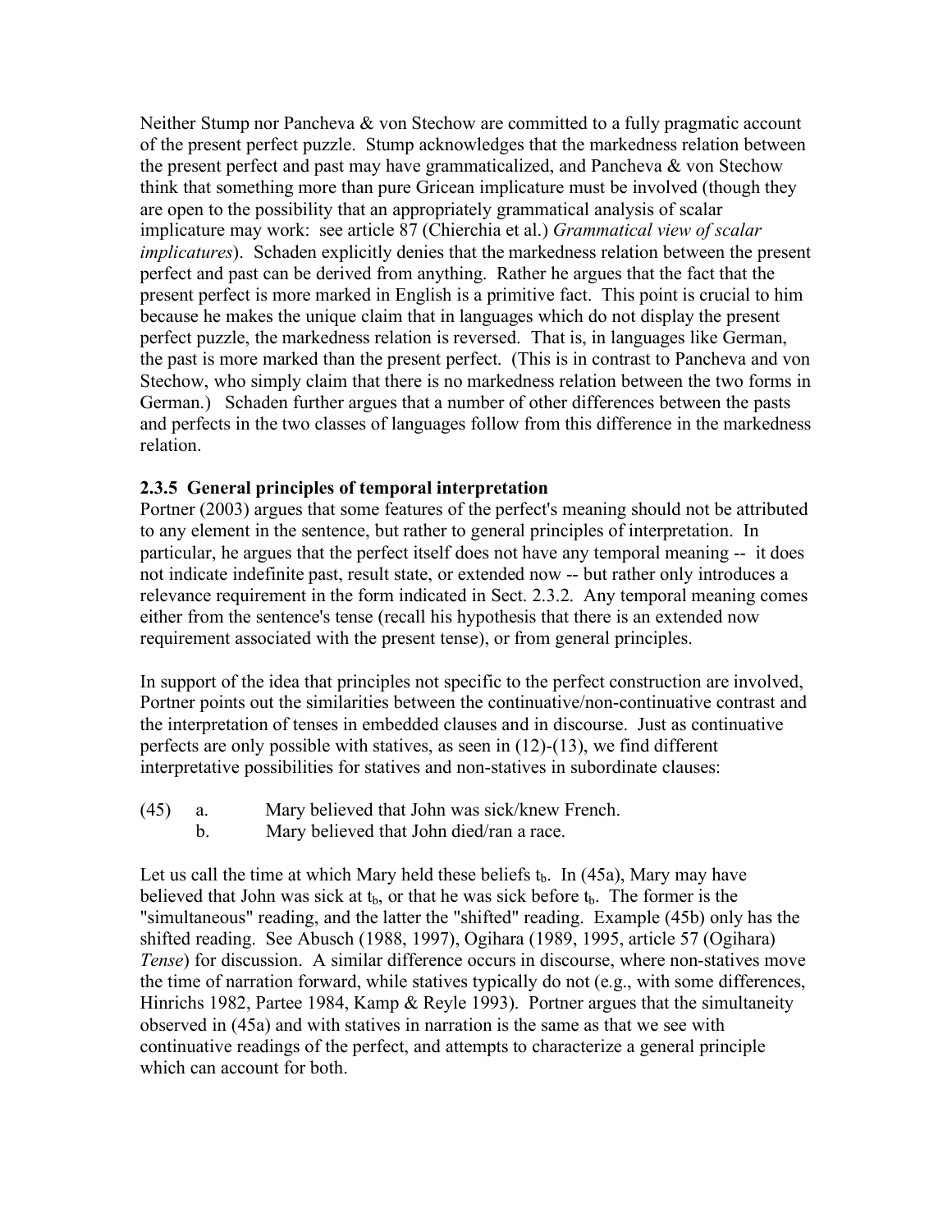Neither Stump nor Pancheva & von Stechow are committed to a fully pragmatic account of the present perfect puzzle. Stump acknowledges that the markedness relation between the present perfect and past may have grammaticalized, and Pancheva & von Stechow think that something more than pure Gricean implicature must be involved (though they are open to the possibility that an appropriately grammatical analysis of scalar implicature may work: see article 87 (Chierchia et al.) *Grammatical view of scalar implicatures*). Schaden explicitly denies that the markedness relation between the present perfect and past can be derived from anything. Rather he argues that the fact that the present perfect is more marked in English is a primitive fact. This point is crucial to him because he makes the unique claim that in languages which do not display the present perfect puzzle, the markedness relation is reversed. That is, in languages like German, the past is more marked than the present perfect. (This is in contrast to Pancheva and von Stechow, who simply claim that there is no markedness relation between the two forms in German.) Schaden further argues that a number of other differences between the pasts and perfects in the two classes of languages follow from this difference in the markedness relation.

### 2.3.5 General principles of temporal interpretation

Portner (2003) argues that some features of the perfect's meaning should not be attributed to any element in the sentence, but rather to general principles of interpretation. In particular, he argues that the perfect itself does not have any temporal meaning -- it does not indicate indefinite past, result state, or extended now -- but rather only introduces a relevance requirement in the form indicated in Sect. 2.3.2. Any temporal meaning comes either from the sentence's tense (recall his hypothesis that there is an extended now requirement associated with the present tense), or from general principles.

In support of the idea that principles not specific to the perfect construction are involved, Portner points out the similarities between the continuative/non-continuative contrast and the interpretation of tenses in embedded clauses and in discourse. Just as continuative perfects are only possible with statives, as seen in (12)-(13), we find different interpretative possibilities for statives and non-statives in subordinate clauses:

(45) a. Mary believed that John was sick/knew French.
     b. Mary believed that John died/ran a race.

Let us call the time at which Mary held these beliefs $t_b$. In (45a), Mary may have believed that John was sick at $t_b$, or that he was sick before $t_b$. The former is the "simultaneous" reading, and the latter the "shifted" reading. Example (45b) only has the shifted reading. See Abusch (1988, 1997), Ogihara (1989, 1995, article 57 (Ogihara) *Tense*) for discussion. A similar difference occurs in discourse, where non-statives move the time of narration forward, while statives typically do not (e.g., with some differences, Hinrichs 1982, Partee 1984, Kamp & Reyle 1993). Portner argues that the simultaneity observed in (45a) and with statives in narration is the same as that we see with continuative readings of the perfect, and attempts to characterize a general principle which can account for both.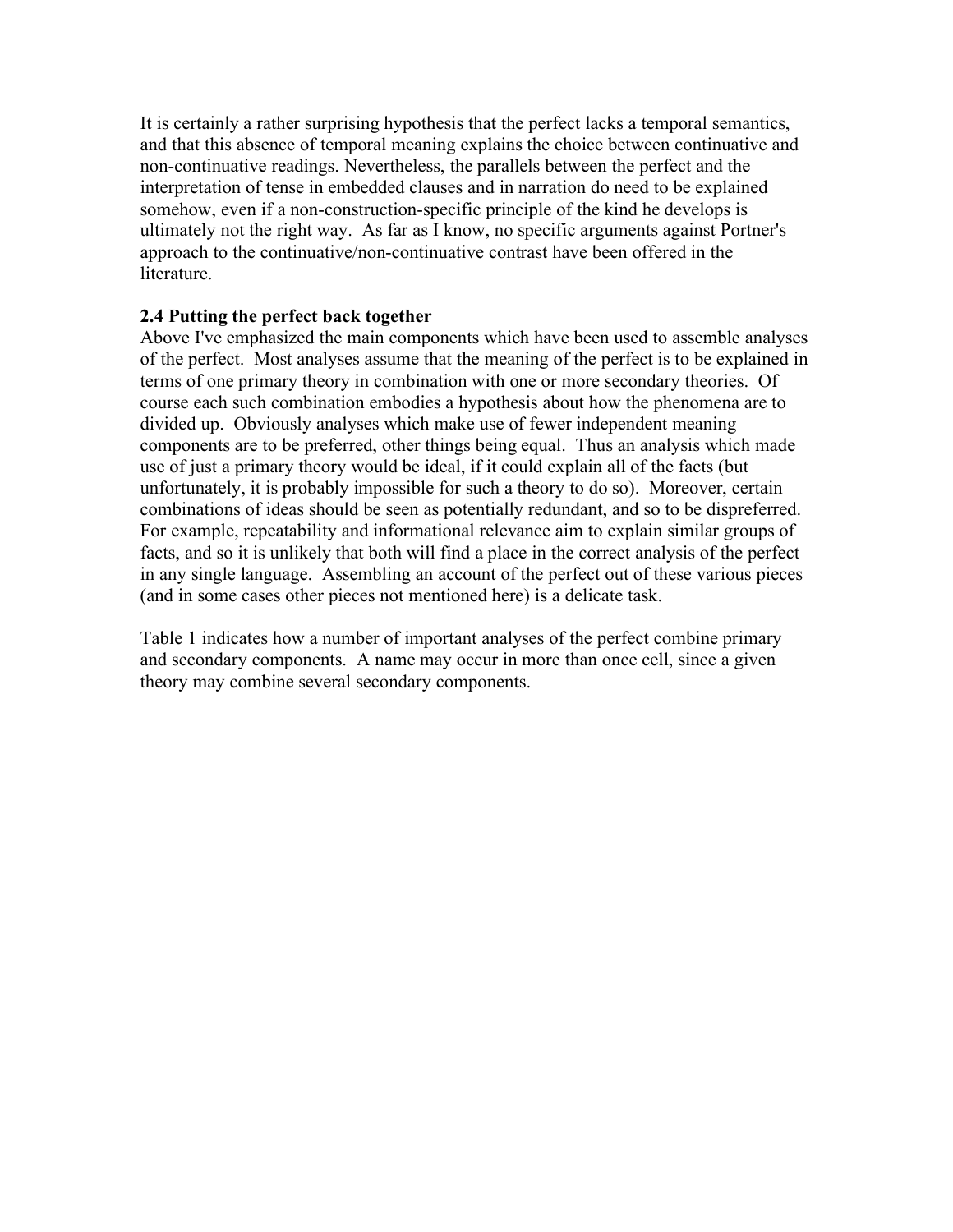It is certainly a rather surprising hypothesis that the perfect lacks a temporal semantics, and that this absence of temporal meaning explains the choice between continuative and non-continuative readings. Nevertheless, the parallels between the perfect and the interpretation of tense in embedded clauses and in narration do need to be explained somehow, even if a non-construction-specific principle of the kind he develops is ultimately not the right way. As far as I know, no specific arguments against Portner's approach to the continuative/non-continuative contrast have been offered in the literature.

### 2.4 Putting the perfect back together

Above I've emphasized the main components which have been used to assemble analyses of the perfect. Most analyses assume that the meaning of the perfect is to be explained in terms of one primary theory in combination with one or more secondary theories. Of course each such combination embodies a hypothesis about how the phenomena are to divided up. Obviously analyses which make use of fewer independent meaning components are to be preferred, other things being equal. Thus an analysis which made use of just a primary theory would be ideal, if it could explain all of the facts (but unfortunately, it is probably impossible for such a theory to do so). Moreover, certain combinations of ideas should be seen as potentially redundant, and so to be dispreferred. For example, repeatability and informational relevance aim to explain similar groups of facts, and so it is unlikely that both will find a place in the correct analysis of the perfect in any single language. Assembling an account of the perfect out of these various pieces (and in some cases other pieces not mentioned here) is a delicate task.

Table 1 indicates how a number of important analyses of the perfect combine primary and secondary components. A name may occur in more than once cell, since a given theory may combine several secondary components.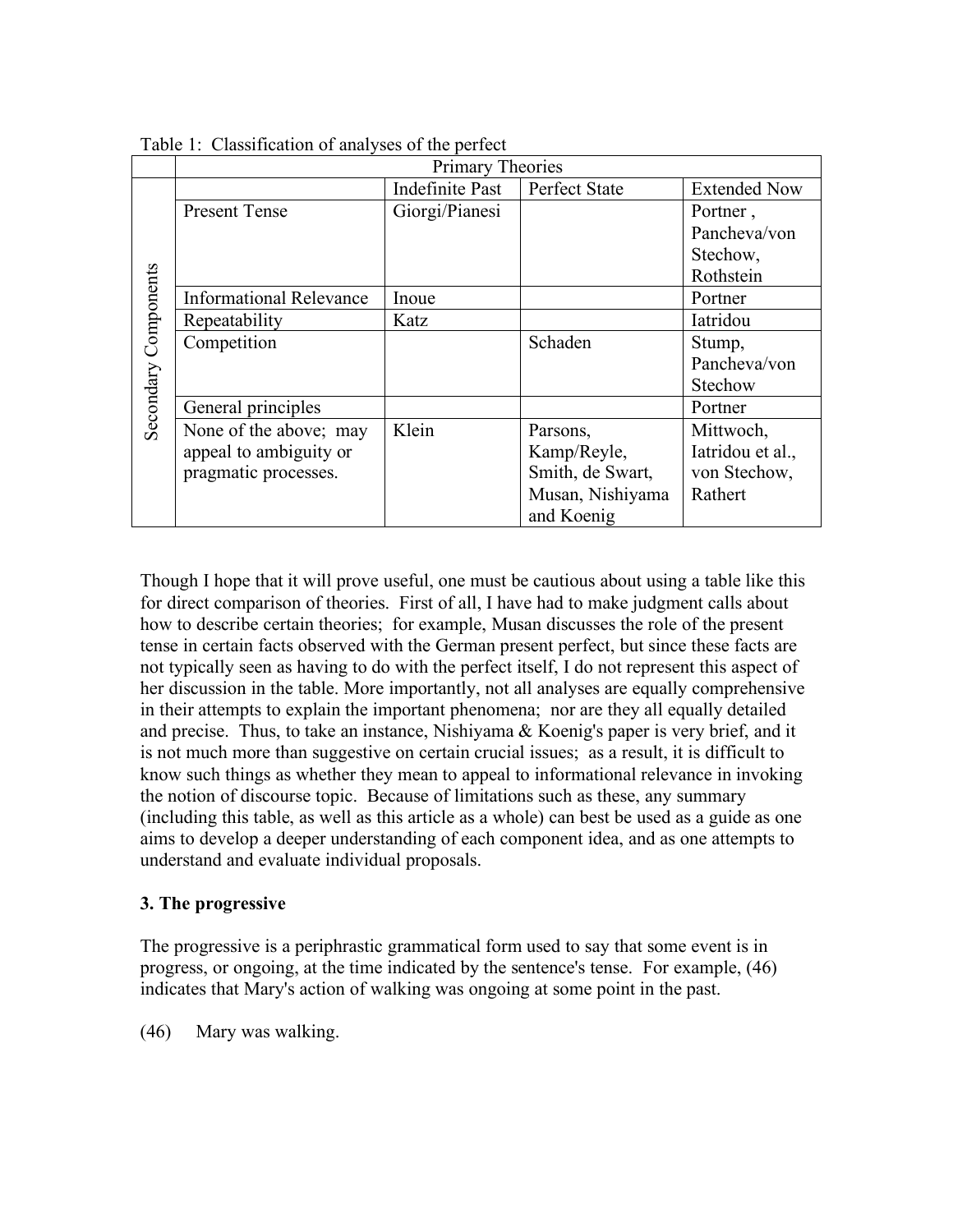Table 1: Classification of analyses of the perfect

| | | Primary Theories | | |
|---|---|---|---|---|
| | | Indefinite Past | Perfect State | Extended Now |
| Secondary Components | Present Tense | Giorgi/Pianesi | | Portner , Pancheva/von Stechow, Rothstein |
| | Informational Relevance | Inoue | | Portner |
| | Repeatability | Katz | | Iatridou |
| | Competition | | Schaden | Stump, Pancheva/von Stechow |
| | General principles | | | Portner |
| | None of the above; may appeal to ambiguity or pragmatic processes. | Klein | Parsons, Kamp/Reyle, Smith, de Swart, Musan, Nishiyama and Koenig | Mittwoch, Iatridou et al., von Stechow, Rathert |

Though I hope that it will prove useful, one must be cautious about using a table like this for direct comparison of theories. First of all, I have had to make judgment calls about how to describe certain theories; for example, Musan discusses the role of the present tense in certain facts observed with the German present perfect, but since these facts are not typically seen as having to do with the perfect itself, I do not represent this aspect of her discussion in the table. More importantly, not all analyses are equally comprehensive in their attempts to explain the important phenomena; nor are they all equally detailed and precise. Thus, to take an instance, Nishiyama & Koenig's paper is very brief, and it is not much more than suggestive on certain crucial issues; as a result, it is difficult to know such things as whether they mean to appeal to informational relevance in invoking the notion of discourse topic. Because of limitations such as these, any summary (including this table, as well as this article as a whole) can best be used as a guide as one aims to develop a deeper understanding of each component idea, and as one attempts to understand and evaluate individual proposals.

### 3. The progressive

The progressive is a periphrastic grammatical form used to say that some event is in progress, or ongoing, at the time indicated by the sentence's tense. For example, (46) indicates that Mary's action of walking was ongoing at some point in the past.

(46) Mary was walking.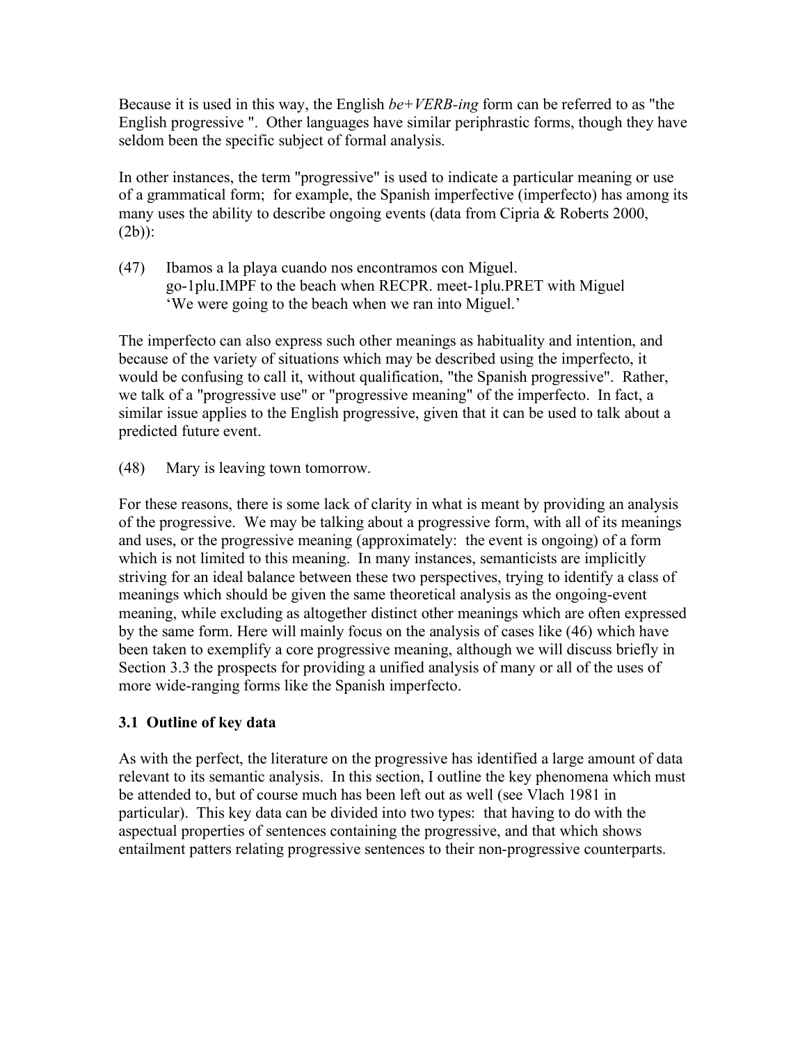Because it is used in this way, the English *be+VERB-ing* form can be referred to as "the English progressive ". Other languages have similar periphrastic forms, though they have seldom been the specific subject of formal analysis.

In other instances, the term "progressive" is used to indicate a particular meaning or use of a grammatical form; for example, the Spanish imperfective (imperfecto) has among its many uses the ability to describe ongoing events (data from Cipria & Roberts 2000, (2b)):

(47) Ibamos a la playa cuando nos encontramos con Miguel.
go-1plu.IMPF to the beach when RECPR. meet-1plu.PRET with Miguel
'We were going to the beach when we ran into Miguel.'

The imperfecto can also express such other meanings as habituality and intention, and because of the variety of situations which may be described using the imperfecto, it would be confusing to call it, without qualification, "the Spanish progressive". Rather, we talk of a "progressive use" or "progressive meaning" of the imperfecto. In fact, a similar issue applies to the English progressive, given that it can be used to talk about a predicted future event.

(48) Mary is leaving town tomorrow.

For these reasons, there is some lack of clarity in what is meant by providing an analysis of the progressive. We may be talking about a progressive form, with all of its meanings and uses, or the progressive meaning (approximately: the event is ongoing) of a form which is not limited to this meaning. In many instances, semanticists are implicitly striving for an ideal balance between these two perspectives, trying to identify a class of meanings which should be given the same theoretical analysis as the ongoing-event meaning, while excluding as altogether distinct other meanings which are often expressed by the same form. Here will mainly focus on the analysis of cases like (46) which have been taken to exemplify a core progressive meaning, although we will discuss briefly in Section 3.3 the prospects for providing a unified analysis of many or all of the uses of more wide-ranging forms like the Spanish imperfecto.

### 3.1 Outline of key data

As with the perfect, the literature on the progressive has identified a large amount of data relevant to its semantic analysis. In this section, I outline the key phenomena which must be attended to, but of course much has been left out as well (see Vlach 1981 in particular). This key data can be divided into two types: that having to do with the aspectual properties of sentences containing the progressive, and that which shows entailment patters relating progressive sentences to their non-progressive counterparts.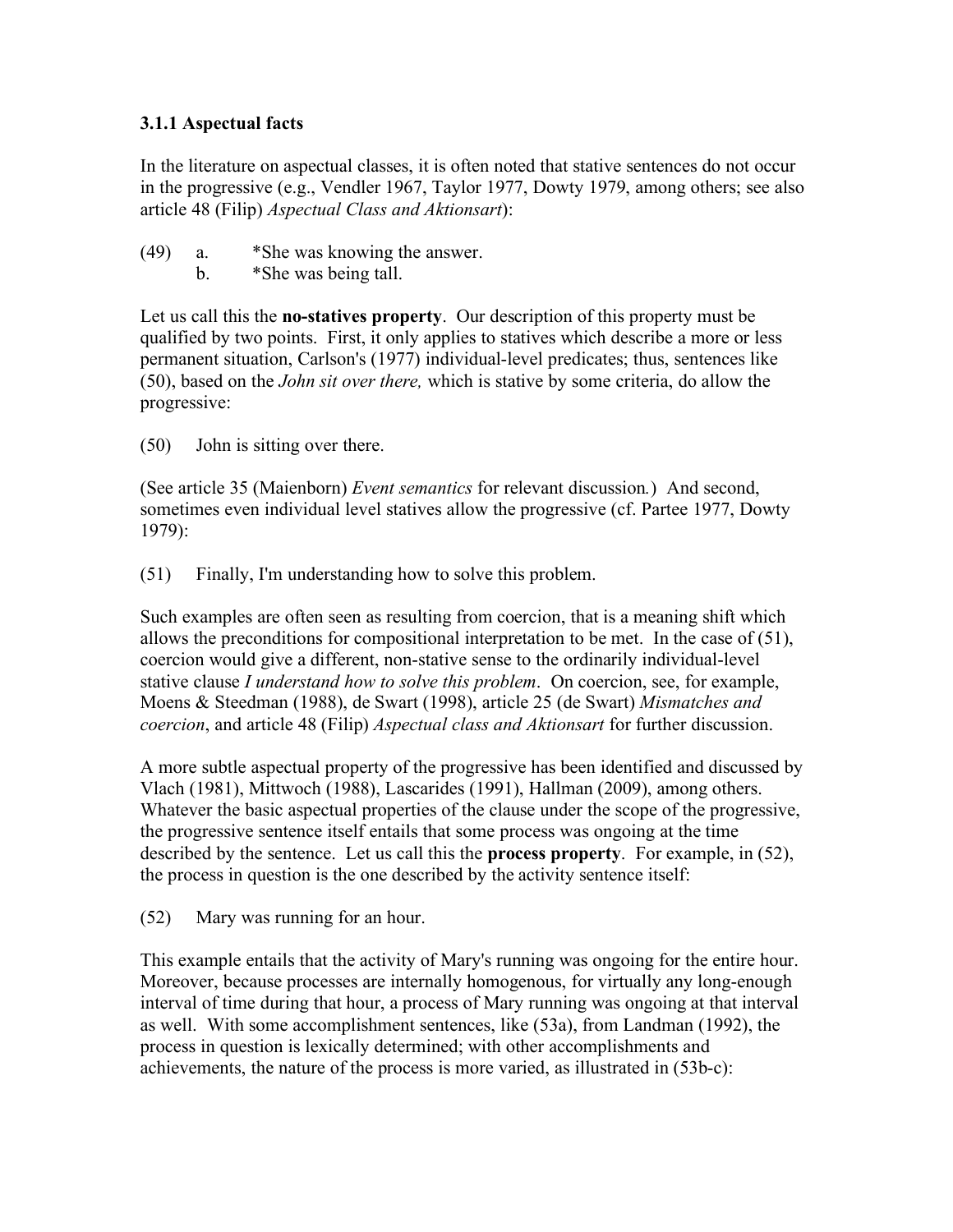### 3.1.1 Aspectual facts

In the literature on aspectual classes, it is often noted that stative sentences do not occur in the progressive (e.g., Vendler 1967, Taylor 1977, Dowty 1979, among others; see also article 48 (Filip) *Aspectual Class and Aktionsart*):

(49) a. *She was knowing the answer.
     b. *She was being tall.

Let us call this the **no-statives property**. Our description of this property must be qualified by two points. First, it only applies to statives which describe a more or less permanent situation, Carlson's (1977) individual-level predicates; thus, sentences like (50), based on the *John sit over there,* which is stative by some criteria, do allow the progressive:

(50) John is sitting over there.

(See article 35 (Maienborn) *Event semantics* for relevant discussion.) And second, sometimes even individual level statives allow the progressive (cf. Partee 1977, Dowty 1979):

(51) Finally, I'm understanding how to solve this problem.

Such examples are often seen as resulting from coercion, that is a meaning shift which allows the preconditions for compositional interpretation to be met. In the case of (51), coercion would give a different, non-stative sense to the ordinarily individual-level stative clause *I understand how to solve this problem*. On coercion, see, for example, Moens & Steedman (1988), de Swart (1998), article 25 (de Swart) *Mismatches and coercion*, and article 48 (Filip) *Aspectual class and Aktionsart* for further discussion.

A more subtle aspectual property of the progressive has been identified and discussed by Vlach (1981), Mittwoch (1988), Lascarides (1991), Hallman (2009), among others. Whatever the basic aspectual properties of the clause under the scope of the progressive, the progressive sentence itself entails that some process was ongoing at the time described by the sentence. Let us call this the **process property**. For example, in (52), the process in question is the one described by the activity sentence itself:

(52) Mary was running for an hour.

This example entails that the activity of Mary's running was ongoing for the entire hour. Moreover, because processes are internally homogenous, for virtually any long-enough interval of time during that hour, a process of Mary running was ongoing at that interval as well. With some accomplishment sentences, like (53a), from Landman (1992), the process in question is lexically determined; with other accomplishments and achievements, the nature of the process is more varied, as illustrated in (53b-c):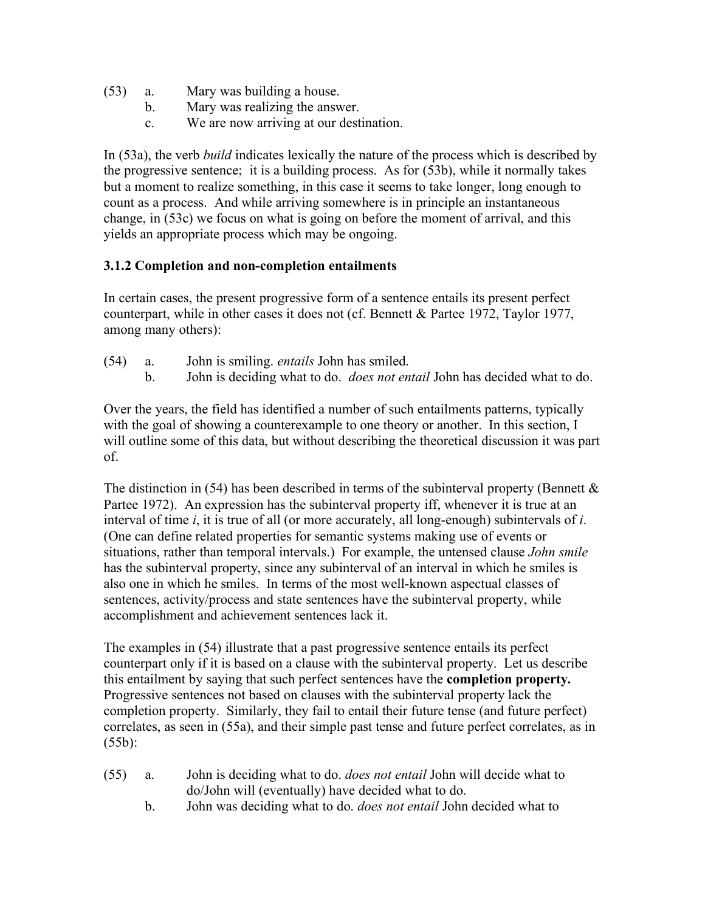(53) a. Mary was building a house.
  b. Mary was realizing the answer.
  c. We are now arriving at our destination.

In (53a), the verb *build* indicates lexically the nature of the process which is described by the progressive sentence; it is a building process. As for (53b), while it normally takes but a moment to realize something, in this case it seems to take longer, long enough to count as a process. And while arriving somewhere is in principle an instantaneous change, in (53c) we focus on what is going on before the moment of arrival, and this yields an appropriate process which may be ongoing.

### 3.1.2 Completion and non-completion entailments

In certain cases, the present progressive form of a sentence entails its present perfect counterpart, while in other cases it does not (cf. Bennett & Partee 1972, Taylor 1977, among many others):

(54) a. John is smiling. *entails* John has smiled.
  b. John is deciding what to do. *does not entail* John has decided what to do.

Over the years, the field has identified a number of such entailments patterns, typically with the goal of showing a counterexample to one theory or another. In this section, I will outline some of this data, but without describing the theoretical discussion it was part of.

The distinction in (54) has been described in terms of the subinterval property (Bennett & Partee 1972). An expression has the subinterval property iff, whenever it is true at an interval of time *i*, it is true of all (or more accurately, all long-enough) subintervals of *i*. (One can define related properties for semantic systems making use of events or situations, rather than temporal intervals.) For example, the untensed clause *John smile* has the subinterval property, since any subinterval of an interval in which he smiles is also one in which he smiles. In terms of the most well-known aspectual classes of sentences, activity/process and state sentences have the subinterval property, while accomplishment and achievement sentences lack it.

The examples in (54) illustrate that a past progressive sentence entails its perfect counterpart only if it is based on a clause with the subinterval property. Let us describe this entailment by saying that such perfect sentences have the **completion property.** Progressive sentences not based on clauses with the subinterval property lack the completion property. Similarly, they fail to entail their future tense (and future perfect) correlates, as seen in (55a), and their simple past tense and future perfect correlates, as in (55b):

(55) a. John is deciding what to do. *does not entail* John will decide what to do/John will (eventually) have decided what to do.
  b. John was deciding what to do. *does not entail* John decided what to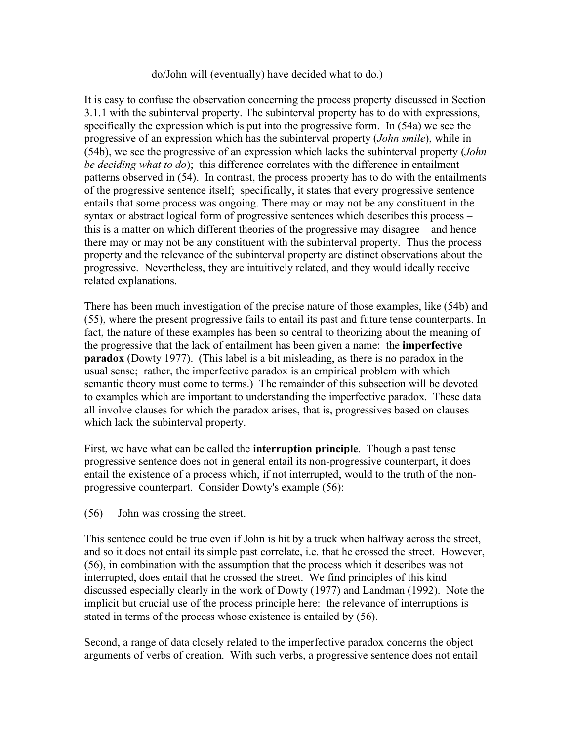do/John will (eventually) have decided what to do.)

It is easy to confuse the observation concerning the process property discussed in Section 3.1.1 with the subinterval property. The subinterval property has to do with expressions, specifically the expression which is put into the progressive form. In (54a) we see the progressive of an expression which has the subinterval property (*John smile*), while in (54b), we see the progressive of an expression which lacks the subinterval property (*John be deciding what to do*); this difference correlates with the difference in entailment patterns observed in (54). In contrast, the process property has to do with the entailments of the progressive sentence itself; specifically, it states that every progressive sentence entails that some process was ongoing. There may or may not be any constituent in the syntax or abstract logical form of progressive sentences which describes this process – this is a matter on which different theories of the progressive may disagree – and hence there may or may not be any constituent with the subinterval property. Thus the process property and the relevance of the subinterval property are distinct observations about the progressive. Nevertheless, they are intuitively related, and they would ideally receive related explanations.

There has been much investigation of the precise nature of those examples, like (54b) and (55), where the present progressive fails to entail its past and future tense counterparts. In fact, the nature of these examples has been so central to theorizing about the meaning of the progressive that the lack of entailment has been given a name: the **imperfective paradox** (Dowty 1977). (This label is a bit misleading, as there is no paradox in the usual sense; rather, the imperfective paradox is an empirical problem with which semantic theory must come to terms.) The remainder of this subsection will be devoted to examples which are important to understanding the imperfective paradox. These data all involve clauses for which the paradox arises, that is, progressives based on clauses which lack the subinterval property.

First, we have what can be called the **interruption principle**. Though a past tense progressive sentence does not in general entail its non-progressive counterpart, it does entail the existence of a process which, if not interrupted, would to the truth of the non-progressive counterpart. Consider Dowty's example (56):

(56) John was crossing the street.

This sentence could be true even if John is hit by a truck when halfway across the street, and so it does not entail its simple past correlate, i.e. that he crossed the street. However, (56), in combination with the assumption that the process which it describes was not interrupted, does entail that he crossed the street. We find principles of this kind discussed especially clearly in the work of Dowty (1977) and Landman (1992). Note the implicit but crucial use of the process principle here: the relevance of interruptions is stated in terms of the process whose existence is entailed by (56).

Second, a range of data closely related to the imperfective paradox concerns the object arguments of verbs of creation. With such verbs, a progressive sentence does not entail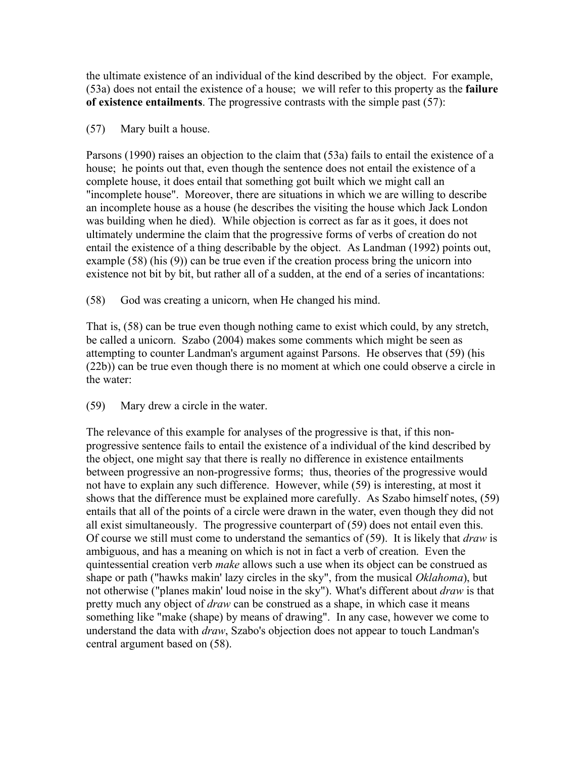the ultimate existence of an individual of the kind described by the object. For example, (53a) does not entail the existence of a house; we will refer to this property as the **failure of existence entailments**. The progressive contrasts with the simple past (57):

(57) Mary built a house.

Parsons (1990) raises an objection to the claim that (53a) fails to entail the existence of a house; he points out that, even though the sentence does not entail the existence of a complete house, it does entail that something got built which we might call an "incomplete house". Moreover, there are situations in which we are willing to describe an incomplete house as a house (he describes the visiting the house which Jack London was building when he died). While objection is correct as far as it goes, it does not ultimately undermine the claim that the progressive forms of verbs of creation do not entail the existence of a thing describable by the object. As Landman (1992) points out, example (58) (his (9)) can be true even if the creation process bring the unicorn into existence not bit by bit, but rather all of a sudden, at the end of a series of incantations:

(58) God was creating a unicorn, when He changed his mind.

That is, (58) can be true even though nothing came to exist which could, by any stretch, be called a unicorn. Szabo (2004) makes some comments which might be seen as attempting to counter Landman's argument against Parsons. He observes that (59) (his (22b)) can be true even though there is no moment at which one could observe a circle in the water:

(59) Mary drew a circle in the water.

The relevance of this example for analyses of the progressive is that, if this non-progressive sentence fails to entail the existence of a individual of the kind described by the object, one might say that there is really no difference in existence entailments between progressive an non-progressive forms; thus, theories of the progressive would not have to explain any such difference. However, while (59) is interesting, at most it shows that the difference must be explained more carefully. As Szabo himself notes, (59) entails that all of the points of a circle were drawn in the water, even though they did not all exist simultaneously. The progressive counterpart of (59) does not entail even this. Of course we still must come to understand the semantics of (59). It is likely that *draw* is ambiguous, and has a meaning on which is not in fact a verb of creation. Even the quintessential creation verb *make* allows such a use when its object can be construed as shape or path ("hawks makin' lazy circles in the sky", from the musical *Oklahoma*), but not otherwise ("planes makin' loud noise in the sky"). What's different about *draw* is that pretty much any object of *draw* can be construed as a shape, in which case it means something like "make (shape) by means of drawing". In any case, however we come to understand the data with *draw*, Szabo's objection does not appear to touch Landman's central argument based on (58).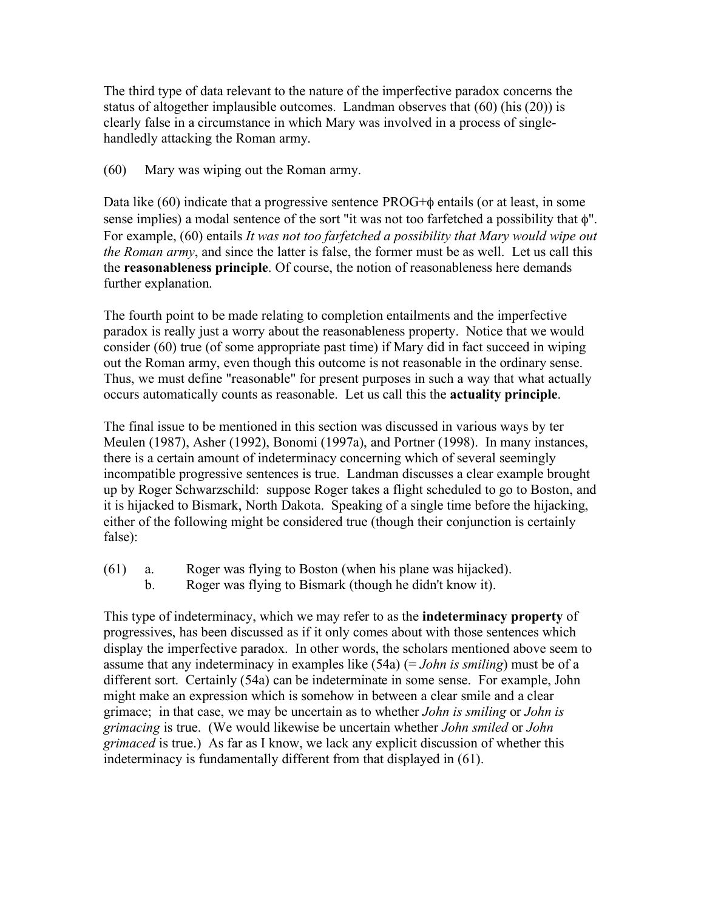The third type of data relevant to the nature of the imperfective paradox concerns the status of altogether implausible outcomes. Landman observes that (60) (his (20)) is clearly false in a circumstance in which Mary was involved in a process of single-handledly attacking the Roman army.

(60) Mary was wiping out the Roman army.

Data like (60) indicate that a progressive sentence PROG+$\phi$ entails (or at least, in some sense implies) a modal sentence of the sort "it was not too farfetched a possibility that $\phi$". For example, (60) entails *It was not too farfetched a possibility that Mary would wipe out the Roman army*, and since the latter is false, the former must be as well. Let us call this the **reasonableness principle**. Of course, the notion of reasonableness here demands further explanation.

The fourth point to be made relating to completion entailments and the imperfective paradox is really just a worry about the reasonableness property. Notice that we would consider (60) true (of some appropriate past time) if Mary did in fact succeed in wiping out the Roman army, even though this outcome is not reasonable in the ordinary sense. Thus, we must define "reasonable" for present purposes in such a way that what actually occurs automatically counts as reasonable. Let us call this the **actuality principle**.

The final issue to be mentioned in this section was discussed in various ways by ter Meulen (1987), Asher (1992), Bonomi (1997a), and Portner (1998). In many instances, there is a certain amount of indeterminacy concerning which of several seemingly incompatible progressive sentences is true. Landman discusses a clear example brought up by Roger Schwarzschild: suppose Roger takes a flight scheduled to go to Boston, and it is hijacked to Bismark, North Dakota. Speaking of a single time before the hijacking, either of the following might be considered true (though their conjunction is certainly false):

(61) a. Roger was flying to Boston (when his plane was hijacked).
b. Roger was flying to Bismark (though he didn't know it).

This type of indeterminacy, which we may refer to as the **indeterminacy property** of progressives, has been discussed as if it only comes about with those sentences which display the imperfective paradox. In other words, the scholars mentioned above seem to assume that any indeterminacy in examples like (54a) (= *John is smiling*) must be of a different sort. Certainly (54a) can be indeterminate in some sense. For example, John might make an expression which is somehow in between a clear smile and a clear grimace; in that case, we may be uncertain as to whether *John is smiling* or *John is grimacing* is true. (We would likewise be uncertain whether *John smiled* or *John grimaced* is true.) As far as I know, we lack any explicit discussion of whether this indeterminacy is fundamentally different from that displayed in (61).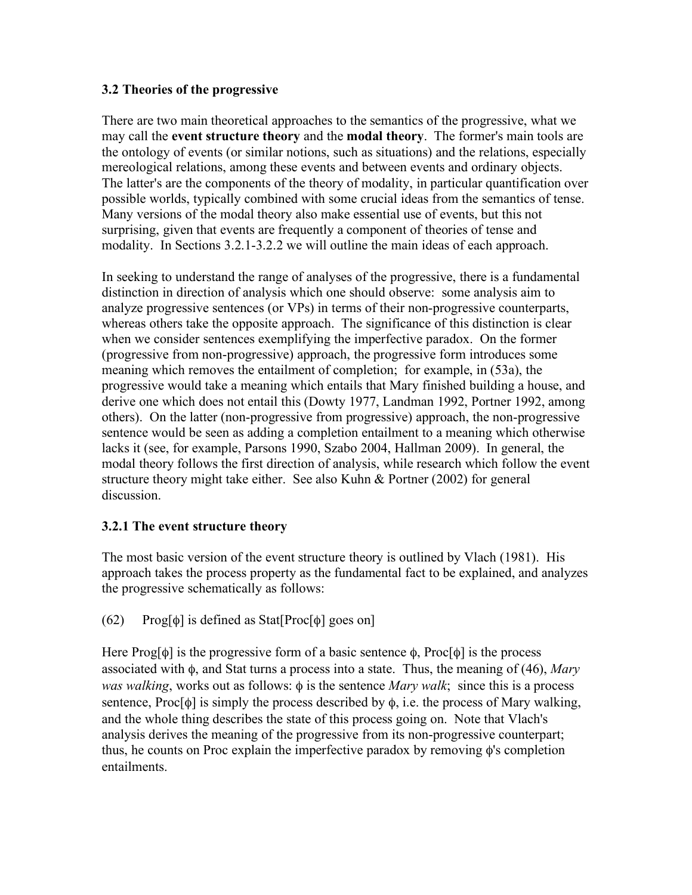### 3.2 Theories of the progressive

There are two main theoretical approaches to the semantics of the progressive, what we may call the **event structure theory** and the **modal theory**. The former's main tools are the ontology of events (or similar notions, such as situations) and the relations, especially mereological relations, among these events and between events and ordinary objects. The latter's are the components of the theory of modality, in particular quantification over possible worlds, typically combined with some crucial ideas from the semantics of tense. Many versions of the modal theory also make essential use of events, but this not surprising, given that events are frequently a component of theories of tense and modality. In Sections 3.2.1-3.2.2 we will outline the main ideas of each approach.

In seeking to understand the range of analyses of the progressive, there is a fundamental distinction in direction of analysis which one should observe: some analysis aim to analyze progressive sentences (or VPs) in terms of their non-progressive counterparts, whereas others take the opposite approach. The significance of this distinction is clear when we consider sentences exemplifying the imperfective paradox. On the former (progressive from non-progressive) approach, the progressive form introduces some meaning which removes the entailment of completion; for example, in (53a), the progressive would take a meaning which entails that Mary finished building a house, and derive one which does not entail this (Dowty 1977, Landman 1992, Portner 1992, among others). On the latter (non-progressive from progressive) approach, the non-progressive sentence would be seen as adding a completion entailment to a meaning which otherwise lacks it (see, for example, Parsons 1990, Szabo 2004, Hallman 2009). In general, the modal theory follows the first direction of analysis, while research which follow the event structure theory might take either. See also Kuhn & Portner (2002) for general discussion.

### 3.2.1 The event structure theory

The most basic version of the event structure theory is outlined by Vlach (1981). His approach takes the process property as the fundamental fact to be explained, and analyzes the progressive schematically as follows:

(62) Prog[$\phi$] is defined as Stat[Proc[$\phi$] goes on]

Here Prog[$\phi$] is the progressive form of a basic sentence $\phi$, Proc[$\phi$] is the process associated with $\phi$, and Stat turns a process into a state. Thus, the meaning of (46), *Mary was walking*, works out as follows: $\phi$ is the sentence *Mary walk*; since this is a process sentence, Proc[$\phi$] is simply the process described by $\phi$, i.e. the process of Mary walking, and the whole thing describes the state of this process going on. Note that Vlach's analysis derives the meaning of the progressive from its non-progressive counterpart; thus, he counts on Proc explain the imperfective paradox by removing $\phi$'s completion entailments.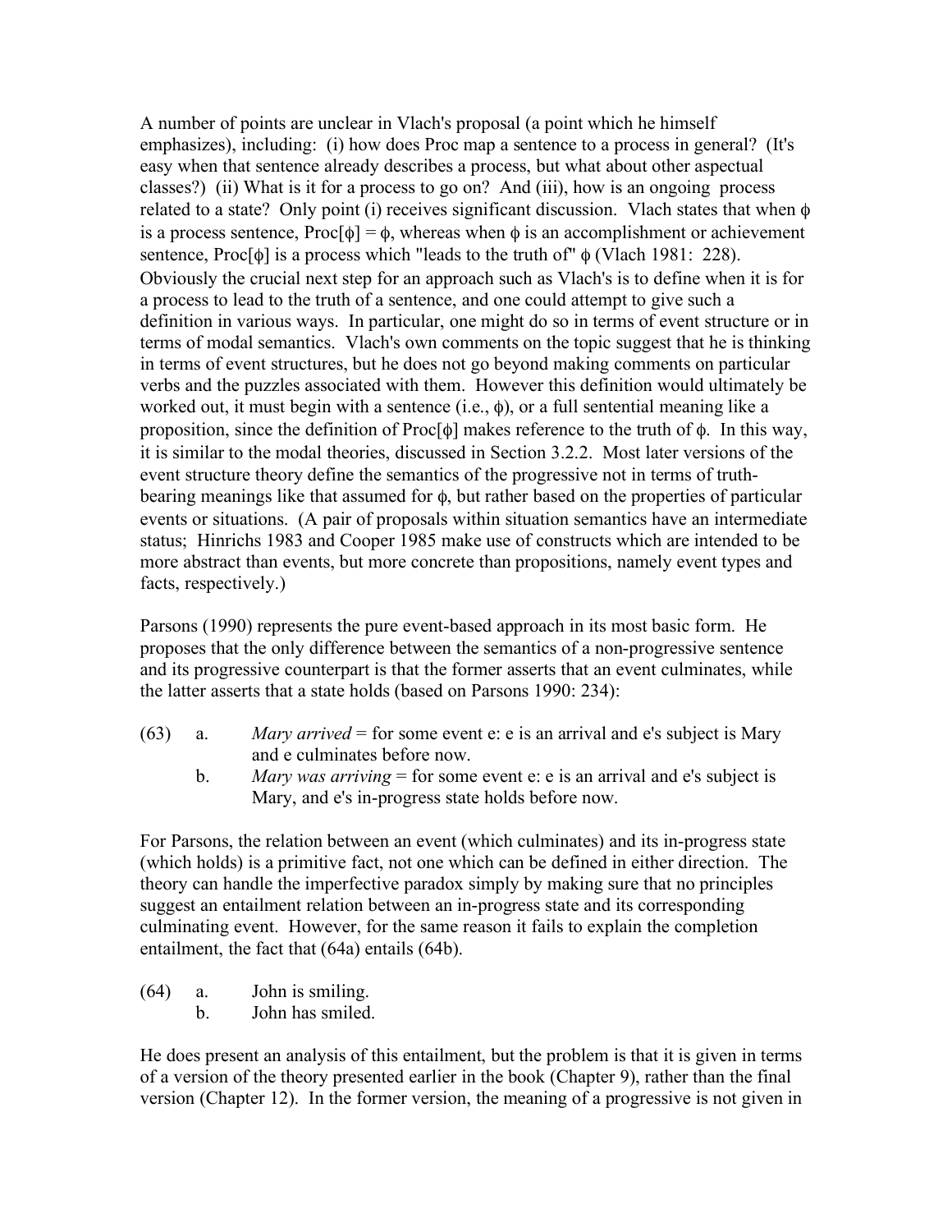A number of points are unclear in Vlach's proposal (a point which he himself emphasizes), including: (i) how does Proc map a sentence to a process in general? (It's easy when that sentence already describes a process, but what about other aspectual classes?) (ii) What is it for a process to go on? And (iii), how is an ongoing process related to a state? Only point (i) receives significant discussion. Vlach states that when $\phi$ is a process sentence, Proc[$\phi$] = $\phi$, whereas when $\phi$ is an accomplishment or achievement sentence, Proc[$\phi$] is a process which "leads to the truth of" $\phi$ (Vlach 1981: 228). Obviously the crucial next step for an approach such as Vlach's is to define when it is for a process to lead to the truth of a sentence, and one could attempt to give such a definition in various ways. In particular, one might do so in terms of event structure or in terms of modal semantics. Vlach's own comments on the topic suggest that he is thinking in terms of event structures, but he does not go beyond making comments on particular verbs and the puzzles associated with them. However this definition would ultimately be worked out, it must begin with a sentence (i.e., $\phi$), or a full sentential meaning like a proposition, since the definition of Proc[$\phi$] makes reference to the truth of $\phi$. In this way, it is similar to the modal theories, discussed in Section 3.2.2. Most later versions of the event structure theory define the semantics of the progressive not in terms of truth-bearing meanings like that assumed for $\phi$, but rather based on the properties of particular events or situations. (A pair of proposals within situation semantics have an intermediate status; Hinrichs 1983 and Cooper 1985 make use of constructs which are intended to be more abstract than events, but more concrete than propositions, namely event types and facts, respectively.)

Parsons (1990) represents the pure event-based approach in its most basic form. He proposes that the only difference between the semantics of a non-progressive sentence and its progressive counterpart is that the former asserts that an event culminates, while the latter asserts that a state holds (based on Parsons 1990: 234):

(63) a. *Mary arrived* = for some event e: e is an arrival and e's subject is Mary and e culminates before now.

b. *Mary was arriving* = for some event e: e is an arrival and e's subject is Mary, and e's in-progress state holds before now.

For Parsons, the relation between an event (which culminates) and its in-progress state (which holds) is a primitive fact, not one which can be defined in either direction. The theory can handle the imperfective paradox simply by making sure that no principles suggest an entailment relation between an in-progress state and its corresponding culminating event. However, for the same reason it fails to explain the completion entailment, the fact that (64a) entails (64b).

(64) a. John is smiling.

b. John has smiled.

He does present an analysis of this entailment, but the problem is that it is given in terms of a version of the theory presented earlier in the book (Chapter 9), rather than the final version (Chapter 12). In the former version, the meaning of a progressive is not given in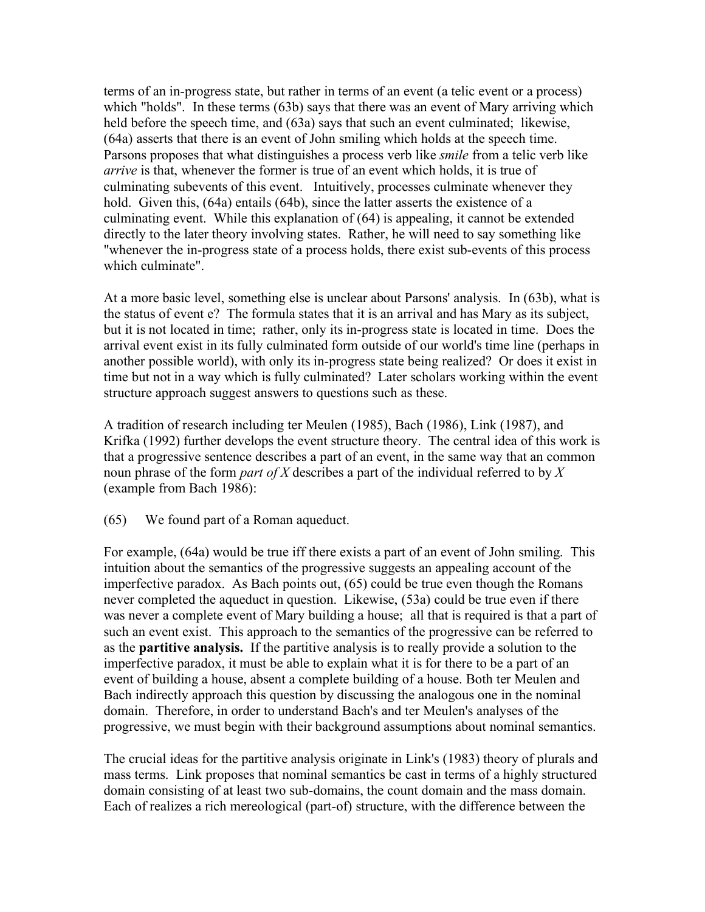terms of an in-progress state, but rather in terms of an event (a telic event or a process) which "holds". In these terms (63b) says that there was an event of Mary arriving which held before the speech time, and (63a) says that such an event culminated; likewise, (64a) asserts that there is an event of John smiling which holds at the speech time. Parsons proposes that what distinguishes a process verb like *smile* from a telic verb like *arrive* is that, whenever the former is true of an event which holds, it is true of culminating subevents of this event. Intuitively, processes culminate whenever they hold. Given this, (64a) entails (64b), since the latter asserts the existence of a culminating event. While this explanation of (64) is appealing, it cannot be extended directly to the later theory involving states. Rather, he will need to say something like "whenever the in-progress state of a process holds, there exist sub-events of this process which culminate".

At a more basic level, something else is unclear about Parsons' analysis. In (63b), what is the status of event e? The formula states that it is an arrival and has Mary as its subject, but it is not located in time; rather, only its in-progress state is located in time. Does the arrival event exist in its fully culminated form outside of our world's time line (perhaps in another possible world), with only its in-progress state being realized? Or does it exist in time but not in a way which is fully culminated? Later scholars working within the event structure approach suggest answers to questions such as these.

A tradition of research including ter Meulen (1985), Bach (1986), Link (1987), and Krifka (1992) further develops the event structure theory. The central idea of this work is that a progressive sentence describes a part of an event, in the same way that an common noun phrase of the form *part of X* describes a part of the individual referred to by *X* (example from Bach 1986):

(65) We found part of a Roman aqueduct.

For example, (64a) would be true iff there exists a part of an event of John smiling. This intuition about the semantics of the progressive suggests an appealing account of the imperfective paradox. As Bach points out, (65) could be true even though the Romans never completed the aqueduct in question. Likewise, (53a) could be true even if there was never a complete event of Mary building a house; all that is required is that a part of such an event exist. This approach to the semantics of the progressive can be referred to as the **partitive analysis.** If the partitive analysis is to really provide a solution to the imperfective paradox, it must be able to explain what it is for there to be a part of an event of building a house, absent a complete building of a house. Both ter Meulen and Bach indirectly approach this question by discussing the analogous one in the nominal domain. Therefore, in order to understand Bach's and ter Meulen's analyses of the progressive, we must begin with their background assumptions about nominal semantics.

The crucial ideas for the partitive analysis originate in Link's (1983) theory of plurals and mass terms. Link proposes that nominal semantics be cast in terms of a highly structured domain consisting of at least two sub-domains, the count domain and the mass domain. Each of realizes a rich mereological (part-of) structure, with the difference between the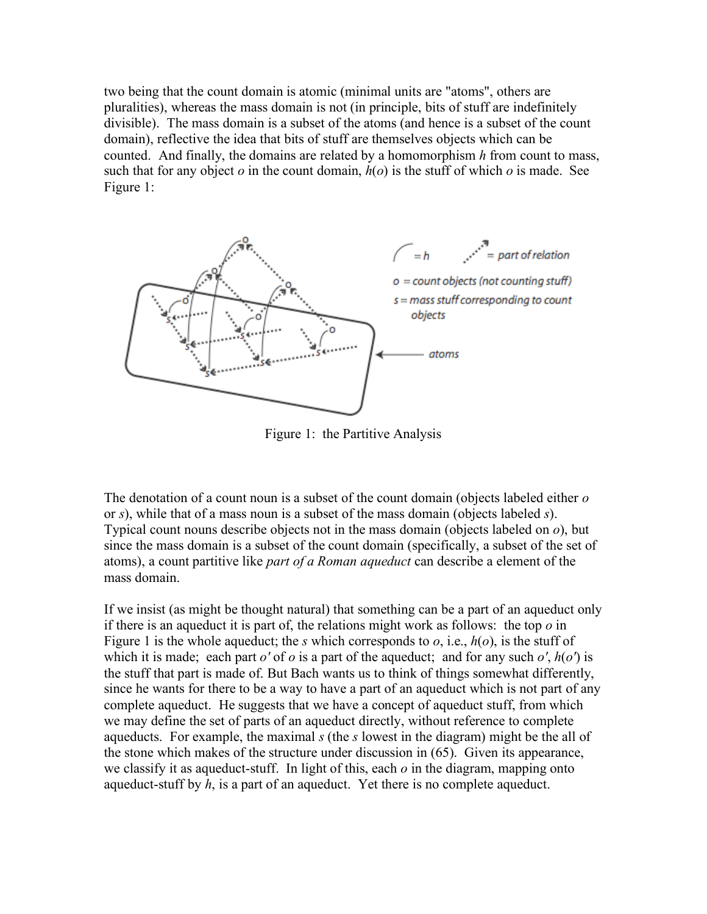two being that the count domain is atomic (minimal units are "atoms", others are pluralities), whereas the mass domain is not (in principle, bits of stuff are indefinitely divisible). The mass domain is a subset of the atoms (and hence is a subset of the count domain), reflective the idea that bits of stuff are themselves objects which can be counted. And finally, the domains are related by a homomorphism *h* from count to mass, such that for any object *o* in the count domain, *h*(*o*) is the stuff of which *o* is made. See Figure 1:

= h

= part of relation

o = count objects (not counting stuff)

s = mass stuff corresponding to count objects

atoms

Figure 1: the Partitive Analysis

The denotation of a count noun is a subset of the count domain (objects labeled either *o* or *s*), while that of a mass noun is a subset of the mass domain (objects labeled *s*). Typical count nouns describe objects not in the mass domain (objects labeled on *o*), but since the mass domain is a subset of the count domain (specifically, a subset of the set of atoms), a count partitive like *part of a Roman aqueduct* can describe a element of the mass domain.

If we insist (as might be thought natural) that something can be a part of an aqueduct only if there is an aqueduct it is part of, the relations might work as follows: the top *o* in Figure 1 is the whole aqueduct; the *s* which corresponds to *o*, i.e., *h*(*o*), is the stuff of which it is made; each part *o′* of *o* is a part of the aqueduct; and for any such *o′*, *h*(*o′*) is the stuff that part is made of. But Bach wants us to think of things somewhat differently, since he wants for there to be a way to have a part of an aqueduct which is not part of any complete aqueduct. He suggests that we have a concept of aqueduct stuff, from which we may define the set of parts of an aqueduct directly, without reference to complete aqueducts. For example, the maximal *s* (the *s* lowest in the diagram) might be the all of the stone which makes of the structure under discussion in (65). Given its appearance, we classify it as aqueduct-stuff. In light of this, each *o* in the diagram, mapping onto aqueduct-stuff by *h*, is a part of an aqueduct. Yet there is no complete aqueduct.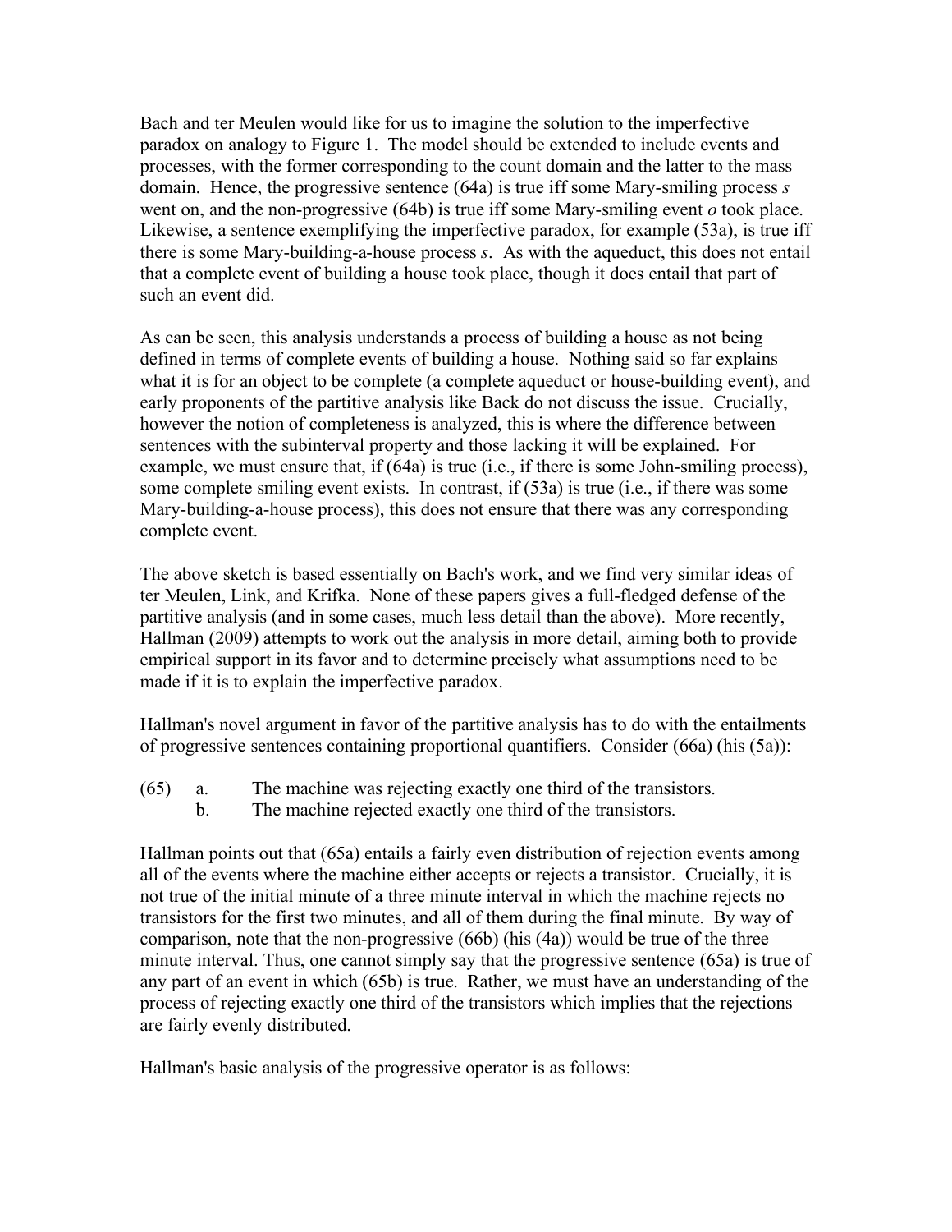Bach and ter Meulen would like for us to imagine the solution to the imperfective paradox on analogy to Figure 1. The model should be extended to include events and processes, with the former corresponding to the count domain and the latter to the mass domain. Hence, the progressive sentence (64a) is true iff some Mary-smiling process *s* went on, and the non-progressive (64b) is true iff some Mary-smiling event *o* took place. Likewise, a sentence exemplifying the imperfective paradox, for example (53a), is true iff there is some Mary-building-a-house process *s*. As with the aqueduct, this does not entail that a complete event of building a house took place, though it does entail that part of such an event did.

As can be seen, this analysis understands a process of building a house as not being defined in terms of complete events of building a house. Nothing said so far explains what it is for an object to be complete (a complete aqueduct or house-building event), and early proponents of the partitive analysis like Back do not discuss the issue. Crucially, however the notion of completeness is analyzed, this is where the difference between sentences with the subinterval property and those lacking it will be explained. For example, we must ensure that, if (64a) is true (i.e., if there is some John-smiling process), some complete smiling event exists. In contrast, if (53a) is true (i.e., if there was some Mary-building-a-house process), this does not ensure that there was any corresponding complete event.

The above sketch is based essentially on Bach's work, and we find very similar ideas of ter Meulen, Link, and Krifka. None of these papers gives a full-fledged defense of the partitive analysis (and in some cases, much less detail than the above). More recently, Hallman (2009) attempts to work out the analysis in more detail, aiming both to provide empirical support in its favor and to determine precisely what assumptions need to be made if it is to explain the imperfective paradox.

Hallman's novel argument in favor of the partitive analysis has to do with the entailments of progressive sentences containing proportional quantifiers. Consider (66a) (his (5a)):

(65) a. The machine was rejecting exactly one third of the transistors.
     b. The machine rejected exactly one third of the transistors.

Hallman points out that (65a) entails a fairly even distribution of rejection events among all of the events where the machine either accepts or rejects a transistor. Crucially, it is not true of the initial minute of a three minute interval in which the machine rejects no transistors for the first two minutes, and all of them during the final minute. By way of comparison, note that the non-progressive (66b) (his (4a)) would be true of the three minute interval. Thus, one cannot simply say that the progressive sentence (65a) is true of any part of an event in which (65b) is true. Rather, we must have an understanding of the process of rejecting exactly one third of the transistors which implies that the rejections are fairly evenly distributed.

Hallman's basic analysis of the progressive operator is as follows: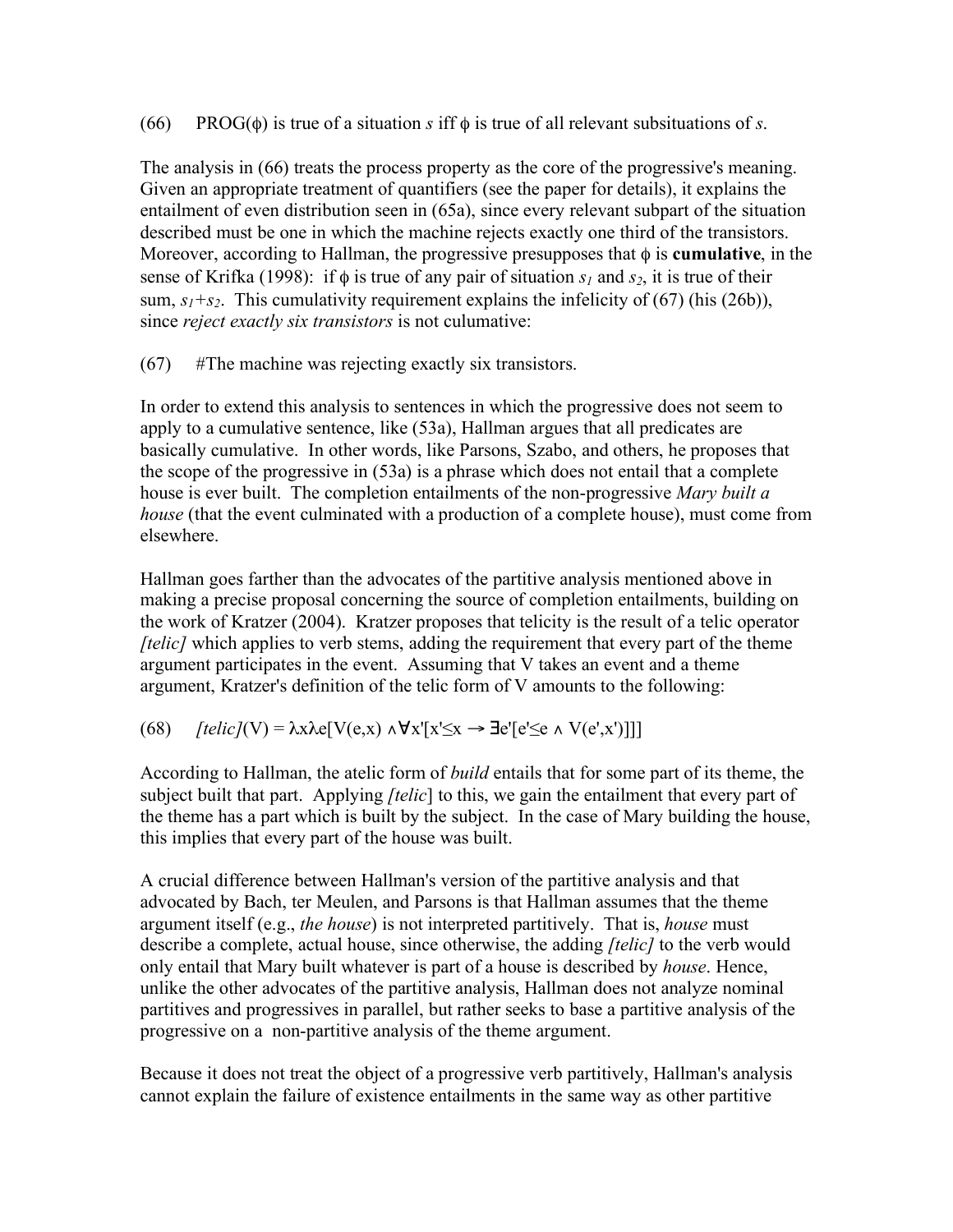(66)  PROG(ϕ) is true of a situation *s* iff ϕ is true of all relevant subsituations of *s*.

The analysis in (66) treats the process property as the core of the progressive's meaning. Given an appropriate treatment of quantifiers (see the paper for details), it explains the entailment of even distribution seen in (65a), since every relevant subpart of the situation described must be one in which the machine rejects exactly one third of the transistors. Moreover, according to Hallman, the progressive presupposes that ϕ is **cumulative**, in the sense of Krifka (1998): if ϕ is true of any pair of situation $s_1$ and $s_2$, it is true of their sum, $s_1+s_2$. This cumulativity requirement explains the infelicity of (67) (his (26b)), since *reject exactly six transistors* is not culumative:

(67)  #The machine was rejecting exactly six transistors.

In order to extend this analysis to sentences in which the progressive does not seem to apply to a cumulative sentence, like (53a), Hallman argues that all predicates are basically cumulative. In other words, like Parsons, Szabo, and others, he proposes that the scope of the progressive in (53a) is a phrase which does not entail that a complete house is ever built. The completion entailments of the non-progressive *Mary built a house* (that the event culminated with a production of a complete house), must come from elsewhere.

Hallman goes farther than the advocates of the partitive analysis mentioned above in making a precise proposal concerning the source of completion entailments, building on the work of Kratzer (2004). Kratzer proposes that telicity is the result of a telic operator *[telic]* which applies to verb stems, adding the requirement that every part of the theme argument participates in the event. Assuming that V takes an event and a theme argument, Kratzer's definition of the telic form of V amounts to the following:

(68)  $[telic](V) = \lambda x \lambda e[V(e,x) \wedge \forall x'[x' \leq x \rightarrow \exists e'[e' \leq e \wedge V(e',x')]]]$

According to Hallman, the atelic form of *build* entails that for some part of its theme, the subject built that part. Applying *[telic*] to this, we gain the entailment that every part of the theme has a part which is built by the subject. In the case of Mary building the house, this implies that every part of the house was built.

A crucial difference between Hallman's version of the partitive analysis and that advocated by Bach, ter Meulen, and Parsons is that Hallman assumes that the theme argument itself (e.g., *the house*) is not interpreted partitively. That is, *house* must describe a complete, actual house, since otherwise, the adding *[telic]* to the verb would only entail that Mary built whatever is part of a house is described by *house*. Hence, unlike the other advocates of the partitive analysis, Hallman does not analyze nominal partitives and progressives in parallel, but rather seeks to base a partitive analysis of the progressive on a non-partitive analysis of the theme argument.

Because it does not treat the object of a progressive verb partitively, Hallman's analysis cannot explain the failure of existence entailments in the same way as other partitive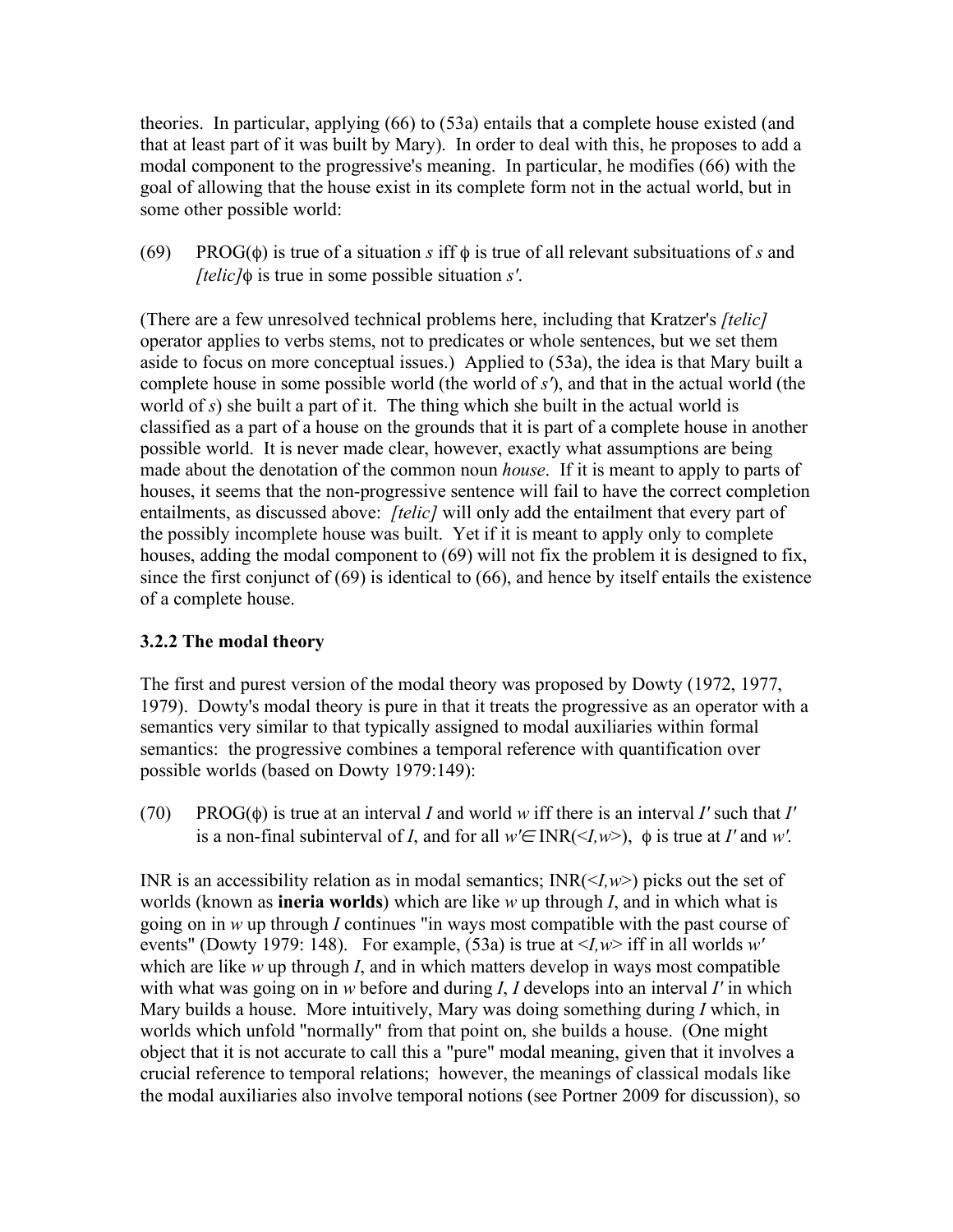theories. In particular, applying (66) to (53a) entails that a complete house existed (and that at least part of it was built by Mary). In order to deal with this, he proposes to add a modal component to the progressive's meaning. In particular, he modifies (66) with the goal of allowing that the house exist in its complete form not in the actual world, but in some other possible world:

(69) PROG($\phi$) is true of a situation *s* iff $\phi$ is true of all relevant subsituations of *s* and *[telic]*$\phi$ is true in some possible situation *s′*.

(There are a few unresolved technical problems here, including that Kratzer's *[telic]* operator applies to verbs stems, not to predicates or whole sentences, but we set them aside to focus on more conceptual issues.) Applied to (53a), the idea is that Mary built a complete house in some possible world (the world of *s′*), and that in the actual world (the world of *s*) she built a part of it. The thing which she built in the actual world is classified as a part of a house on the grounds that it is part of a complete house in another possible world. It is never made clear, however, exactly what assumptions are being made about the denotation of the common noun *house*. If it is meant to apply to parts of houses, it seems that the non-progressive sentence will fail to have the correct completion entailments, as discussed above: *[telic]* will only add the entailment that every part of the possibly incomplete house was built. Yet if it is meant to apply only to complete houses, adding the modal component to (69) will not fix the problem it is designed to fix, since the first conjunct of (69) is identical to (66), and hence by itself entails the existence of a complete house.

### 3.2.2 The modal theory

The first and purest version of the modal theory was proposed by Dowty (1972, 1977, 1979). Dowty's modal theory is pure in that it treats the progressive as an operator with a semantics very similar to that typically assigned to modal auxiliaries within formal semantics: the progressive combines a temporal reference with quantification over possible worlds (based on Dowty 1979:149):

(70) PROG($\phi$) is true at an interval *I* and world *w* iff there is an interval *I′* such that *I′* is a non-final subinterval of *I*, and for all $w' \in \text{INR}(<I,w>)$, $\phi$ is true at *I′* and *w′*.

INR is an accessibility relation as in modal semantics; INR($<I,w>$) picks out the set of worlds (known as **ineria worlds**) which are like *w* up through *I*, and in which what is going on in *w* up through *I* continues "in ways most compatible with the past course of events" (Dowty 1979: 148). For example, (53a) is true at $<I,w>$ iff in all worlds *w′* which are like *w* up through *I*, and in which matters develop in ways most compatible with what was going on in *w* before and during *I*, *I* develops into an interval *I′* in which Mary builds a house. More intuitively, Mary was doing something during *I* which, in worlds which unfold "normally" from that point on, she builds a house. (One might object that it is not accurate to call this a "pure" modal meaning, given that it involves a crucial reference to temporal relations; however, the meanings of classical modals like the modal auxiliaries also involve temporal notions (see Portner 2009 for discussion), so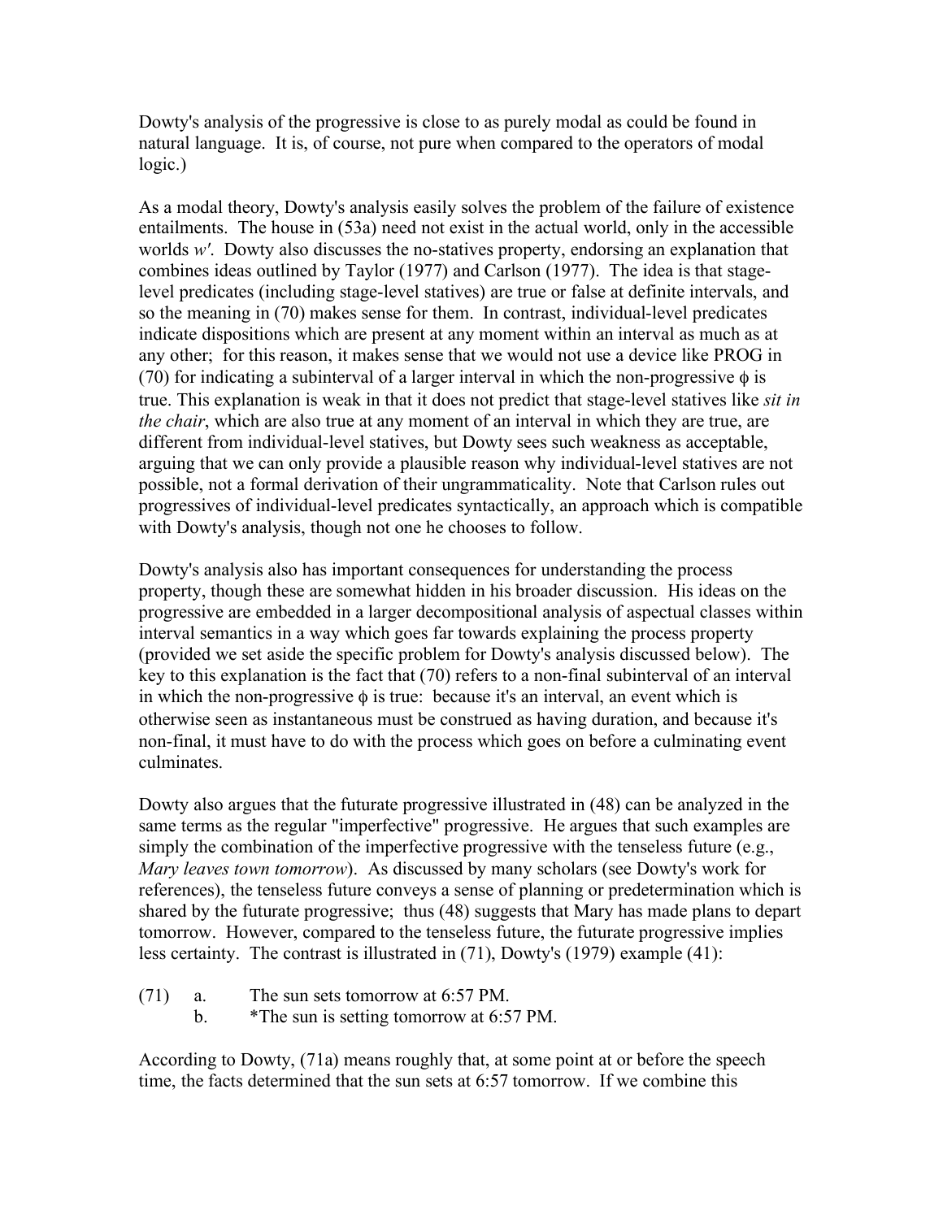Dowty's analysis of the progressive is close to as purely modal as could be found in natural language. It is, of course, not pure when compared to the operators of modal logic.)

As a modal theory, Dowty's analysis easily solves the problem of the failure of existence entailments. The house in (53a) need not exist in the actual world, only in the accessible worlds *w'*. Dowty also discusses the no-statives property, endorsing an explanation that combines ideas outlined by Taylor (1977) and Carlson (1977). The idea is that stage-level predicates (including stage-level statives) are true or false at definite intervals, and so the meaning in (70) makes sense for them. In contrast, individual-level predicates indicate dispositions which are present at any moment within an interval as much as at any other; for this reason, it makes sense that we would not use a device like PROG in (70) for indicating a subinterval of a larger interval in which the non-progressive $\phi$ is true. This explanation is weak in that it does not predict that stage-level statives like *sit in the chair*, which are also true at any moment of an interval in which they are true, are different from individual-level statives, but Dowty sees such weakness as acceptable, arguing that we can only provide a plausible reason why individual-level statives are not possible, not a formal derivation of their ungrammaticality. Note that Carlson rules out progressives of individual-level predicates syntactically, an approach which is compatible with Dowty's analysis, though not one he chooses to follow.

Dowty's analysis also has important consequences for understanding the process property, though these are somewhat hidden in his broader discussion. His ideas on the progressive are embedded in a larger decompositional analysis of aspectual classes within interval semantics in a way which goes far towards explaining the process property (provided we set aside the specific problem for Dowty's analysis discussed below). The key to this explanation is the fact that (70) refers to a non-final subinterval of an interval in which the non-progressive $\phi$ is true: because it's an interval, an event which is otherwise seen as instantaneous must be construed as having duration, and because it's non-final, it must have to do with the process which goes on before a culminating event culminates.

Dowty also argues that the futurate progressive illustrated in (48) can be analyzed in the same terms as the regular "imperfective" progressive. He argues that such examples are simply the combination of the imperfective progressive with the tenseless future (e.g., *Mary leaves town tomorrow*). As discussed by many scholars (see Dowty's work for references), the tenseless future conveys a sense of planning or predetermination which is shared by the futurate progressive; thus (48) suggests that Mary has made plans to depart tomorrow. However, compared to the tenseless future, the futurate progressive implies less certainty. The contrast is illustrated in (71), Dowty's (1979) example (41):

(71) a. The sun sets tomorrow at 6:57 PM.
     b. *The sun is setting tomorrow at 6:57 PM.

According to Dowty, (71a) means roughly that, at some point at or before the speech time, the facts determined that the sun sets at 6:57 tomorrow. If we combine this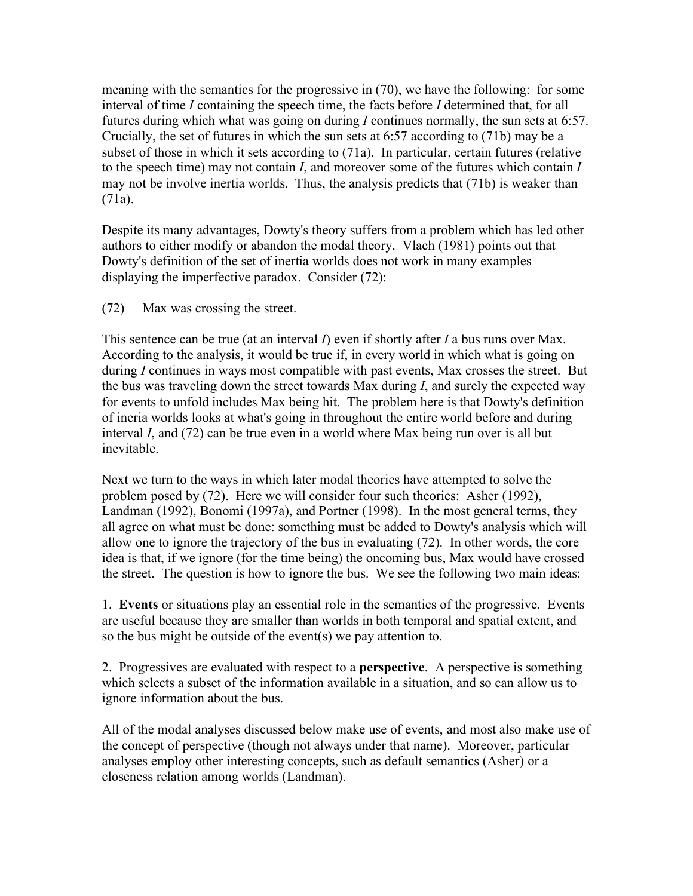meaning with the semantics for the progressive in (70), we have the following: for some interval of time *I* containing the speech time, the facts before *I* determined that, for all futures during which what was going on during *I* continues normally, the sun sets at 6:57. Crucially, the set of futures in which the sun sets at 6:57 according to (71b) may be a subset of those in which it sets according to (71a). In particular, certain futures (relative to the speech time) may not contain *I*, and moreover some of the futures which contain *I* may not be involve inertia worlds. Thus, the analysis predicts that (71b) is weaker than (71a).

Despite its many advantages, Dowty's theory suffers from a problem which has led other authors to either modify or abandon the modal theory. Vlach (1981) points out that Dowty's definition of the set of inertia worlds does not work in many examples displaying the imperfective paradox. Consider (72):

(72) Max was crossing the street.

This sentence can be true (at an interval *I*) even if shortly after *I* a bus runs over Max. According to the analysis, it would be true if, in every world in which what is going on during *I* continues in ways most compatible with past events, Max crosses the street. But the bus was traveling down the street towards Max during *I*, and surely the expected way for events to unfold includes Max being hit. The problem here is that Dowty's definition of ineria worlds looks at what's going in throughout the entire world before and during interval *I*, and (72) can be true even in a world where Max being run over is all but inevitable.

Next we turn to the ways in which later modal theories have attempted to solve the problem posed by (72). Here we will consider four such theories: Asher (1992), Landman (1992), Bonomi (1997a), and Portner (1998). In the most general terms, they all agree on what must be done: something must be added to Dowty's analysis which will allow one to ignore the trajectory of the bus in evaluating (72). In other words, the core idea is that, if we ignore (for the time being) the oncoming bus, Max would have crossed the street. The question is how to ignore the bus. We see the following two main ideas:

1. **Events** or situations play an essential role in the semantics of the progressive. Events are useful because they are smaller than worlds in both temporal and spatial extent, and so the bus might be outside of the event(s) we pay attention to.

2. Progressives are evaluated with respect to a **perspective**. A perspective is something which selects a subset of the information available in a situation, and so can allow us to ignore information about the bus.

All of the modal analyses discussed below make use of events, and most also make use of the concept of perspective (though not always under that name). Moreover, particular analyses employ other interesting concepts, such as default semantics (Asher) or a closeness relation among worlds (Landman).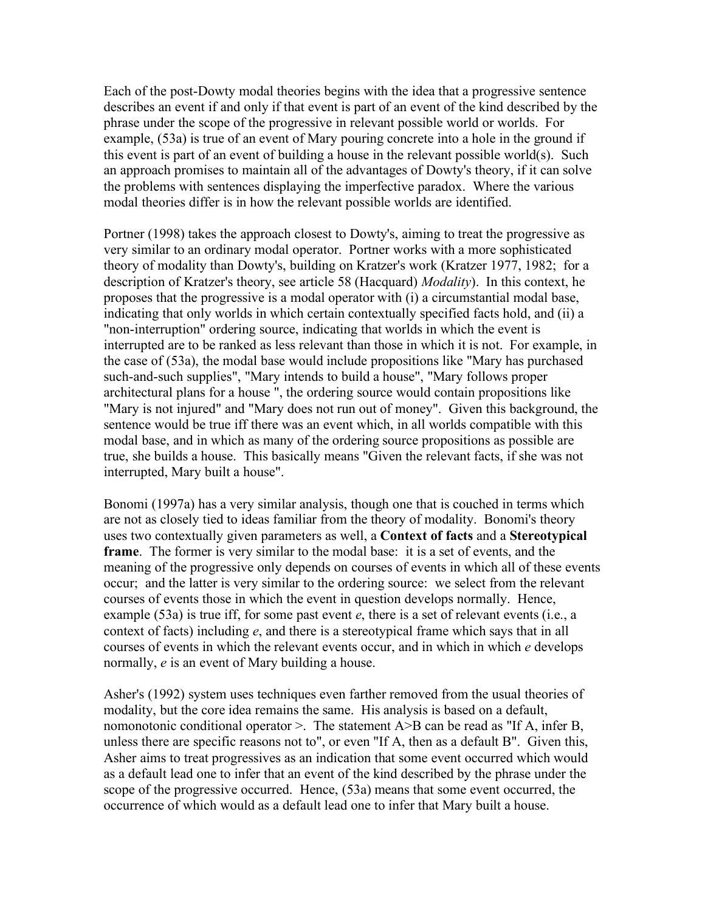Each of the post-Dowty modal theories begins with the idea that a progressive sentence describes an event if and only if that event is part of an event of the kind described by the phrase under the scope of the progressive in relevant possible world or worlds. For example, (53a) is true of an event of Mary pouring concrete into a hole in the ground if this event is part of an event of building a house in the relevant possible world(s). Such an approach promises to maintain all of the advantages of Dowty's theory, if it can solve the problems with sentences displaying the imperfective paradox. Where the various modal theories differ is in how the relevant possible worlds are identified.

Portner (1998) takes the approach closest to Dowty's, aiming to treat the progressive as very similar to an ordinary modal operator. Portner works with a more sophisticated theory of modality than Dowty's, building on Kratzer's work (Kratzer 1977, 1982; for a description of Kratzer's theory, see article 58 (Hacquard) *Modality*). In this context, he proposes that the progressive is a modal operator with (i) a circumstantial modal base, indicating that only worlds in which certain contextually specified facts hold, and (ii) a "non-interruption" ordering source, indicating that worlds in which the event is interrupted are to be ranked as less relevant than those in which it is not. For example, in the case of (53a), the modal base would include propositions like "Mary has purchased such-and-such supplies", "Mary intends to build a house", "Mary follows proper architectural plans for a house ", the ordering source would contain propositions like "Mary is not injured" and "Mary does not run out of money". Given this background, the sentence would be true iff there was an event which, in all worlds compatible with this modal base, and in which as many of the ordering source propositions as possible are true, she builds a house. This basically means "Given the relevant facts, if she was not interrupted, Mary built a house".

Bonomi (1997a) has a very similar analysis, though one that is couched in terms which are not as closely tied to ideas familiar from the theory of modality. Bonomi's theory uses two contextually given parameters as well, a **Context of facts** and a **Stereotypical frame**. The former is very similar to the modal base: it is a set of events, and the meaning of the progressive only depends on courses of events in which all of these events occur; and the latter is very similar to the ordering source: we select from the relevant courses of events those in which the event in question develops normally. Hence, example (53a) is true iff, for some past event *e*, there is a set of relevant events (i.e., a context of facts) including *e*, and there is a stereotypical frame which says that in all courses of events in which the relevant events occur, and in which in which *e* develops normally, *e* is an event of Mary building a house.

Asher's (1992) system uses techniques even farther removed from the usual theories of modality, but the core idea remains the same. His analysis is based on a default, nomonotonic conditional operator >. The statement A>B can be read as "If A, infer B, unless there are specific reasons not to", or even "If A, then as a default B". Given this, Asher aims to treat progressives as an indication that some event occurred which would as a default lead one to infer that an event of the kind described by the phrase under the scope of the progressive occurred. Hence, (53a) means that some event occurred, the occurrence of which would as a default lead one to infer that Mary built a house.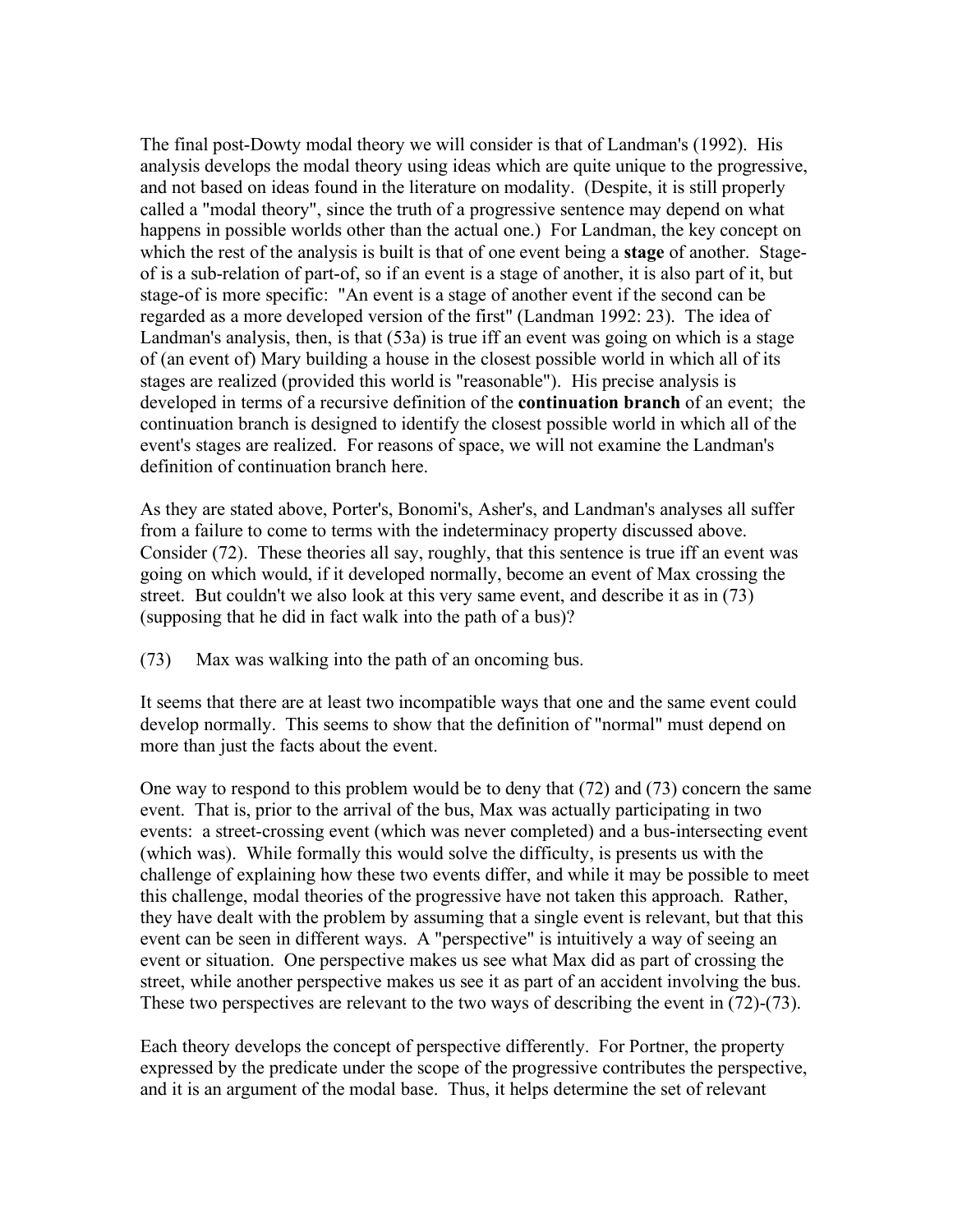The final post-Dowty modal theory we will consider is that of Landman's (1992). His analysis develops the modal theory using ideas which are quite unique to the progressive, and not based on ideas found in the literature on modality. (Despite, it is still properly called a "modal theory", since the truth of a progressive sentence may depend on what happens in possible worlds other than the actual one.) For Landman, the key concept on which the rest of the analysis is built is that of one event being a **stage** of another. Stage-of is a sub-relation of part-of, so if an event is a stage of another, it is also part of it, but stage-of is more specific: "An event is a stage of another event if the second can be regarded as a more developed version of the first" (Landman 1992: 23). The idea of Landman's analysis, then, is that (53a) is true iff an event was going on which is a stage of (an event of) Mary building a house in the closest possible world in which all of its stages are realized (provided this world is "reasonable"). His precise analysis is developed in terms of a recursive definition of the **continuation branch** of an event; the continuation branch is designed to identify the closest possible world in which all of the event's stages are realized. For reasons of space, we will not examine the Landman's definition of continuation branch here.

As they are stated above, Porter's, Bonomi's, Asher's, and Landman's analyses all suffer from a failure to come to terms with the indeterminacy property discussed above. Consider (72). These theories all say, roughly, that this sentence is true iff an event was going on which would, if it developed normally, become an event of Max crossing the street. But couldn't we also look at this very same event, and describe it as in (73) (supposing that he did in fact walk into the path of a bus)?

(73) Max was walking into the path of an oncoming bus.

It seems that there are at least two incompatible ways that one and the same event could develop normally. This seems to show that the definition of "normal" must depend on more than just the facts about the event.

One way to respond to this problem would be to deny that (72) and (73) concern the same event. That is, prior to the arrival of the bus, Max was actually participating in two events: a street-crossing event (which was never completed) and a bus-intersecting event (which was). While formally this would solve the difficulty, is presents us with the challenge of explaining how these two events differ, and while it may be possible to meet this challenge, modal theories of the progressive have not taken this approach. Rather, they have dealt with the problem by assuming that a single event is relevant, but that this event can be seen in different ways. A "perspective" is intuitively a way of seeing an event or situation. One perspective makes us see what Max did as part of crossing the street, while another perspective makes us see it as part of an accident involving the bus. These two perspectives are relevant to the two ways of describing the event in (72)-(73).

Each theory develops the concept of perspective differently. For Portner, the property expressed by the predicate under the scope of the progressive contributes the perspective, and it is an argument of the modal base. Thus, it helps determine the set of relevant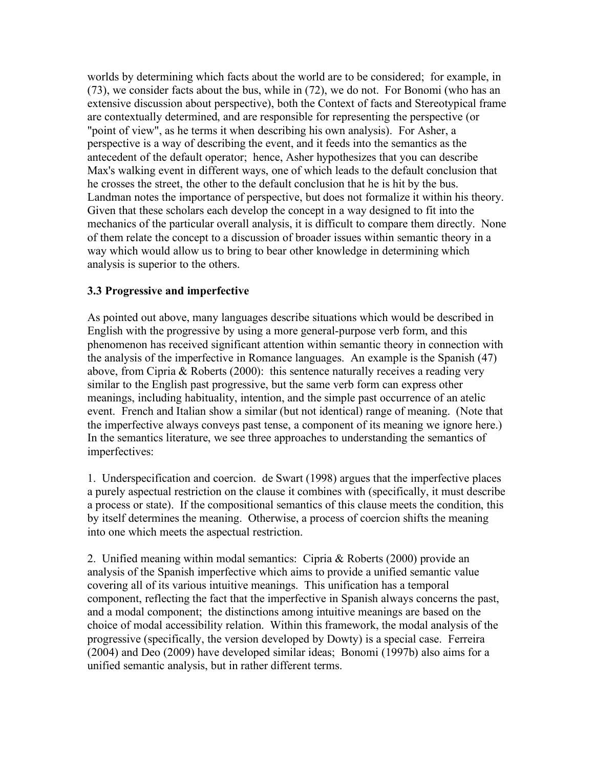worlds by determining which facts about the world are to be considered; for example, in (73), we consider facts about the bus, while in (72), we do not. For Bonomi (who has an extensive discussion about perspective), both the Context of facts and Stereotypical frame are contextually determined, and are responsible for representing the perspective (or "point of view", as he terms it when describing his own analysis). For Asher, a perspective is a way of describing the event, and it feeds into the semantics as the antecedent of the default operator; hence, Asher hypothesizes that you can describe Max's walking event in different ways, one of which leads to the default conclusion that he crosses the street, the other to the default conclusion that he is hit by the bus. Landman notes the importance of perspective, but does not formalize it within his theory. Given that these scholars each develop the concept in a way designed to fit into the mechanics of the particular overall analysis, it is difficult to compare them directly. None of them relate the concept to a discussion of broader issues within semantic theory in a way which would allow us to bring to bear other knowledge in determining which analysis is superior to the others.

### 3.3 Progressive and imperfective

As pointed out above, many languages describe situations which would be described in English with the progressive by using a more general-purpose verb form, and this phenomenon has received significant attention within semantic theory in connection with the analysis of the imperfective in Romance languages. An example is the Spanish (47) above, from Cipria & Roberts (2000): this sentence naturally receives a reading very similar to the English past progressive, but the same verb form can express other meanings, including habituality, intention, and the simple past occurrence of an atelic event. French and Italian show a similar (but not identical) range of meaning. (Note that the imperfective always conveys past tense, a component of its meaning we ignore here.) In the semantics literature, we see three approaches to understanding the semantics of imperfectives:

1. Underspecification and coercion. de Swart (1998) argues that the imperfective places a purely aspectual restriction on the clause it combines with (specifically, it must describe a process or state). If the compositional semantics of this clause meets the condition, this by itself determines the meaning. Otherwise, a process of coercion shifts the meaning into one which meets the aspectual restriction.

2. Unified meaning within modal semantics: Cipria & Roberts (2000) provide an analysis of the Spanish imperfective which aims to provide a unified semantic value covering all of its various intuitive meanings. This unification has a temporal component, reflecting the fact that the imperfective in Spanish always concerns the past, and a modal component; the distinctions among intuitive meanings are based on the choice of modal accessibility relation. Within this framework, the modal analysis of the progressive (specifically, the version developed by Dowty) is a special case. Ferreira (2004) and Deo (2009) have developed similar ideas; Bonomi (1997b) also aims for a unified semantic analysis, but in rather different terms.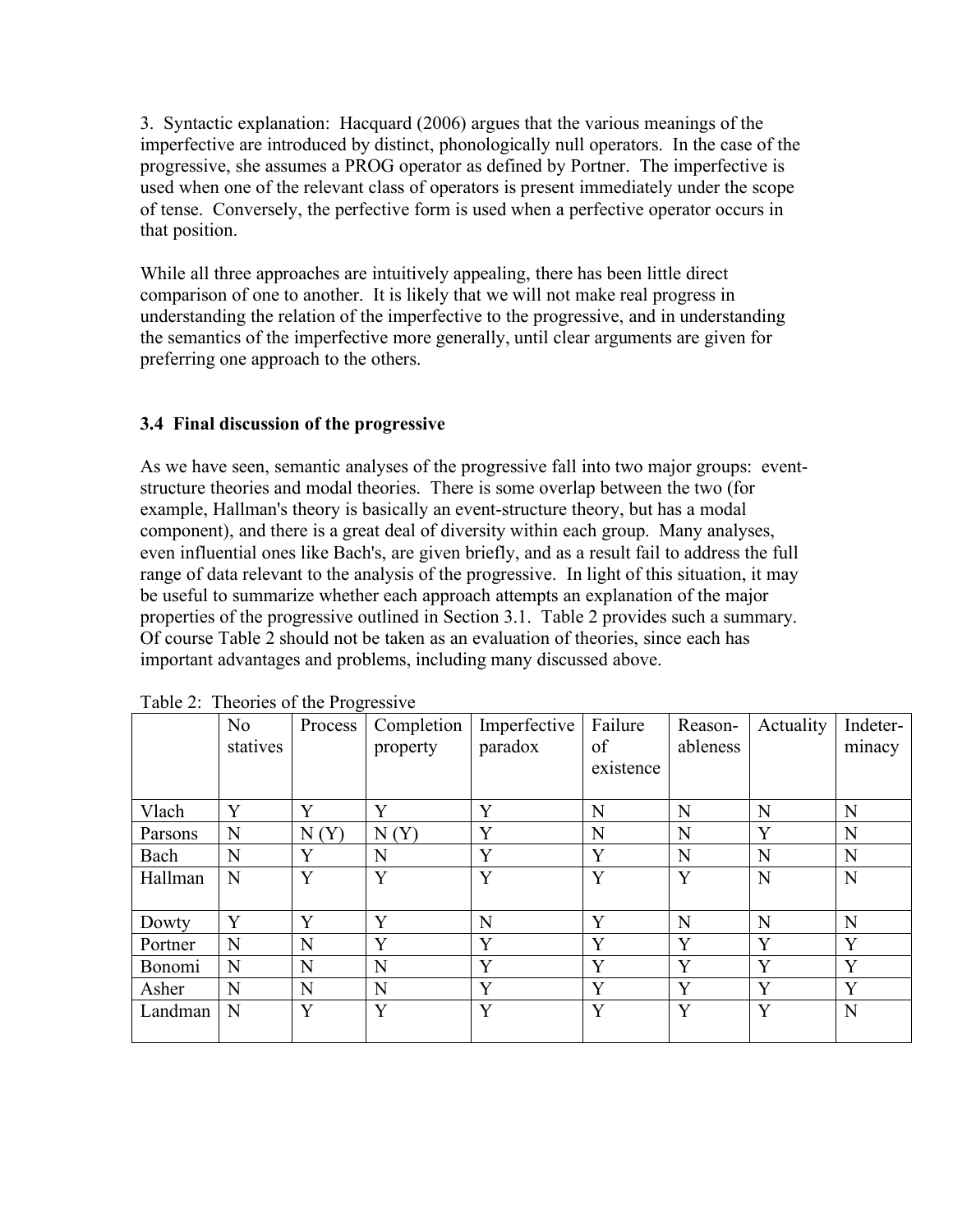3. Syntactic explanation: Hacquard (2006) argues that the various meanings of the imperfective are introduced by distinct, phonologically null operators. In the case of the progressive, she assumes a PROG operator as defined by Portner. The imperfective is used when one of the relevant class of operators is present immediately under the scope of tense. Conversely, the perfective form is used when a perfective operator occurs in that position.

While all three approaches are intuitively appealing, there has been little direct comparison of one to another. It is likely that we will not make real progress in understanding the relation of the imperfective to the progressive, and in understanding the semantics of the imperfective more generally, until clear arguments are given for preferring one approach to the others.

### 3.4 Final discussion of the progressive

As we have seen, semantic analyses of the progressive fall into two major groups: event-structure theories and modal theories. There is some overlap between the two (for example, Hallman's theory is basically an event-structure theory, but has a modal component), and there is a great deal of diversity within each group. Many analyses, even influential ones like Bach's, are given briefly, and as a result fail to address the full range of data relevant to the analysis of the progressive. In light of this situation, it may be useful to summarize whether each approach attempts an explanation of the major properties of the progressive outlined in Section 3.1. Table 2 provides such a summary. Of course Table 2 should not be taken as an evaluation of theories, since each has important advantages and problems, including many discussed above.

Table 2: Theories of the Progressive

| | No statives | Process | Completion property | Imperfective paradox | Failure of existence | Reason-ableness | Actuality | Indeter-minacy |
|---|---|---|---|---|---|---|---|---|
| Vlach | Y | Y | Y | Y | N | N | N | N |
| Parsons | N | N (Y) | N (Y) | Y | N | N | Y | N |
| Bach | N | Y | N | Y | Y | N | N | N |
| Hallman | N | Y | Y | Y | Y | Y | N | N |
| Dowty | Y | Y | Y | N | Y | N | N | N |
| Portner | N | N | Y | Y | Y | Y | Y | Y |
| Bonomi | N | N | N | Y | Y | Y | Y | Y |
| Asher | N | N | N | Y | Y | Y | Y | Y |
| Landman | N | Y | Y | Y | Y | Y | Y | N |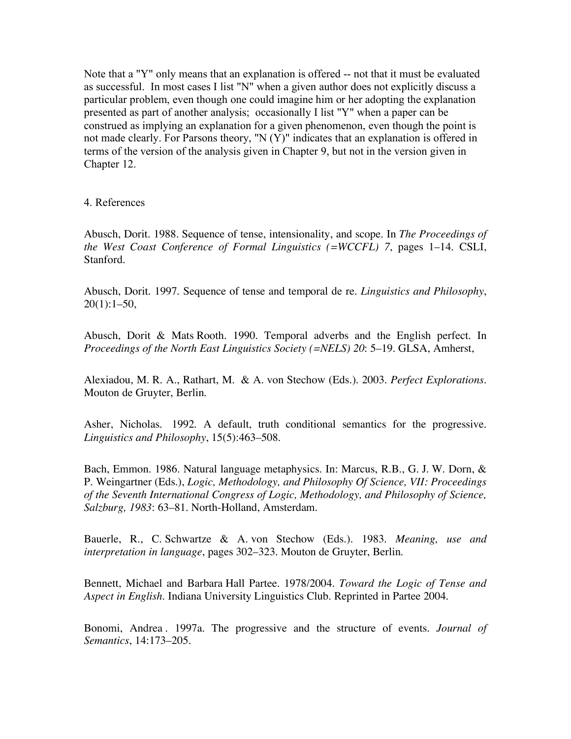Note that a "Y" only means that an explanation is offered -- not that it must be evaluated as successful. In most cases I list "N" when a given author does not explicitly discuss a particular problem, even though one could imagine him or her adopting the explanation presented as part of another analysis; occasionally I list "Y" when a paper can be construed as implying an explanation for a given phenomenon, even though the point is not made clearly. For Parsons theory, "N (Y)" indicates that an explanation is offered in terms of the version of the analysis given in Chapter 9, but not in the version given in Chapter 12.

## 4. References

Abusch, Dorit. 1988. Sequence of tense, intensionality, and scope. In *The Proceedings of the West Coast Conference of Formal Linguistics (=WCCFL) 7*, pages 1–14. CSLI, Stanford.

Abusch, Dorit. 1997. Sequence of tense and temporal de re. *Linguistics and Philosophy*, 20(1):1–50,

Abusch, Dorit & Mats Rooth. 1990. Temporal adverbs and the English perfect. In *Proceedings of the North East Linguistics Society (=NELS) 20*: 5–19. GLSA, Amherst,

Alexiadou, M. R. A., Rathart, M. & A. von Stechow (Eds.). 2003. *Perfect Explorations*. Mouton de Gruyter, Berlin.

Asher, Nicholas. 1992. A default, truth conditional semantics for the progressive. *Linguistics and Philosophy*, 15(5):463–508.

Bach, Emmon. 1986. Natural language metaphysics. In: Marcus, R.B., G. J. W. Dorn, & P. Weingartner (Eds.), *Logic, Methodology, and Philosophy Of Science, VII: Proceedings of the Seventh International Congress of Logic, Methodology, and Philosophy of Science, Salzburg, 1983*: 63–81. North-Holland, Amsterdam.

Bauerle, R., C. Schwartze & A. von Stechow (Eds.). 1983. *Meaning, use and interpretation in language*, pages 302–323. Mouton de Gruyter, Berlin.

Bennett, Michael and Barbara Hall Partee. 1978/2004. *Toward the Logic of Tense and Aspect in English*. Indiana University Linguistics Club. Reprinted in Partee 2004.

Bonomi, Andrea . 1997a. The progressive and the structure of events. *Journal of Semantics*, 14:173–205.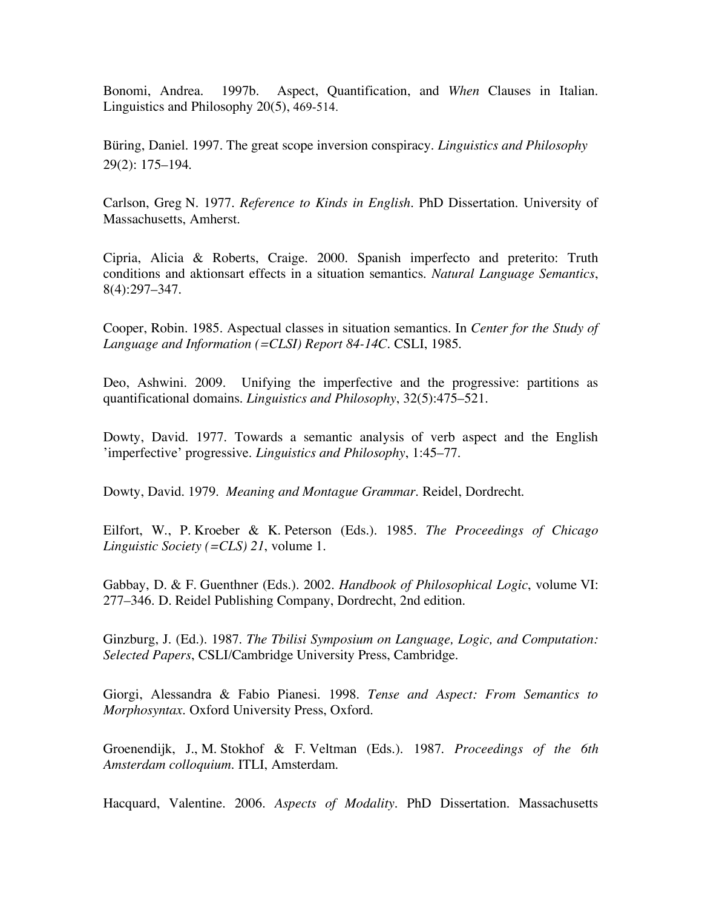Bonomi, Andrea. 1997b. Aspect, Quantification, and *When* Clauses in Italian. Linguistics and Philosophy 20(5), 469-514.

Büring, Daniel. 1997. The great scope inversion conspiracy. *Linguistics and Philosophy* 29(2): 175–194.

Carlson, Greg N. 1977. *Reference to Kinds in English*. PhD Dissertation. University of Massachusetts, Amherst.

Cipria, Alicia & Roberts, Craige. 2000. Spanish imperfecto and preterito: Truth conditions and aktionsart effects in a situation semantics. *Natural Language Semantics*, 8(4):297–347.

Cooper, Robin. 1985. Aspectual classes in situation semantics. In *Center for the Study of Language and Information (=CLSI) Report 84-14C*. CSLI, 1985.

Deo, Ashwini. 2009. Unifying the imperfective and the progressive: partitions as quantificational domains. *Linguistics and Philosophy*, 32(5):475–521.

Dowty, David. 1977. Towards a semantic analysis of verb aspect and the English 'imperfective' progressive. *Linguistics and Philosophy*, 1:45–77.

Dowty, David. 1979. *Meaning and Montague Grammar*. Reidel, Dordrecht.

Eilfort, W., P. Kroeber & K. Peterson (Eds.). 1985. *The Proceedings of Chicago Linguistic Society (=CLS) 21*, volume 1.

Gabbay, D. & F. Guenthner (Eds.). 2002. *Handbook of Philosophical Logic*, volume VI: 277–346. D. Reidel Publishing Company, Dordrecht, 2nd edition.

Ginzburg, J. (Ed.). 1987. *The Tbilisi Symposium on Language, Logic, and Computation: Selected Papers*, CSLI/Cambridge University Press, Cambridge.

Giorgi, Alessandra & Fabio Pianesi. 1998. *Tense and Aspect: From Semantics to Morphosyntax*. Oxford University Press, Oxford.

Groenendijk, J., M. Stokhof & F. Veltman (Eds.). 1987. *Proceedings of the 6th Amsterdam colloquium*. ITLI, Amsterdam.

Hacquard, Valentine. 2006. *Aspects of Modality*. PhD Dissertation. Massachusetts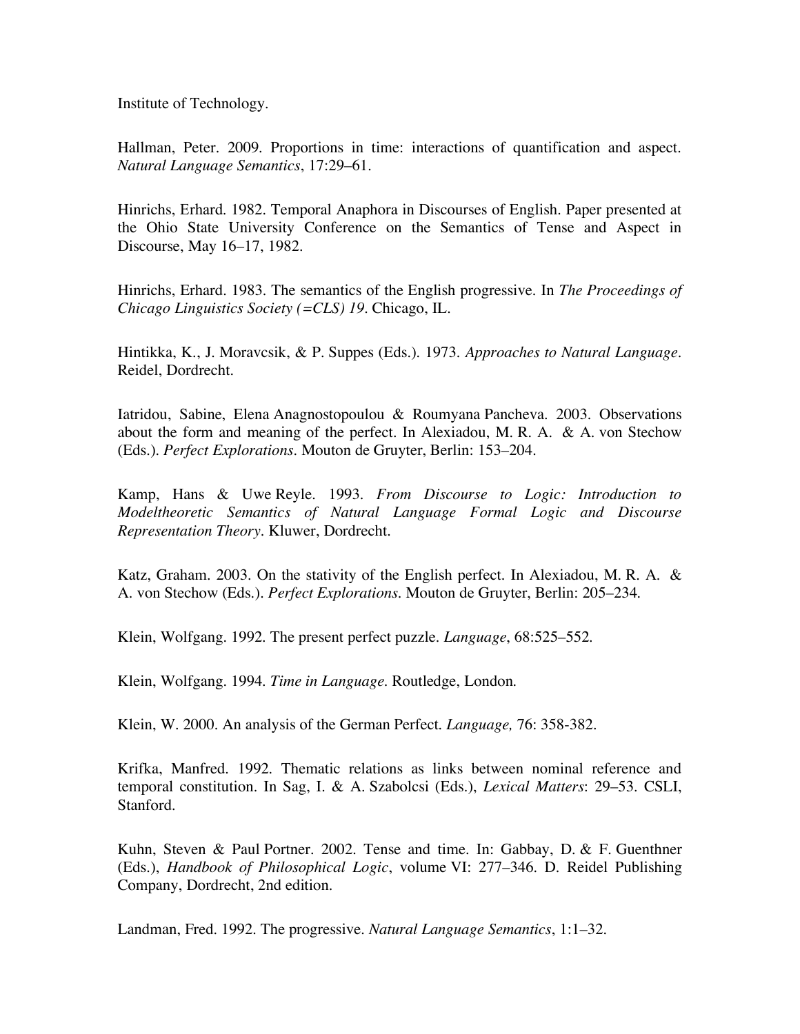Institute of Technology.

Hallman, Peter. 2009. Proportions in time: interactions of quantification and aspect. *Natural Language Semantics*, 17:29–61.

Hinrichs, Erhard. 1982. Temporal Anaphora in Discourses of English. Paper presented at the Ohio State University Conference on the Semantics of Tense and Aspect in Discourse, May 16–17, 1982.

Hinrichs, Erhard. 1983. The semantics of the English progressive. In *The Proceedings of Chicago Linguistics Society (=CLS) 19*. Chicago, IL.

Hintikka, K., J. Moravcsik, & P. Suppes (Eds.). 1973. *Approaches to Natural Language*. Reidel, Dordrecht.

Iatridou, Sabine, Elena Anagnostopoulou & Roumyana Pancheva. 2003. Observations about the form and meaning of the perfect. In Alexiadou, M. R. A. & A. von Stechow (Eds.). *Perfect Explorations*. Mouton de Gruyter, Berlin: 153–204.

Kamp, Hans & Uwe Reyle. 1993. *From Discourse to Logic: Introduction to Modeltheoretic Semantics of Natural Language Formal Logic and Discourse Representation Theory*. Kluwer, Dordrecht.

Katz, Graham. 2003. On the stativity of the English perfect. In Alexiadou, M. R. A. & A. von Stechow (Eds.). *Perfect Explorations*. Mouton de Gruyter, Berlin: 205–234.

Klein, Wolfgang. 1992. The present perfect puzzle. *Language*, 68:525–552.

Klein, Wolfgang. 1994. *Time in Language*. Routledge, London.

Klein, W. 2000. An analysis of the German Perfect. *Language,* 76: 358-382.

Krifka, Manfred. 1992. Thematic relations as links between nominal reference and temporal constitution. In Sag, I. & A. Szabolcsi (Eds.), *Lexical Matters*: 29–53. CSLI, Stanford.

Kuhn, Steven & Paul Portner. 2002. Tense and time. In: Gabbay, D. & F. Guenthner (Eds.), *Handbook of Philosophical Logic*, volume VI: 277–346. D. Reidel Publishing Company, Dordrecht, 2nd edition.

Landman, Fred. 1992. The progressive. *Natural Language Semantics*, 1:1–32.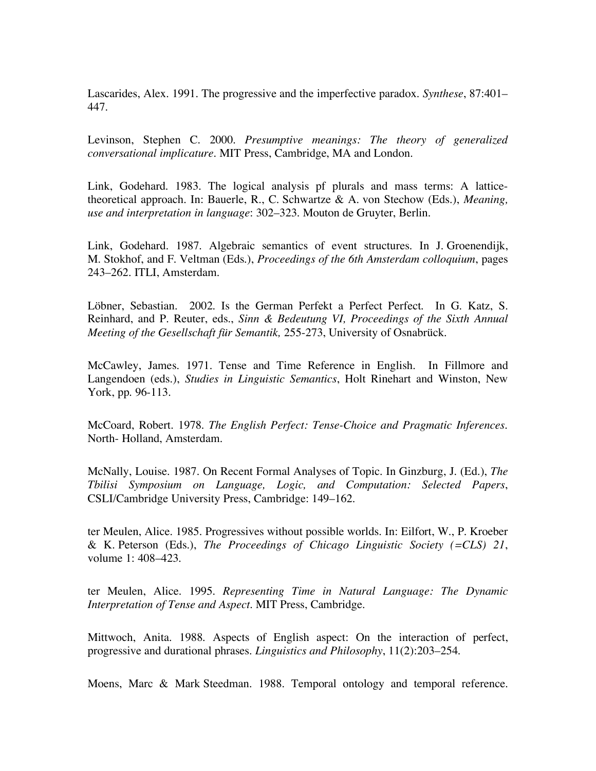Lascarides, Alex. 1991. The progressive and the imperfective paradox. *Synthese*, 87:401–447.

Levinson, Stephen C. 2000. *Presumptive meanings: The theory of generalized conversational implicature*. MIT Press, Cambridge, MA and London.

Link, Godehard. 1983. The logical analysis pf plurals and mass terms: A lattice-theoretical approach. In: Bauerle, R., C. Schwartze & A. von Stechow (Eds.), *Meaning, use and interpretation in language*: 302–323. Mouton de Gruyter, Berlin.

Link, Godehard. 1987. Algebraic semantics of event structures. In J. Groenendijk, M. Stokhof, and F. Veltman (Eds.), *Proceedings of the 6th Amsterdam colloquium*, pages 243–262. ITLI, Amsterdam.

Löbner, Sebastian. 2002. Is the German Perfekt a Perfect Perfect. In G. Katz, S. Reinhard, and P. Reuter, eds., *Sinn & Bedeutung VI, Proceedings of the Sixth Annual Meeting of the Gesellschaft für Semantik,* 255-273, University of Osnabrück.

McCawley, James. 1971. Tense and Time Reference in English. In Fillmore and Langendoen (eds.), *Studies in Linguistic Semantics*, Holt Rinehart and Winston, New York, pp. 96-113.

McCoard, Robert. 1978. *The English Perfect: Tense-Choice and Pragmatic Inferences*. North- Holland, Amsterdam.

McNally, Louise. 1987. On Recent Formal Analyses of Topic. In Ginzburg, J. (Ed.), *The Tbilisi Symposium on Language, Logic, and Computation: Selected Papers*, CSLI/Cambridge University Press, Cambridge: 149–162.

ter Meulen, Alice. 1985. Progressives without possible worlds. In: Eilfort, W., P. Kroeber & K. Peterson (Eds.), *The Proceedings of Chicago Linguistic Society (=CLS) 21*, volume 1: 408–423.

ter Meulen, Alice. 1995. *Representing Time in Natural Language: The Dynamic Interpretation of Tense and Aspect*. MIT Press, Cambridge.

Mittwoch, Anita. 1988. Aspects of English aspect: On the interaction of perfect, progressive and durational phrases. *Linguistics and Philosophy*, 11(2):203–254.

Moens, Marc & Mark Steedman. 1988. Temporal ontology and temporal reference.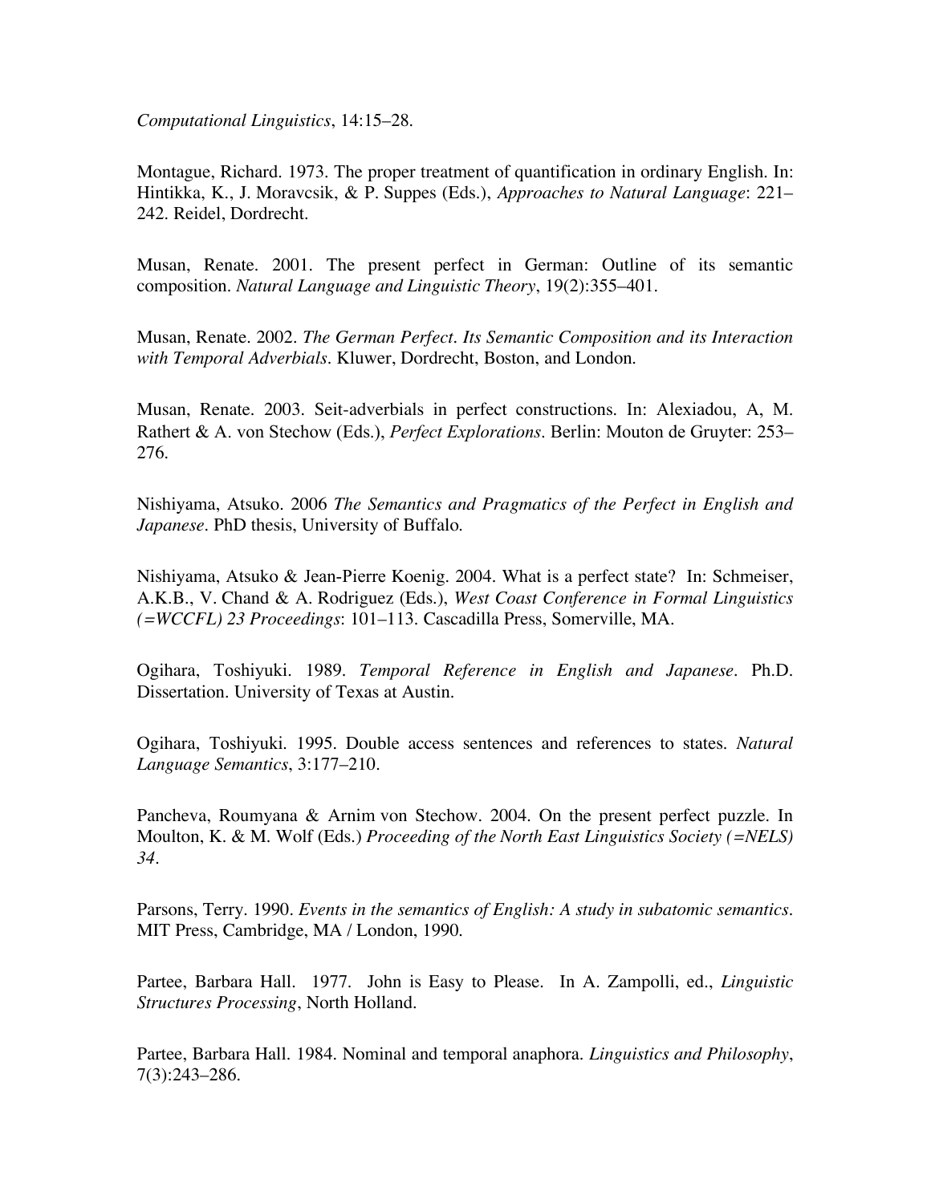*Computational Linguistics*, 14:15–28.

Montague, Richard. 1973. The proper treatment of quantification in ordinary English. In: Hintikka, K., J. Moravcsik, & P. Suppes (Eds.), *Approaches to Natural Language*: 221–242. Reidel, Dordrecht.

Musan, Renate. 2001. The present perfect in German: Outline of its semantic composition. *Natural Language and Linguistic Theory*, 19(2):355–401.

Musan, Renate. 2002. *The German Perfect. Its Semantic Composition and its Interaction with Temporal Adverbials*. Kluwer, Dordrecht, Boston, and London.

Musan, Renate. 2003. Seit-adverbials in perfect constructions. In: Alexiadou, A, M. Rathert & A. von Stechow (Eds.), *Perfect Explorations*. Berlin: Mouton de Gruyter: 253–276.

Nishiyama, Atsuko. 2006 *The Semantics and Pragmatics of the Perfect in English and Japanese*. PhD thesis, University of Buffalo.

Nishiyama, Atsuko & Jean-Pierre Koenig. 2004. What is a perfect state? In: Schmeiser, A.K.B., V. Chand & A. Rodriguez (Eds.), *West Coast Conference in Formal Linguistics (=WCCFL) 23 Proceedings*: 101–113. Cascadilla Press, Somerville, MA.

Ogihara, Toshiyuki. 1989. *Temporal Reference in English and Japanese*. Ph.D. Dissertation. University of Texas at Austin.

Ogihara, Toshiyuki. 1995. Double access sentences and references to states. *Natural Language Semantics*, 3:177–210.

Pancheva, Roumyana & Arnim von Stechow. 2004. On the present perfect puzzle. In Moulton, K. & M. Wolf (Eds.) *Proceeding of the North East Linguistics Society (=NELS) 34*.

Parsons, Terry. 1990. *Events in the semantics of English: A study in subatomic semantics*. MIT Press, Cambridge, MA / London, 1990.

Partee, Barbara Hall. 1977. John is Easy to Please. In A. Zampolli, ed., *Linguistic Structures Processing*, North Holland.

Partee, Barbara Hall. 1984. Nominal and temporal anaphora. *Linguistics and Philosophy*, 7(3):243–286.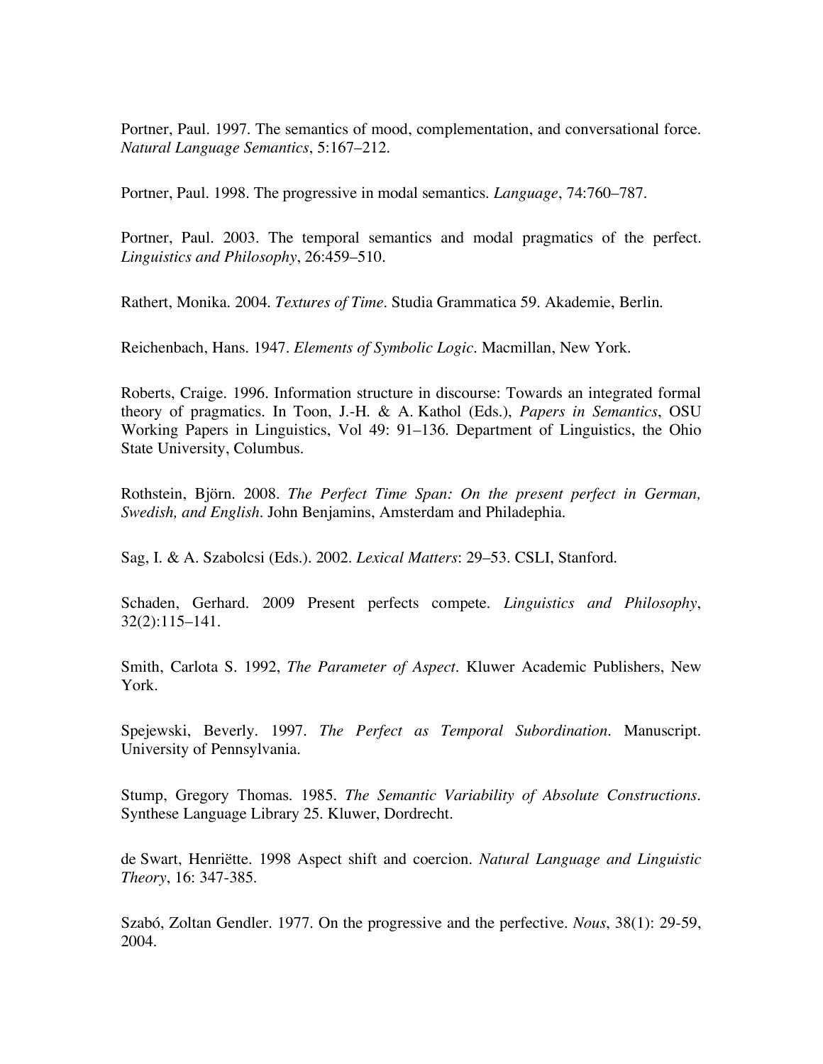Portner, Paul. 1997. The semantics of mood, complementation, and conversational force. *Natural Language Semantics*, 5:167–212.

Portner, Paul. 1998. The progressive in modal semantics. *Language*, 74:760–787.

Portner, Paul. 2003. The temporal semantics and modal pragmatics of the perfect. *Linguistics and Philosophy*, 26:459–510.

Rathert, Monika. 2004. *Textures of Time*. Studia Grammatica 59. Akademie, Berlin.

Reichenbach, Hans. 1947. *Elements of Symbolic Logic*. Macmillan, New York.

Roberts, Craige. 1996. Information structure in discourse: Towards an integrated formal theory of pragmatics. In Toon, J.-H. & A. Kathol (Eds.), *Papers in Semantics*, OSU Working Papers in Linguistics, Vol 49: 91–136. Department of Linguistics, the Ohio State University, Columbus.

Rothstein, Björn. 2008. *The Perfect Time Span: On the present perfect in German, Swedish, and English*. John Benjamins, Amsterdam and Philadephia.

Sag, I. & A. Szabolcsi (Eds.). 2002. *Lexical Matters*: 29–53. CSLI, Stanford.

Schaden, Gerhard. 2009 Present perfects compete. *Linguistics and Philosophy*, 32(2):115–141.

Smith, Carlota S. 1992, *The Parameter of Aspect*. Kluwer Academic Publishers, New York.

Spejewski, Beverly. 1997. *The Perfect as Temporal Subordination*. Manuscript. University of Pennsylvania.

Stump, Gregory Thomas. 1985. *The Semantic Variability of Absolute Constructions*. Synthese Language Library 25. Kluwer, Dordrecht.

de Swart, Henriëtte. 1998 Aspect shift and coercion. *Natural Language and Linguistic Theory*, 16: 347-385.

Szabó, Zoltan Gendler. 1977. On the progressive and the perfective. *Nous*, 38(1): 29-59, 2004.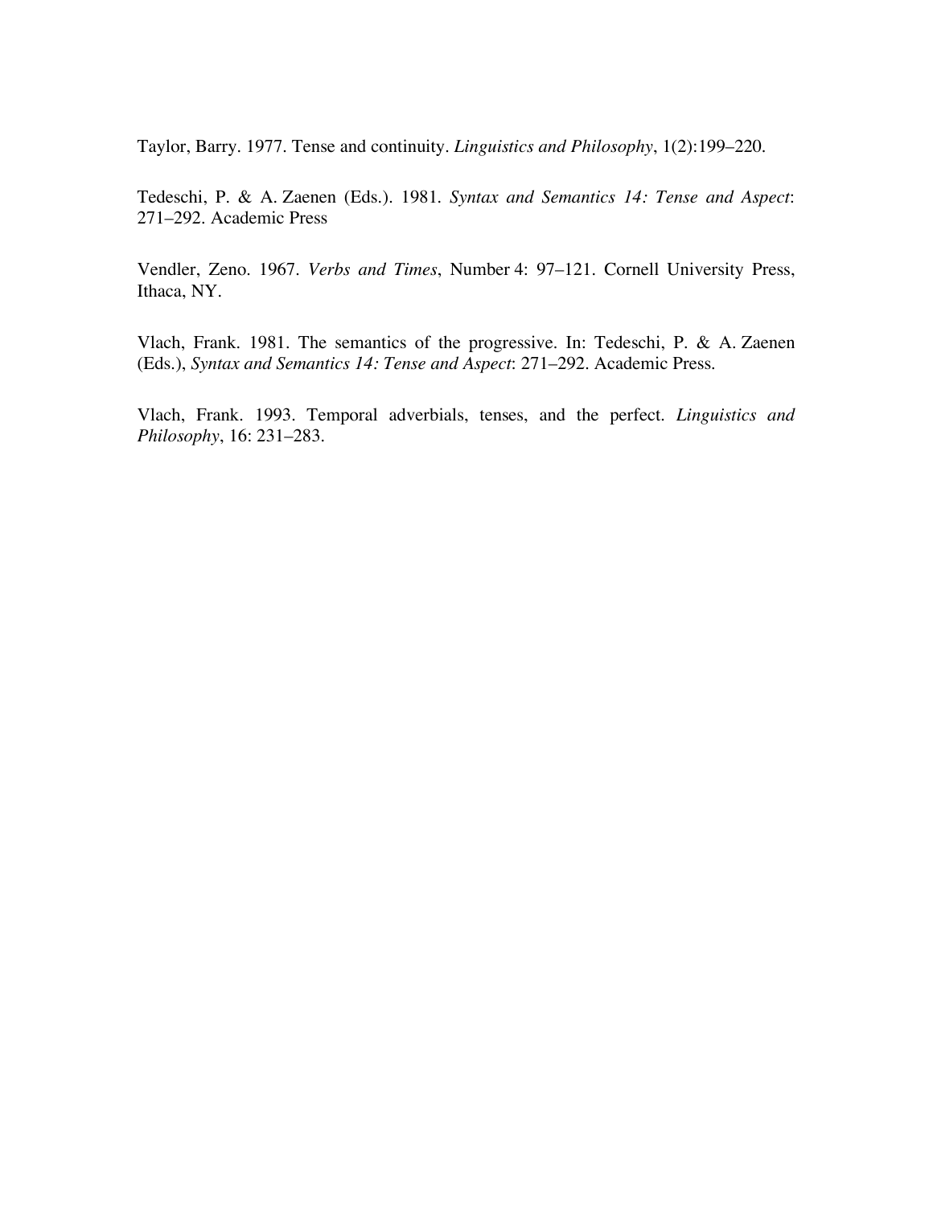Taylor, Barry. 1977. Tense and continuity. *Linguistics and Philosophy*, 1(2):199–220.

Tedeschi, P. & A. Zaenen (Eds.). 1981. *Syntax and Semantics 14: Tense and Aspect*: 271–292. Academic Press

Vendler, Zeno. 1967. *Verbs and Times*, Number 4: 97–121. Cornell University Press, Ithaca, NY.

Vlach, Frank. 1981. The semantics of the progressive. In: Tedeschi, P. & A. Zaenen (Eds.), *Syntax and Semantics 14: Tense and Aspect*: 271–292. Academic Press.

Vlach, Frank. 1993. Temporal adverbials, tenses, and the perfect. *Linguistics and Philosophy*, 16: 231–283.